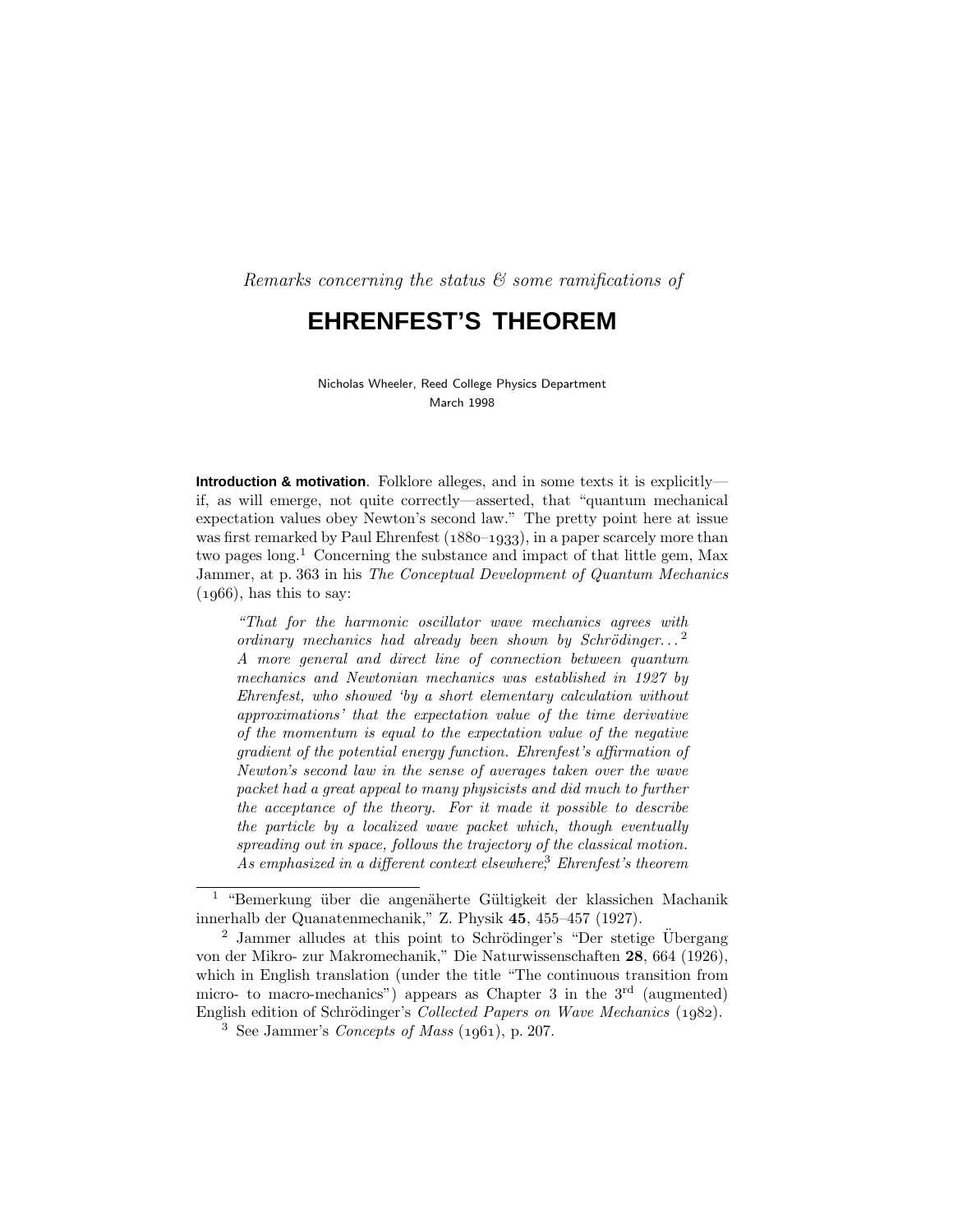*Remarks concerning the status & some ramifications of*

# EHRENFEST'S THEOREM

Nicholas Wheeler, Reed College Physics Department
March 1998

**Introduction & motivation**. Folklore alleges, and in some texts it is explicitly—if, as will emerge, not quite correctly—asserted, that "quantum mechanical expectation values obey Newton's second law." The pretty point here at issue was first remarked by Paul Ehrenfest (1880–1933), in a paper scarcely more than two pages long.[1] Concerning the substance and impact of that little gem, Max Jammer, at p. 363 in his *The Conceptual Development of Quantum Mechanics* (1966), has this to say:

> *"That for the harmonic oscillator wave mechanics agrees with ordinary mechanics had already been shown by Schrödinger...*[2] *A more general and direct line of connection between quantum mechanics and Newtonian mechanics was established in 1927 by Ehrenfest, who showed 'by a short elementary calculation without approximations' that the expectation value of the time derivative of the momentum is equal to the expectation value of the negative gradient of the potential energy function. Ehrenfest's affirmation of Newton's second law in the sense of averages taken over the wave packet had a great appeal to many physicists and did much to further the acceptance of the theory. For it made it possible to describe the particle by a localized wave packet which, though eventually spreading out in space, follows the trajectory of the classical motion. As emphasized in a different context elsewhere,*[3] *Ehrenfest's theorem*

---

[1] "Bemerkung über die angenäherte Gültigkeit der klassichen Machanik innerhalb der Quanatenmechanik," Z. Physik **45**, 455–457 (1927).

[2] Jammer alludes at this point to Schrödinger's "Der stetige Übergang von der Mikro- zur Makromechanik," Die Naturwissenschaften **28**, 664 (1926), which in English translation (under the title "The continuous transition from micro- to macro-mechanics") appears as Chapter 3 in the 3[rd] (augmented) English edition of Schrödinger's *Collected Papers on Wave Mechanics* (1982).

[3] See Jammer's *Concepts of Mass* (1961), p. 207.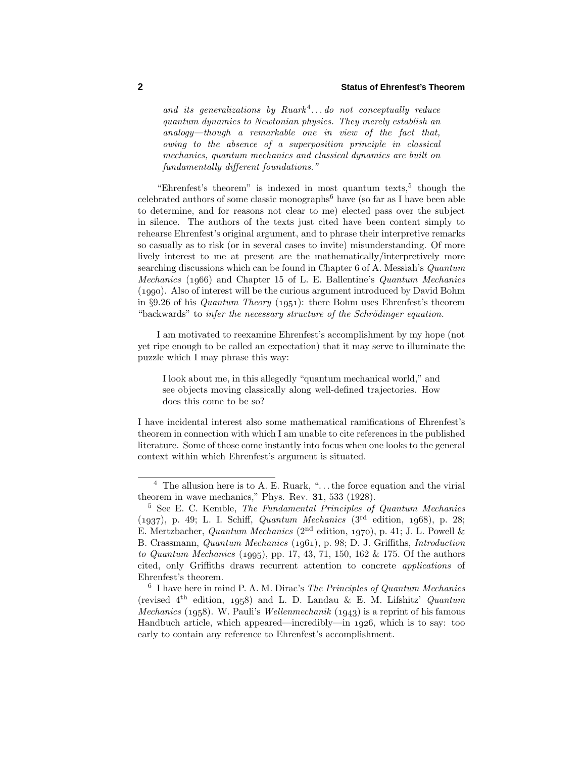*and its generalizations by Ruark*[4]*...do not conceptually reduce quantum dynamics to Newtonian physics. They merely establish an analogy—though a remarkable one in view of the fact that, owing to the absence of a superposition principle in classical mechanics, quantum mechanics and classical dynamics are built on fundamentally different foundations."*

"Ehrenfest's theorem" is indexed in most quantum texts,[5] though the celebrated authors of some classic monographs[6] have (so far as I have been able to determine, and for reasons not clear to me) elected pass over the subject in silence. The authors of the texts just cited have been content simply to rehearse Ehrenfest's original argument, and to phrase their interpretive remarks so casually as to risk (or in several cases to invite) misunderstanding. Of more lively interest to me at present are the mathematically/interpretively more searching discussions which can be found in Chapter 6 of A. Messiah's *Quantum Mechanics* (1966) and Chapter 15 of L. E. Ballentine's *Quantum Mechanics* (1990). Also of interest will be the curious argument introduced by David Bohm in §9.26 of his *Quantum Theory* (1951): there Bohm uses Ehrenfest's theorem "backwards" to *infer the necessary structure of the Schrödinger equation.*

I am motivated to reexamine Ehrenfest's accomplishment by my hope (not yet ripe enough to be called an expectation) that it may serve to illuminate the puzzle which I may phrase this way:

> I look about me, in this allegedly "quantum mechanical world," and see objects moving classically along well-defined trajectories. How does this come to be so?

I have incidental interest also some mathematical ramifications of Ehrenfest's theorem in connection with which I am unable to cite references in the published literature. Some of those come instantly into focus when one looks to the general context within which Ehrenfest's argument is situated.

---

[4] The allusion here is to A. E. Ruark, "...the force equation and the virial theorem in wave mechanics," Phys. Rev. **31**, 533 (1928).

[5] See E. C. Kemble, *The Fundamental Principles of Quantum Mechanics* (1937), p. 49; L. I. Schiff, *Quantum Mechanics* (3rd edition, 1968), p. 28; E. Mertzbacher, *Quantum Mechanics* (2nd edition, 1970), p. 41; J. L. Powell & B. Crassmann, *Quantum Mechanics* (1961), p. 98; D. J. Griffiths, *Introduction to Quantum Mechanics* (1995), pp. 17, 43, 71, 150, 162 & 175. Of the authors cited, only Griffiths draws recurrent attention to concrete *applications* of Ehrenfest's theorem.

[6] I have here in mind P. A. M. Dirac's *The Principles of Quantum Mechanics* (revised 4th edition, 1958) and L. D. Landau & E. M. Lifshitz' *Quantum Mechanics* (1958). W. Pauli's *Wellenmechanik* (1943) is a reprint of his famous Handbuch article, which appeared—incredibly—in 1926, which is to say: too early to contain any reference to Ehrenfest's accomplishment.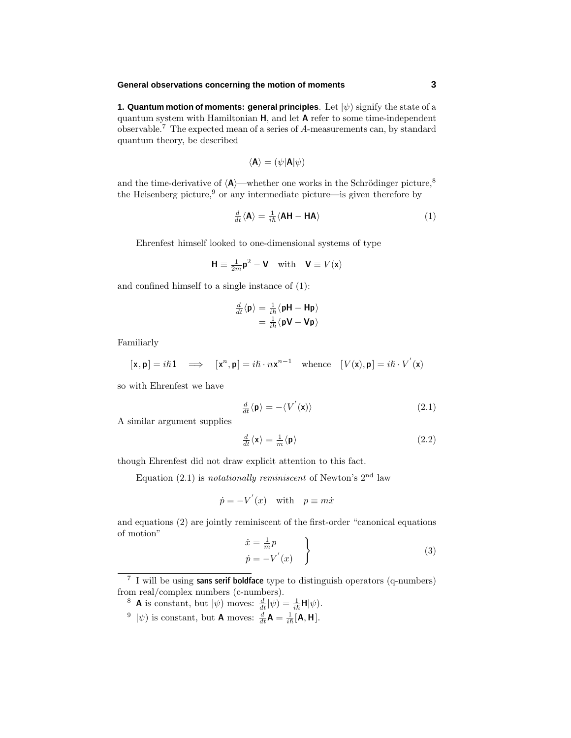**1. Quantum motion of moments: general principles**. Let $|\psi)$ signify the state of a quantum system with Hamiltonian $\mathbf{H}$, and let $\mathbf{A}$ refer to some time-independent observable.[7] The expected mean of a series of $A$-measurements can, by standard quantum theory, be described

$$\langle \mathbf{A} \rangle = (\psi|\mathbf{A}|\psi)$$

and the time-derivative of $\langle \mathbf{A} \rangle$—whether one works in the Schrödinger picture,[8] the Heisenberg picture,[9] or any intermediate picture—is given therefore by

$$\tfrac{d}{dt}\langle \mathbf{A} \rangle = \tfrac{1}{i\hbar}\langle \mathbf{AH} - \mathbf{HA} \rangle \tag{1}$$

Ehrenfest himself looked to one-dimensional systems of type

$$\mathbf{H} \equiv \tfrac{1}{2m}\mathbf{p}^2 - \mathbf{V} \quad \text{with} \quad \mathbf{V} \equiv V(\mathbf{x})$$

and confined himself to a single instance of (1):

$$\begin{aligned} \tfrac{d}{dt}\langle \mathbf{p} \rangle &= \tfrac{1}{i\hbar}\langle \mathbf{pH} - \mathbf{Hp} \rangle \\ &= \tfrac{1}{i\hbar}\langle \mathbf{pV} - \mathbf{Vp} \rangle \end{aligned}$$

Familiarly

$$[\mathbf{x}, \mathbf{p}] = i\hbar\mathbf{1} \quad \Longrightarrow \quad [\mathbf{x}^n, \mathbf{p}] = i\hbar \cdot n\mathbf{x}^{n-1} \quad \text{whence} \quad [V(\mathbf{x}), \mathbf{p}] = i\hbar \cdot V^{'}(\mathbf{x})$$

so with Ehrenfest we have

$$\tfrac{d}{dt}\langle \mathbf{p} \rangle = -\langle V^{'}(\mathbf{x}) \rangle \tag{2.1}$$

A similar argument supplies

$$\tfrac{d}{dt}\langle \mathbf{x} \rangle = \tfrac{1}{m}\langle \mathbf{p} \rangle \tag{2.2}$$

though Ehrenfest did not draw explicit attention to this fact.

Equation (2.1) is *notationally reminiscent* of Newton's $2^{\text{nd}}$ law

$$\dot{p} = -V^{'}(x) \quad \text{with} \quad p \equiv m\dot{x}$$

and equations (2) are jointly reminiscent of the first-order "canonical equations of motion"

$$\left.\begin{aligned} \dot{x} &= \tfrac{1}{m}p \\ \dot{p} &= -V^{'}(x) \end{aligned}\right\} \tag{3}$$

---

[7] I will be using **sans serif boldface** type to distinguish operators (q-numbers) from real/complex numbers (c-numbers).

[8] $\mathbf{A}$ is constant, but $|\psi)$ moves: $\frac{d}{dt}|\psi) = \frac{1}{i\hbar}\mathbf{H}|\psi)$.

[9] $|\psi)$ is constant, but $\mathbf{A}$ moves: $\frac{d}{dt}\mathbf{A} = \frac{1}{i\hbar}[\mathbf{A}, \mathbf{H}]$.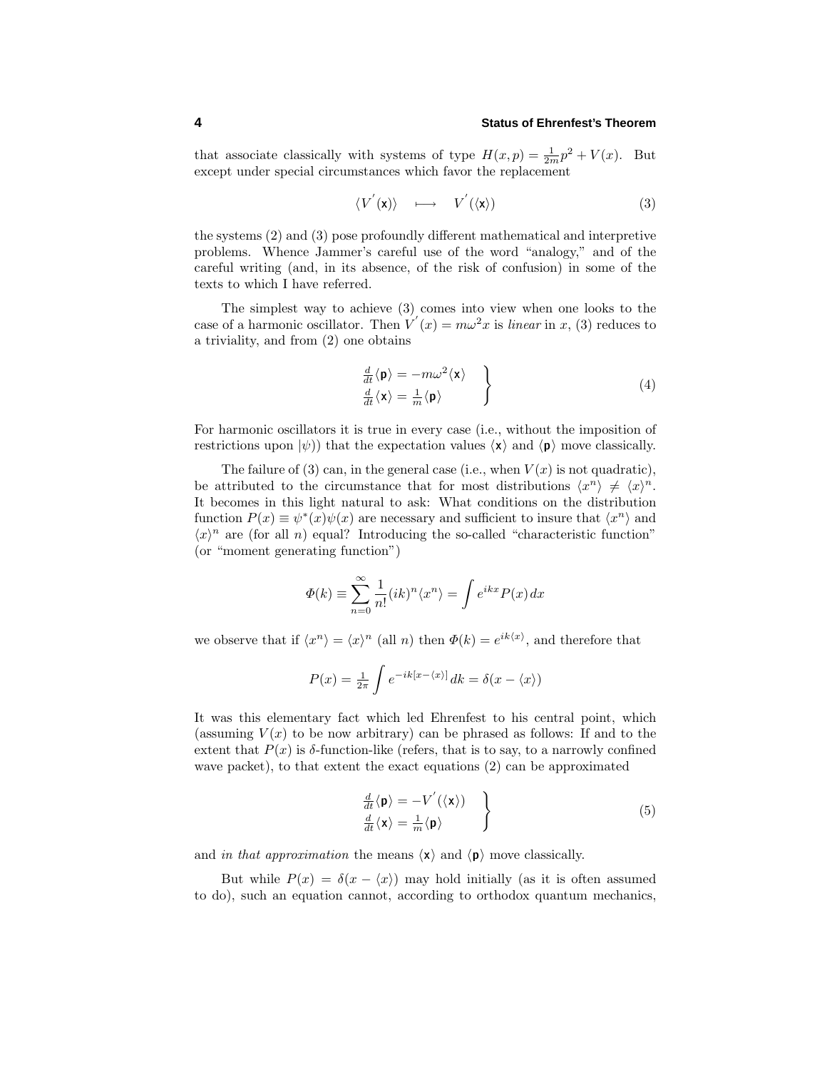that associate classically with systems of type $H(x,p) = \frac{1}{2m}p^2 + V(x)$. But except under special circumstances which favor the replacement

$$\langle V^{'}(\mathsf{x})\rangle \quad \longmapsto \quad V^{'}(\langle \mathsf{x}\rangle) \tag{3}$$

the systems (2) and (3) pose profoundly different mathematical and interpretive problems. Whence Jammer's careful use of the word "analogy," and of the careful writing (and, in its absence, of the risk of confusion) in some of the texts to which I have referred.

The simplest way to achieve (3) comes into view when one looks to the case of a harmonic oscillator. Then $V^{'}(x) = m\omega^2 x$ is *linear* in $x$, (3) reduces to a triviality, and from (2) one obtains

$$\left.\begin{aligned} \tfrac{d}{dt}\langle \mathsf{p}\rangle &= -m\omega^2\langle \mathsf{x}\rangle \\ \tfrac{d}{dt}\langle \mathsf{x}\rangle &= \tfrac{1}{m}\langle \mathsf{p}\rangle \end{aligned}\right\} \tag{4}$$

For harmonic oscillators it is true in every case (i.e., without the imposition of restrictions upon $|\psi)$) that the expectation values $\langle \mathsf{x}\rangle$ and $\langle \mathsf{p}\rangle$ move classically.

The failure of (3) can, in the general case (i.e., when $V(x)$ is not quadratic), be attributed to the circumstance that for most distributions $\langle x^n\rangle \neq \langle x\rangle^n$. It becomes in this light natural to ask: What conditions on the distribution function $P(x) \equiv \psi^*(x)\psi(x)$ are necessary and sufficient to insure that $\langle x^n\rangle$ and $\langle x\rangle^n$ are (for all $n$) equal? Introducing the so-called "characteristic function" (or "moment generating function")

$$\varPhi(k) \equiv \sum_{n=0}^{\infty} \frac{1}{n!}(ik)^n \langle x^n\rangle = \int e^{ikx} P(x)\, dx$$

we observe that if $\langle x^n\rangle = \langle x\rangle^n$ (all $n$) then $\varPhi(k) = e^{ik\langle x\rangle}$, and therefore that

$$P(x) = \tfrac{1}{2\pi}\int e^{-ik[x-\langle x\rangle]}\, dk = \delta(x - \langle x\rangle)$$

It was this elementary fact which led Ehrenfest to his central point, which (assuming $V(x)$ to be now arbitrary) can be phrased as follows: If and to the extent that $P(x)$ is $\delta$-function-like (refers, that is to say, to a narrowly confined wave packet), to that extent the exact equations (2) can be approximated

$$\left.\begin{aligned} \tfrac{d}{dt}\langle \mathsf{p}\rangle &= -V^{'}(\langle \mathsf{x}\rangle) \\ \tfrac{d}{dt}\langle \mathsf{x}\rangle &= \tfrac{1}{m}\langle \mathsf{p}\rangle \end{aligned}\right\} \tag{5}$$

and *in that approximation* the means $\langle \mathsf{x}\rangle$ and $\langle \mathsf{p}\rangle$ move classically.

But while $P(x) = \delta(x - \langle x\rangle)$ may hold initially (as it is often assumed to do), such an equation cannot, according to orthodox quantum mechanics,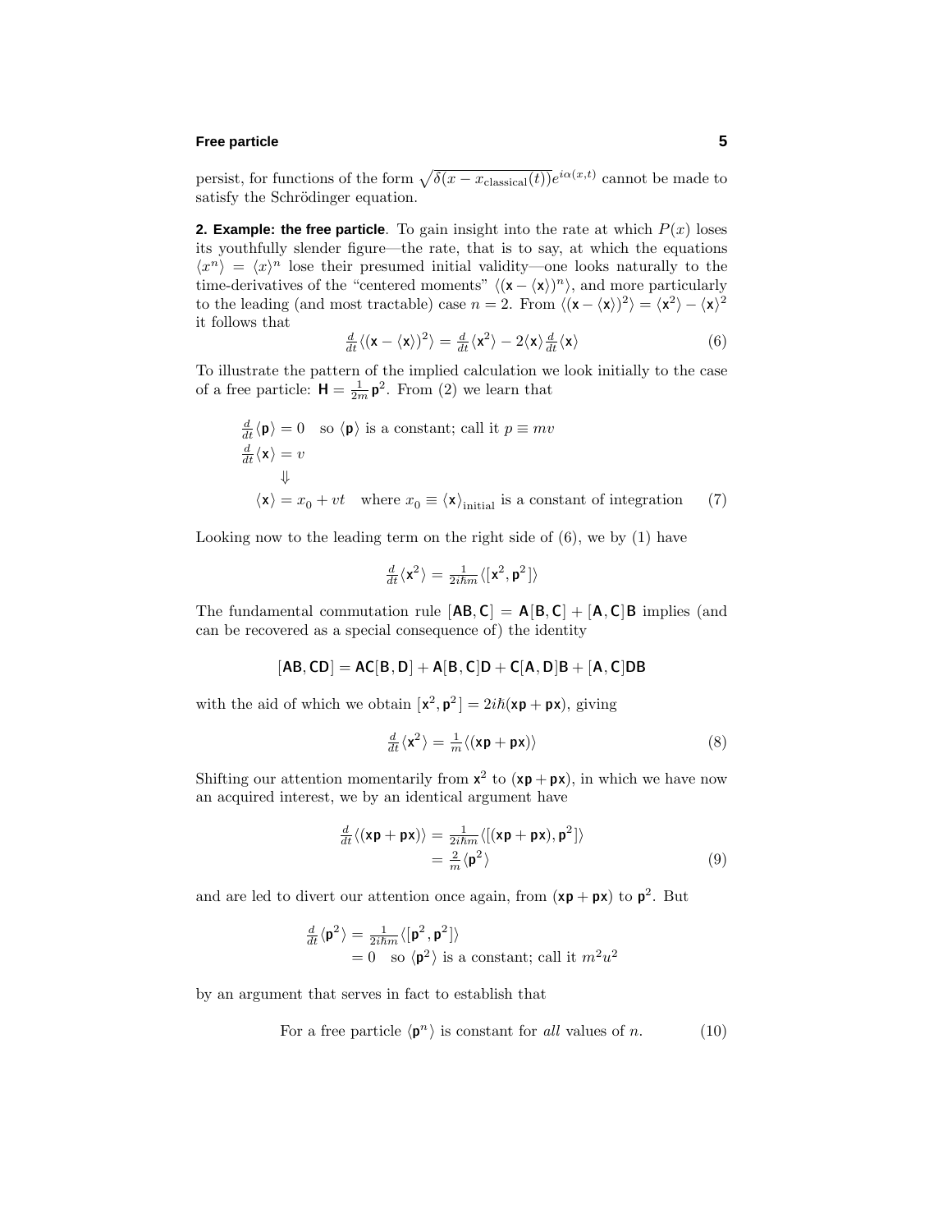persist, for functions of the form $\sqrt{\delta(x - x_{\text{classical}}(t))}\,e^{i\alpha(x,t)}$ cannot be made to satisfy the Schrödinger equation.

**2. Example: the free particle**. To gain insight into the rate at which $P(x)$ loses its youthfully slender figure—the rate, that is to say, at which the equations $\langle x^n \rangle = \langle x \rangle^n$ lose their presumed initial validity—one looks naturally to the time-derivatives of the "centered moments" $\langle (\mathsf{x} - \langle \mathsf{x} \rangle)^n \rangle$, and more particularly to the leading (and most tractable) case $n = 2$. From $\langle (\mathsf{x} - \langle \mathsf{x} \rangle)^2 \rangle = \langle \mathsf{x}^2 \rangle - \langle \mathsf{x} \rangle^2$ it follows that

$$\tfrac{d}{dt}\langle (\mathsf{x} - \langle \mathsf{x} \rangle)^2 \rangle = \tfrac{d}{dt}\langle \mathsf{x}^2 \rangle - 2\langle \mathsf{x} \rangle \tfrac{d}{dt}\langle \mathsf{x} \rangle \tag{6}$$

To illustrate the pattern of the implied calculation we look initially to the case of a free particle: $\mathsf{H} = \frac{1}{2m}\mathsf{p}^2$. From (2) we learn that

$$\begin{aligned}
&\tfrac{d}{dt}\langle \mathsf{p} \rangle = 0 \quad \text{so } \langle \mathsf{p} \rangle \text{ is a constant; call it } p \equiv mv \\
&\tfrac{d}{dt}\langle \mathsf{x} \rangle = v \\
&\qquad \Downarrow \\
&\langle \mathsf{x} \rangle = x_0 + vt \quad \text{where } x_0 \equiv \langle \mathsf{x} \rangle_{\text{initial}} \text{ is a constant of integration}
\end{aligned} \tag{7}$$

Looking now to the leading term on the right side of (6), we by (1) have

$$\tfrac{d}{dt}\langle \mathsf{x}^2 \rangle = \tfrac{1}{2i\hbar m}\langle [\mathsf{x}^2, \mathsf{p}^2] \rangle$$

The fundamental commutation rule $[\mathsf{AB}, \mathsf{C}] = \mathsf{A}[\mathsf{B}, \mathsf{C}] + [\mathsf{A}, \mathsf{C}]\mathsf{B}$ implies (and can be recovered as a special consequence of) the identity

$$[\mathsf{AB}, \mathsf{CD}] = \mathsf{AC}[\mathsf{B}, \mathsf{D}] + \mathsf{A}[\mathsf{B}, \mathsf{C}]\mathsf{D} + \mathsf{C}[\mathsf{A}, \mathsf{D}]\mathsf{B} + [\mathsf{A}, \mathsf{C}]\mathsf{DB}$$

with the aid of which we obtain $[\mathsf{x}^2, \mathsf{p}^2] = 2i\hbar(\mathsf{xp} + \mathsf{px})$, giving

$$\tfrac{d}{dt}\langle \mathsf{x}^2 \rangle = \tfrac{1}{m}\langle (\mathsf{xp} + \mathsf{px}) \rangle \tag{8}$$

Shifting our attention momentarily from $\mathsf{x}^2$ to $(\mathsf{xp} + \mathsf{px})$, in which we have now an acquired interest, we by an identical argument have

$$\begin{aligned}
\tfrac{d}{dt}\langle (\mathsf{xp} + \mathsf{px}) \rangle &= \tfrac{1}{2i\hbar m}\langle [(\mathsf{xp} + \mathsf{px}), \mathsf{p}^2] \rangle \\
&= \tfrac{2}{m}\langle \mathsf{p}^2 \rangle
\end{aligned} \tag{9}$$

and are led to divert our attention once again, from $(\mathsf{xp} + \mathsf{px})$ to $\mathsf{p}^2$. But

$$\begin{aligned}
\tfrac{d}{dt}\langle \mathsf{p}^2 \rangle &= \tfrac{1}{2i\hbar m}\langle [\mathsf{p}^2, \mathsf{p}^2] \rangle \\
&= 0 \quad \text{so } \langle \mathsf{p}^2 \rangle \text{ is a constant; call it } m^2u^2
\end{aligned}$$

by an argument that serves in fact to establish that

$$\text{For a free particle } \langle \mathsf{p}^n \rangle \text{ is constant for } \textit{all} \text{ values of } n. \tag{10}$$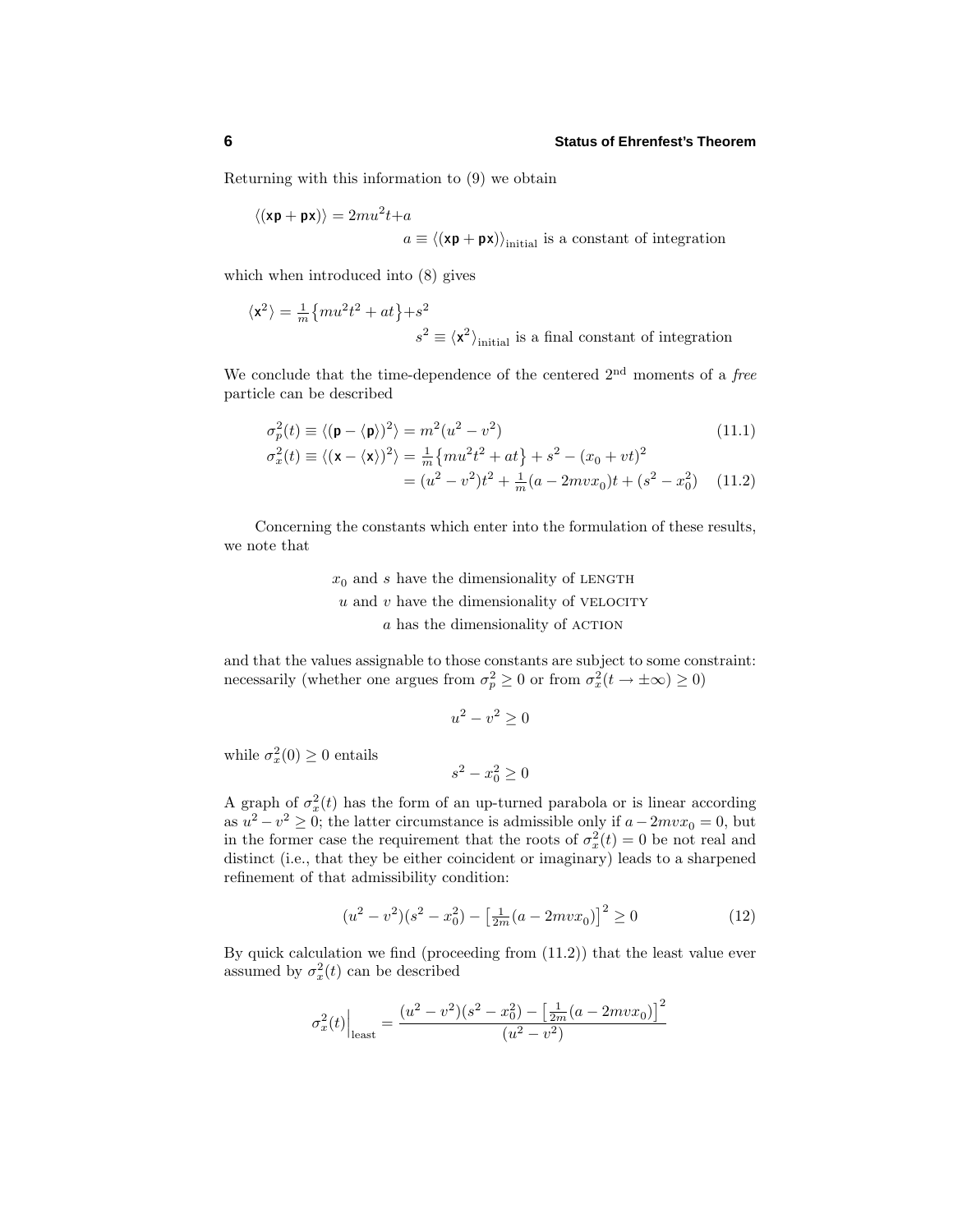Returning with this information to (9) we obtain

$$\langle(\mathsf{xp}+\mathsf{px})\rangle = 2mu^2t + a$$

$$a \equiv \langle(\mathsf{xp}+\mathsf{px})\rangle_{\text{initial}} \text{ is a constant of integration}$$

which when introduced into (8) gives

$$\langle\mathsf{x}^2\rangle = \tfrac{1}{m}\big\{mu^2t^2 + at\big\} + s^2$$

$$s^2 \equiv \langle\mathsf{x}^2\rangle_{\text{initial}} \text{ is a final constant of integration}$$

We conclude that the time-dependence of the centered 2[nd] moments of a *free* particle can be described

$$\sigma_p^2(t) \equiv \langle(\mathsf{p}-\langle\mathsf{p}\rangle)^2\rangle = m^2(u^2-v^2) \tag{11.1}$$

$$\begin{aligned}\sigma_x^2(t) \equiv \langle(\mathsf{x}-\langle\mathsf{x}\rangle)^2\rangle &= \tfrac{1}{m}\big\{mu^2t^2+at\big\} + s^2 - (x_0+vt)^2 \\ &= (u^2-v^2)t^2 + \tfrac{1}{m}(a-2mvx_0)t + (s^2-x_0^2)\end{aligned} \tag{11.2}$$

Concerning the constants which enter into the formulation of these results, we note that

$x_0$ and $s$ have the dimensionality of LENGTH
$u$ and $v$ have the dimensionality of VELOCITY
$a$ has the dimensionality of ACTION

and that the values assignable to those constants are subject to some constraint: necessarily (whether one argues from $\sigma_p^2 \geq 0$ or from $\sigma_x^2(t\to\pm\infty) \geq 0$)

$$u^2 - v^2 \geq 0$$

while $\sigma_x^2(0) \geq 0$ entails

$$s^2 - x_0^2 \geq 0$$

A graph of $\sigma_x^2(t)$ has the form of an up-turned parabola or is linear according as $u^2 - v^2 \gtreqless 0$; the latter circumstance is admissible only if $a - 2mvx_0 = 0$, but in the former case the requirement that the roots of $\sigma_x^2(t) = 0$ be not real and distinct (i.e., that they be either coincident or imaginary) leads to a sharpened refinement of that admissibility condition:

$$(u^2-v^2)(s^2-x_0^2) - \big[\tfrac{1}{2m}(a-2mvx_0)\big]^2 \geq 0 \tag{12}$$

By quick calculation we find (proceeding from (11.2)) that the least value ever assumed by $\sigma_x^2(t)$ can be described

$$\sigma_x^2(t)\Big|_{\text{least}} = \frac{(u^2-v^2)(s^2-x_0^2) - \big[\tfrac{1}{2m}(a-2mvx_0)\big]^2}{(u^2-v^2)}$$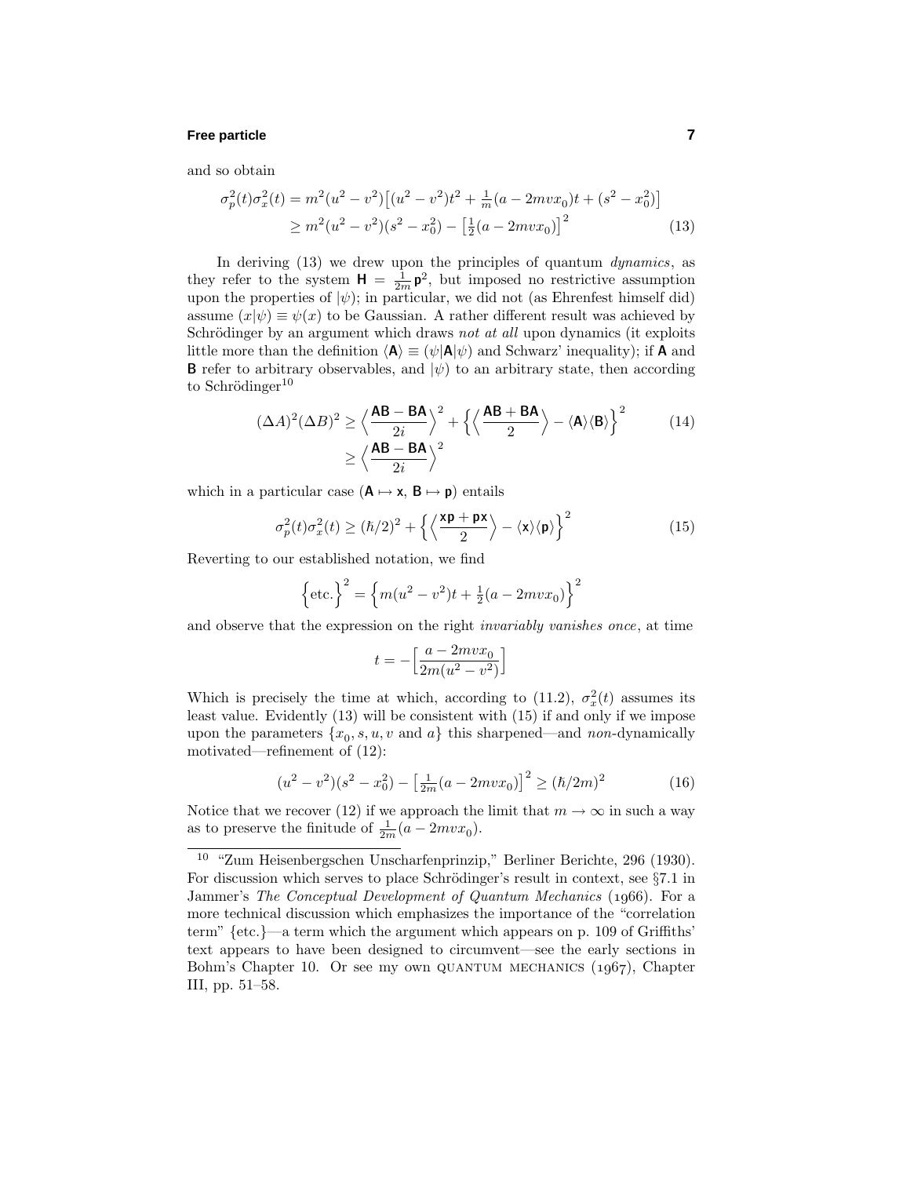and so obtain

$$
\begin{aligned}
\sigma_p^2(t)\sigma_x^2(t) &= m^2(u^2-v^2)\big[(u^2-v^2)t^2 + \tfrac{1}{m}(a-2mvx_0)t + (s^2-x_0^2)\big] \\
&\geq m^2(u^2-v^2)(s^2-x_0^2) - \big[\tfrac{1}{2}(a-2mvx_0)\big]^2
\end{aligned}
\tag{13}
$$

In deriving (13) we drew upon the principles of quantum *dynamics*, as they refer to the system $\mathbf{H} = \frac{1}{2m}\mathbf{p}^2$, but imposed no restrictive assumption upon the properties of $|\psi)$; in particular, we did not (as Ehrenfest himself did) assume $(x|\psi) \equiv \psi(x)$ to be Gaussian. A rather different result was achieved by Schrödinger by an argument which draws *not at all* upon dynamics (it exploits little more than the definition $\langle\mathbf{A}\rangle \equiv (\psi|\mathbf{A}|\psi)$ and Schwarz' inequality); if $\mathbf{A}$ and $\mathbf{B}$ refer to arbitrary observables, and $|\psi)$ to an arbitrary state, then according to Schrödinger[10]

$$
\begin{aligned}
(\Delta A)^2(\Delta B)^2 &\geq \Big\langle \frac{\mathbf{AB}-\mathbf{BA}}{2i}\Big\rangle^2 + \Big\{\Big\langle\frac{\mathbf{AB}+\mathbf{BA}}{2}\Big\rangle - \langle\mathbf{A}\rangle\langle\mathbf{B}\rangle\Big\}^2 \\
&\geq \Big\langle \frac{\mathbf{AB}-\mathbf{BA}}{2i}\Big\rangle^2
\end{aligned}
\tag{14}
$$

which in a particular case ($\mathbf{A}\mapsto\mathbf{x}$, $\mathbf{B}\mapsto\mathbf{p}$) entails

$$
\sigma_p^2(t)\sigma_x^2(t) \geq (\hbar/2)^2 + \Big\{\Big\langle\frac{\mathbf{xp}+\mathbf{px}}{2}\Big\rangle - \langle\mathbf{x}\rangle\langle\mathbf{p}\rangle\Big\}^2
\tag{15}
$$

Reverting to our established notation, we find

$$
\Big\{\text{etc.}\Big\}^2 = \Big\{m(u^2-v^2)t + \tfrac{1}{2}(a-2mvx_0)\Big\}^2
$$

and observe that the expression on the right *invariably vanishes once*, at time

$$
t = -\Big[\frac{a-2mvx_0}{2m(u^2-v^2)}\Big]
$$

Which is precisely the time at which, according to (11.2), $\sigma_x^2(t)$ assumes its least value. Evidently (13) will be consistent with (15) if and only if we impose upon the parameters $\{x_0, s, u, v \text{ and } a\}$ this sharpened—and *non*-dynamically motivated—refinement of (12):

$$
(u^2-v^2)(s^2-x_0^2) - \big[\tfrac{1}{2m}(a-2mvx_0)\big]^2 \geq (\hbar/2m)^2
\tag{16}
$$

Notice that we recover (12) if we approach the limit that $m\to\infty$ in such a way as to preserve the finitude of $\frac{1}{2m}(a-2mvx_0)$.

---

[10] "Zum Heisenbergschen Unscharfenprinzip," Berliner Berichte, 296 (1930). For discussion which serves to place Schrödinger's result in context, see §7.1 in Jammer's *The Conceptual Development of Quantum Mechanics* (1966). For a more technical discussion which emphasizes the importance of the "correlation term" {etc.}—a term which the argument which appears on p. 109 of Griffiths' text appears to have been designed to circumvent—see the early sections in Bohm's Chapter 10. Or see my own QUANTUM MECHANICS (1967), Chapter III, pp. 51–58.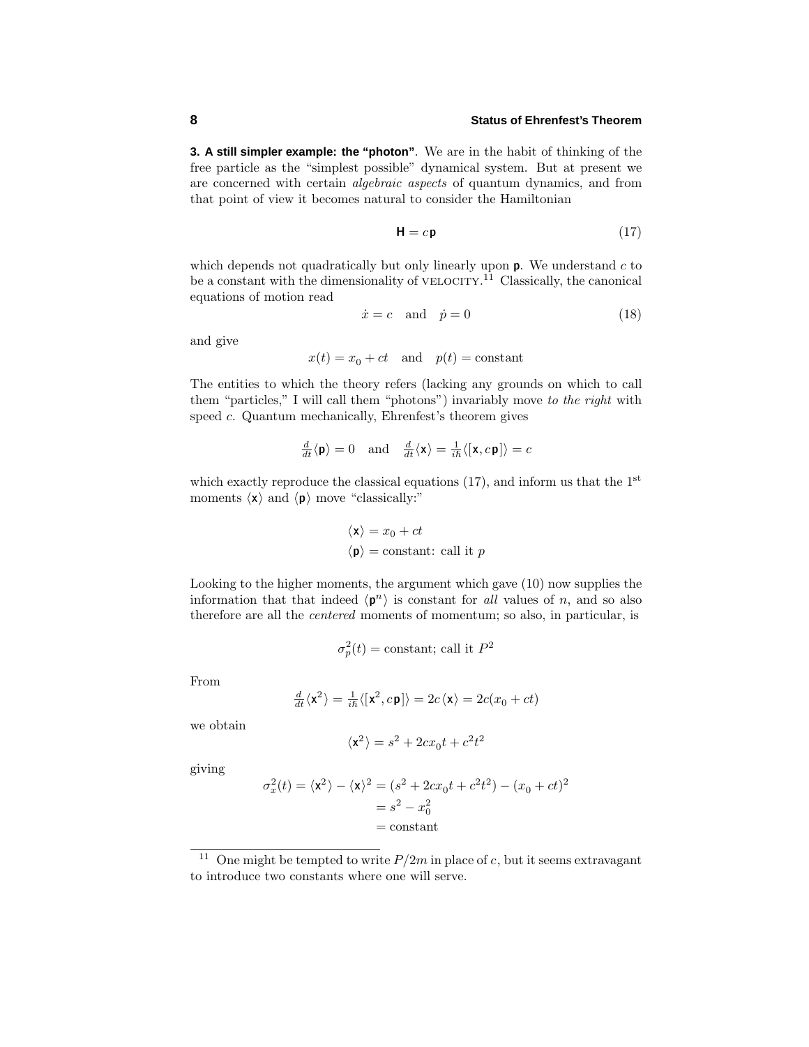**3. A still simpler example: the "photon"**. We are in the habit of thinking of the free particle as the "simplest possible" dynamical system. But at present we are concerned with certain *algebraic aspects* of quantum dynamics, and from that point of view it becomes natural to consider the Hamiltonian

$$\mathsf{H} = c\,\mathsf{p} \tag{17}$$

which depends not quadratically but only linearly upon $\mathsf{p}$. We understand $c$ to be a constant with the dimensionality of VELOCITY.[11] Classically, the canonical equations of motion read

$$\dot{x} = c \quad \text{and} \quad \dot{p} = 0 \tag{18}$$

and give

$$x(t) = x_0 + ct \quad \text{and} \quad p(t) = \text{constant}$$

The entities to which the theory refers (lacking any grounds on which to call them "particles," I will call them "photons") invariably move *to the right* with speed $c$. Quantum mechanically, Ehrenfest's theorem gives

$$\tfrac{d}{dt}\langle \mathsf{p}\rangle = 0 \quad \text{and} \quad \tfrac{d}{dt}\langle \mathsf{x}\rangle = \tfrac{1}{i\hbar}\langle [\mathsf{x}, c\,\mathsf{p}]\rangle = c$$

which exactly reproduce the classical equations (17), and inform us that the 1[st] moments $\langle \mathsf{x}\rangle$ and $\langle \mathsf{p}\rangle$ move "classically:"

$$\begin{aligned}\langle \mathsf{x}\rangle &= x_0 + ct\\ \langle \mathsf{p}\rangle &= \text{constant: call it } p\end{aligned}$$

Looking to the higher moments, the argument which gave (10) now supplies the information that that indeed $\langle \mathsf{p}^n\rangle$ is constant for *all* values of $n$, and so also therefore are all the *centered* moments of momentum; so also, in particular, is

$$\sigma_p^2(t) = \text{constant; call it } P^2$$

From

$$\tfrac{d}{dt}\langle \mathsf{x}^2\rangle = \tfrac{1}{i\hbar}\langle [\mathsf{x}^2, c\,\mathsf{p}]\rangle = 2c\,\langle \mathsf{x}\rangle = 2c(x_0 + ct)$$

we obtain

$$\langle \mathsf{x}^2\rangle = s^2 + 2cx_0t + c^2t^2$$

giving

$$\begin{aligned}\sigma_x^2(t) = \langle \mathsf{x}^2\rangle - \langle \mathsf{x}\rangle^2 &= (s^2 + 2cx_0t + c^2t^2) - (x_0 + ct)^2\\ &= s^2 - x_0^2\\ &= \text{constant}\end{aligned}$$

---

[11] One might be tempted to write $P/2m$ in place of $c$, but it seems extravagant to introduce two constants where one will serve.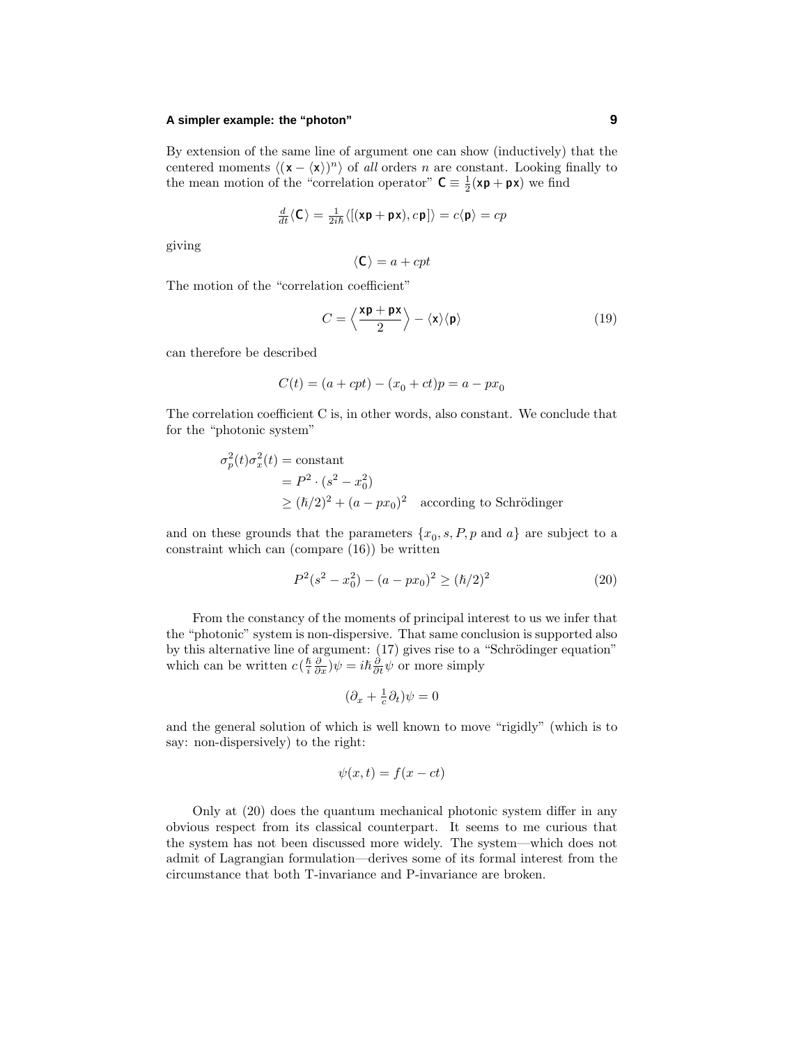By extension of the same line of argument one can show (inductively) that the centered moments $\langle(\mathsf{x}-\langle\mathsf{x}\rangle)^n\rangle$ of *all* orders $n$ are constant. Looking finally to the mean motion of the "correlation operator" $\mathsf{C}\equiv\frac{1}{2}(\mathsf{xp}+\mathsf{px})$ we find

$$\tfrac{d}{dt}\langle\mathsf{C}\rangle = \tfrac{1}{2i\hbar}\langle[(\mathsf{xp}+\mathsf{px}),c\,\mathsf{p}]\rangle = c\langle\mathsf{p}\rangle = cp$$

giving

$$\langle\mathsf{C}\rangle = a + cpt$$

The motion of the "correlation coefficient"

$$C = \Big\langle\frac{\mathsf{xp}+\mathsf{px}}{2}\Big\rangle - \langle\mathsf{x}\rangle\langle\mathsf{p}\rangle \tag{19}$$

can therefore be described

$$C(t) = (a+cpt)-(x_0+ct)p = a - px_0$$

The correlation coefficient C is, in other words, also constant. We conclude that for the "photonic system"

$$\begin{aligned}\sigma_p^2(t)\sigma_x^2(t) &= \text{constant}\\ &= P^2\cdot(s^2-x_0^2)\\ &\geq (\hbar/2)^2+(a-px_0)^2 \quad \text{according to Schrödinger}\end{aligned}$$

and on these grounds that the parameters $\{x_0, s, P, p \text{ and } a\}$ are subject to a constraint which can (compare (16)) be written

$$P^2(s^2-x_0^2)-(a-px_0)^2 \geq (\hbar/2)^2 \tag{20}$$

From the constancy of the moments of principal interest to us we infer that the "photonic" system is non-dispersive. That same conclusion is supported also by this alternative line of argument: (17) gives rise to a "Schrödinger equation" which can be written $c(\frac{\hbar}{i}\frac{\partial}{\partial x})\psi = i\hbar\frac{\partial}{\partial t}\psi$ or more simply

$$(\partial_x + \tfrac{1}{c}\partial_t)\psi = 0$$

and the general solution of which is well known to move "rigidly" (which is to say: non-dispersively) to the right:

$$\psi(x,t) = f(x-ct)$$

Only at (20) does the quantum mechanical photonic system differ in any obvious respect from its classical counterpart. It seems to me curious that the system has not been discussed more widely. The system—which does not admit of Lagrangian formulation—derives some of its formal interest from the circumstance that both T-invariance and P-invariance are broken.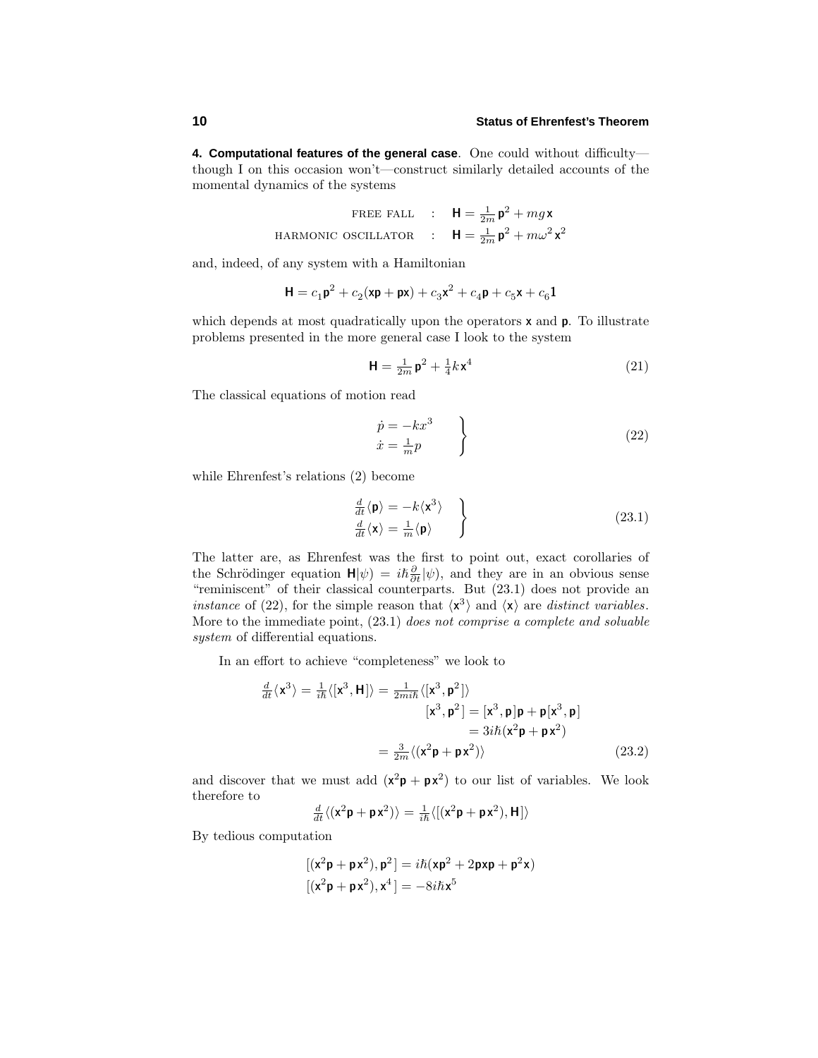**4. Computational features of the general case**. One could without difficulty—though I on this occasion won't—construct similarly detailed accounts of the momental dynamics of the systems

$$\text{FREE FALL} \quad : \quad \mathsf{H} = \tfrac{1}{2m}\mathsf{p}^2 + mg\,\mathsf{x}$$

$$\text{HARMONIC OSCILLATOR} \quad : \quad \mathsf{H} = \tfrac{1}{2m}\mathsf{p}^2 + m\omega^2\,\mathsf{x}^2$$

and, indeed, of any system with a Hamiltonian

$$\mathsf{H} = c_1\mathsf{p}^2 + c_2(\mathsf{xp}+\mathsf{px}) + c_3\mathsf{x}^2 + c_4\mathsf{p} + c_5\mathsf{x} + c_6\mathbf{1}$$

which depends at most quadratically upon the operators $\mathsf{x}$ and $\mathsf{p}$. To illustrate problems presented in the more general case I look to the system

$$\mathsf{H} = \tfrac{1}{2m}\mathsf{p}^2 + \tfrac{1}{4}k\,\mathsf{x}^4 \tag{21}$$

The classical equations of motion read

$$\left.\begin{aligned} \dot{p} &= -kx^3 \\ \dot{x} &= \tfrac{1}{m}p \end{aligned}\right\} \tag{22}$$

while Ehrenfest's relations (2) become

$$\left.\begin{aligned} \tfrac{d}{dt}\langle\mathsf{p}\rangle &= -k\langle\mathsf{x}^3\rangle \\ \tfrac{d}{dt}\langle\mathsf{x}\rangle &= \tfrac{1}{m}\langle\mathsf{p}\rangle \end{aligned}\right\} \tag{23.1}$$

The latter are, as Ehrenfest was the first to point out, exact corollaries of the Schrödinger equation $\mathsf{H}|\psi) = i\hbar\frac{\partial}{\partial t}|\psi)$, and they are in an obvious sense "reminiscent" of their classical counterparts. But (23.1) does not provide an *instance* of (22), for the simple reason that $\langle\mathsf{x}^3\rangle$ and $\langle\mathsf{x}\rangle$ are *distinct variables*. More to the immediate point, (23.1) *does not comprise a complete and soluable system* of differential equations.

In an effort to achieve "completeness" we look to

$$\begin{aligned} \tfrac{d}{dt}\langle\mathsf{x}^3\rangle = \tfrac{1}{i\hbar}\langle[\mathsf{x}^3,\mathsf{H}]\rangle &= \tfrac{1}{2mi\hbar}\langle[\mathsf{x}^3,\mathsf{p}^2]\rangle \\ [\mathsf{x}^3,\mathsf{p}^2] &= [\mathsf{x}^3,\mathsf{p}]\mathsf{p} + \mathsf{p}[\mathsf{x}^3,\mathsf{p}] \\ &= 3i\hbar(\mathsf{x}^2\mathsf{p} + \mathsf{p}\mathsf{x}^2) \\ &= \tfrac{3}{2m}\langle(\mathsf{x}^2\mathsf{p}+\mathsf{p}\mathsf{x}^2)\rangle \end{aligned} \tag{23.2}$$

and discover that we must add $(\mathsf{x}^2\mathsf{p}+\mathsf{p}\mathsf{x}^2)$ to our list of variables. We look therefore to

$$\tfrac{d}{dt}\langle(\mathsf{x}^2\mathsf{p}+\mathsf{p}\mathsf{x}^2)\rangle = \tfrac{1}{i\hbar}\langle[(\mathsf{x}^2\mathsf{p}+\mathsf{p}\mathsf{x}^2),\mathsf{H}]\rangle$$

By tedious computation

$$\begin{aligned} [(\mathsf{x}^2\mathsf{p}+\mathsf{p}\mathsf{x}^2),\mathsf{p}^2] &= i\hbar(\mathsf{x}\mathsf{p}^2 + 2\mathsf{pxp} + \mathsf{p}^2\mathsf{x}) \\ [(\mathsf{x}^2\mathsf{p}+\mathsf{p}\mathsf{x}^2),\mathsf{x}^4] &= -8i\hbar\mathsf{x}^5 \end{aligned}$$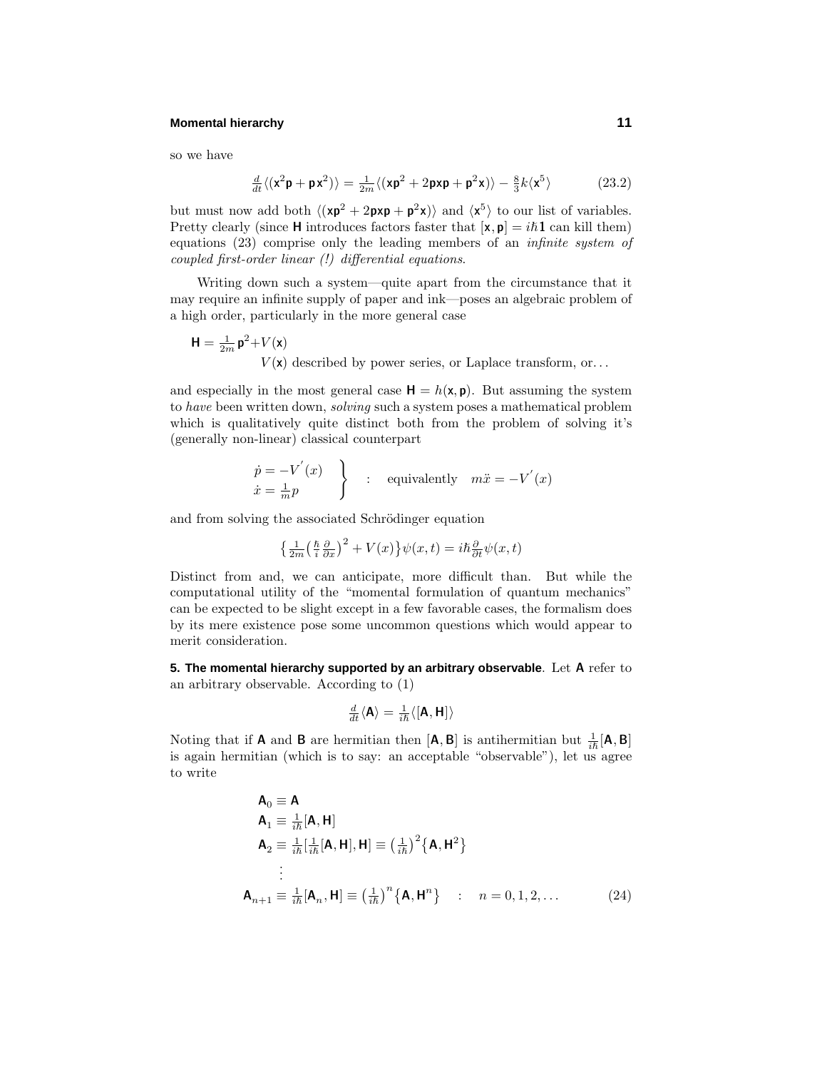so we have

$$\tfrac{d}{dt}\langle(\mathsf{x}^2\mathsf{p}+\mathsf{p}\,\mathsf{x}^2)\rangle = \tfrac{1}{2m}\langle(\mathsf{x}\mathsf{p}^2+2\mathsf{p}\mathsf{x}\mathsf{p}+\mathsf{p}^2\mathsf{x})\rangle - \tfrac{8}{3}k\langle\mathsf{x}^5\rangle \tag{23.2}$$

but must now add both $\langle(\mathsf{x}\mathsf{p}^2+2\mathsf{p}\mathsf{x}\mathsf{p}+\mathsf{p}^2\mathsf{x})\rangle$ and $\langle\mathsf{x}^5\rangle$ to our list of variables. Pretty clearly (since $\mathsf{H}$ introduces factors faster that $[\mathsf{x},\mathsf{p}]=i\hbar\mathbf{1}$ can kill them) equations (23) comprise only the leading members of an *infinite system of coupled first-order linear (!) differential equations*.

Writing down such a system—quite apart from the circumstance that it may require an infinite supply of paper and ink—poses an algebraic problem of a high order, particularly in the more general case

$$\mathsf{H} = \tfrac{1}{2m}\mathsf{p}^2 + V(\mathsf{x})$$

$V(\mathsf{x})$ described by power series, or Laplace transform, or...

and especially in the most general case $\mathsf{H}=h(\mathsf{x},\mathsf{p})$. But assuming the system to *have* been written down, *solving* such a system poses a mathematical problem which is qualitatively quite distinct both from the problem of solving it's (generally non-linear) classical counterpart

$$\left.\begin{array}{l}\dot{p} = -V'(x)\\ \dot{x} = \tfrac{1}{m}p\end{array}\right\} \quad : \quad \text{equivalently} \quad m\ddot{x} = -V'(x)$$

and from solving the associated Schrödinger equation

$$\big\{\tfrac{1}{2m}\big(\tfrac{\hbar}{i}\tfrac{\partial}{\partial x}\big)^2 + V(x)\big\}\psi(x,t) = i\hbar\tfrac{\partial}{\partial t}\psi(x,t)$$

Distinct from and, we can anticipate, more difficult than. But while the computational utility of the "momental formulation of quantum mechanics" can be expected to be slight except in a few favorable cases, the formalism does by its mere existence pose some uncommon questions which would appear to merit consideration.

**5. The momental hierarchy supported by an arbitrary observable**. Let $\mathsf{A}$ refer to an arbitrary observable. According to (1)

$$\tfrac{d}{dt}\langle\mathsf{A}\rangle = \tfrac{1}{i\hbar}\langle[\mathsf{A},\mathsf{H}]\rangle$$

Noting that if $\mathsf{A}$ and $\mathsf{B}$ are hermitian then $[\mathsf{A},\mathsf{B}]$ is antihermitian but $\frac{1}{i\hbar}[\mathsf{A},\mathsf{B}]$ is again hermitian (which is to say: an acceptable "observable"), let us agree to write

$$\begin{aligned}
\mathsf{A}_0 &\equiv \mathsf{A}\\
\mathsf{A}_1 &\equiv \tfrac{1}{i\hbar}[\mathsf{A},\mathsf{H}]\\
\mathsf{A}_2 &\equiv \tfrac{1}{i\hbar}[\tfrac{1}{i\hbar}[\mathsf{A},\mathsf{H}],\mathsf{H}] \equiv \big(\tfrac{1}{i\hbar}\big)^2\big\{\mathsf{A},\mathsf{H}^2\big\}\\
&\;\;\vdots\\
\mathsf{A}_{n+1} &\equiv \tfrac{1}{i\hbar}[\mathsf{A}_n,\mathsf{H}] \equiv \big(\tfrac{1}{i\hbar}\big)^n\big\{\mathsf{A},\mathsf{H}^n\big\} \quad : \quad n=0,1,2,\ldots
\end{aligned} \tag{24}$$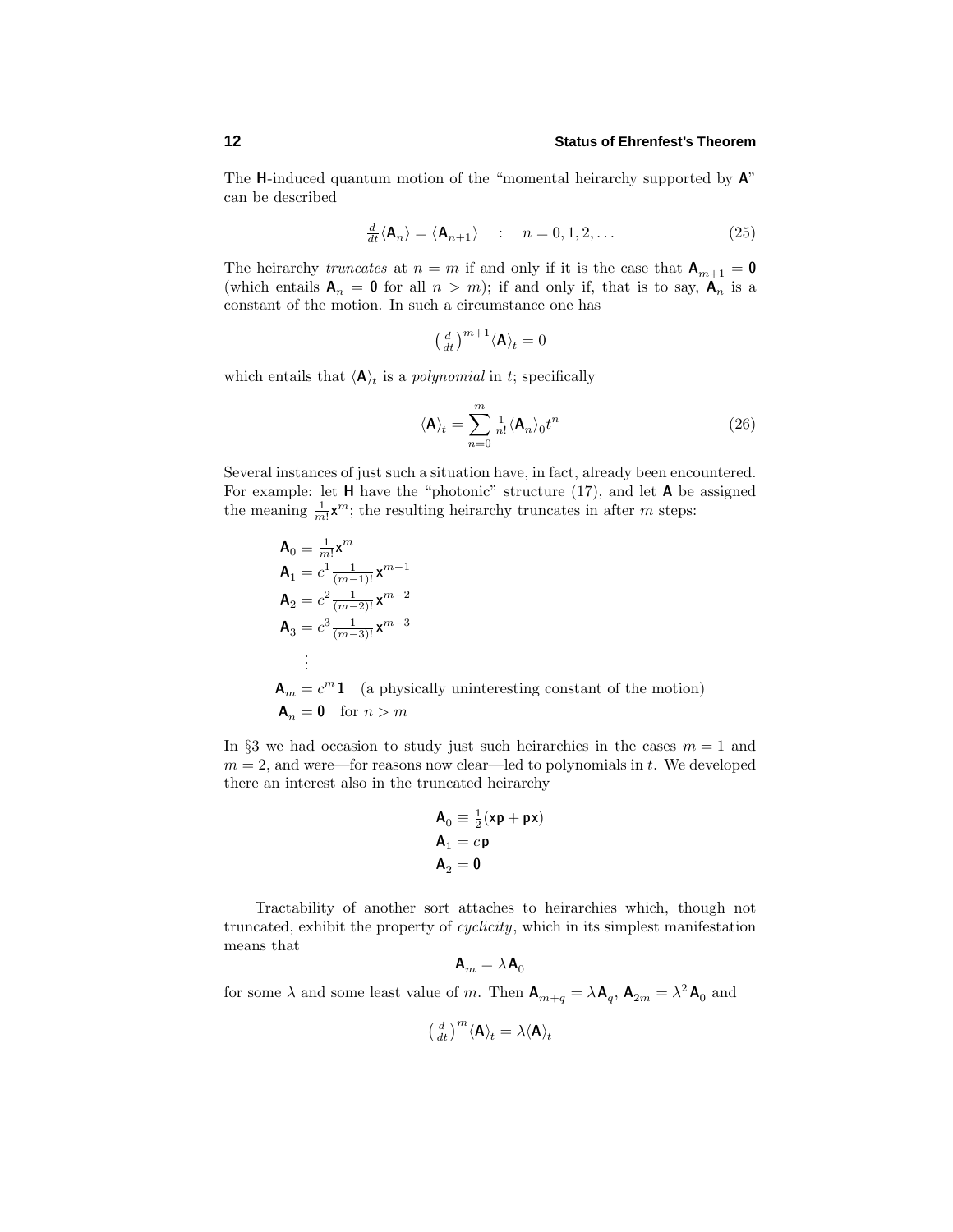The $\mathbf{H}$-induced quantum motion of the "momental heirarchy supported by $\mathbf{A}$" can be described

$$\tfrac{d}{dt}\langle \mathbf{A}_n \rangle = \langle \mathbf{A}_{n+1} \rangle \quad : \quad n = 0, 1, 2, \ldots \tag{25}$$

The heirarchy *truncates* at $n = m$ if and only if it is the case that $\mathbf{A}_{m+1} = \mathbf{0}$ (which entails $\mathbf{A}_n = \mathbf{0}$ for all $n > m$); if and only if, that is to say, $\mathbf{A}_n$ is a constant of the motion. In such a circumstance one has

$$\big(\tfrac{d}{dt}\big)^{m+1} \langle \mathbf{A} \rangle_t = 0$$

which entails that $\langle \mathbf{A} \rangle_t$ is a *polynomial* in $t$; specifically

$$\langle \mathbf{A} \rangle_t = \sum_{n=0}^{m} \tfrac{1}{n!} \langle \mathbf{A}_n \rangle_0 t^n \tag{26}$$

Several instances of just such a situation have, in fact, already been encountered. For example: let $\mathbf{H}$ have the "photonic" structure (17), and let $\mathbf{A}$ be assigned the meaning $\frac{1}{m!}\mathbf{x}^m$; the resulting heirarchy truncates in after $m$ steps:

$$\begin{aligned}
\mathbf{A}_0 &\equiv \tfrac{1}{m!}\mathbf{x}^m \\
\mathbf{A}_1 &= c^1 \tfrac{1}{(m-1)!}\,\mathbf{x}^{m-1} \\
\mathbf{A}_2 &= c^2 \tfrac{1}{(m-2)!}\,\mathbf{x}^{m-2} \\
\mathbf{A}_3 &= c^3 \tfrac{1}{(m-3)!}\,\mathbf{x}^{m-3} \\
&\;\;\vdots \\
\mathbf{A}_m &= c^m\,\mathbf{1} \quad \text{(a physically uninteresting constant of the motion)} \\
\mathbf{A}_n &= \mathbf{0} \quad \text{for } n > m
\end{aligned}$$

In §3 we had occasion to study just such heirarchies in the cases $m = 1$ and $m = 2$, and were—for reasons now clear—led to polynomials in $t$. We developed there an interest also in the truncated heirarchy

$$\begin{aligned}
\mathbf{A}_0 &\equiv \tfrac{1}{2}(\mathbf{x}\mathbf{p} + \mathbf{p}\mathbf{x}) \\
\mathbf{A}_1 &= c\,\mathbf{p} \\
\mathbf{A}_2 &= \mathbf{0}
\end{aligned}$$

Tractability of another sort attaches to heirarchies which, though not truncated, exhibit the property of *cyclicity*, which in its simplest manifestation means that

$$\mathbf{A}_m = \lambda\,\mathbf{A}_0$$

for some $\lambda$ and some least value of $m$. Then $\mathbf{A}_{m+q} = \lambda\,\mathbf{A}_q$, $\mathbf{A}_{2m} = \lambda^2\,\mathbf{A}_0$ and

$$\big(\tfrac{d}{dt}\big)^m \langle \mathbf{A} \rangle_t = \lambda \langle \mathbf{A} \rangle_t$$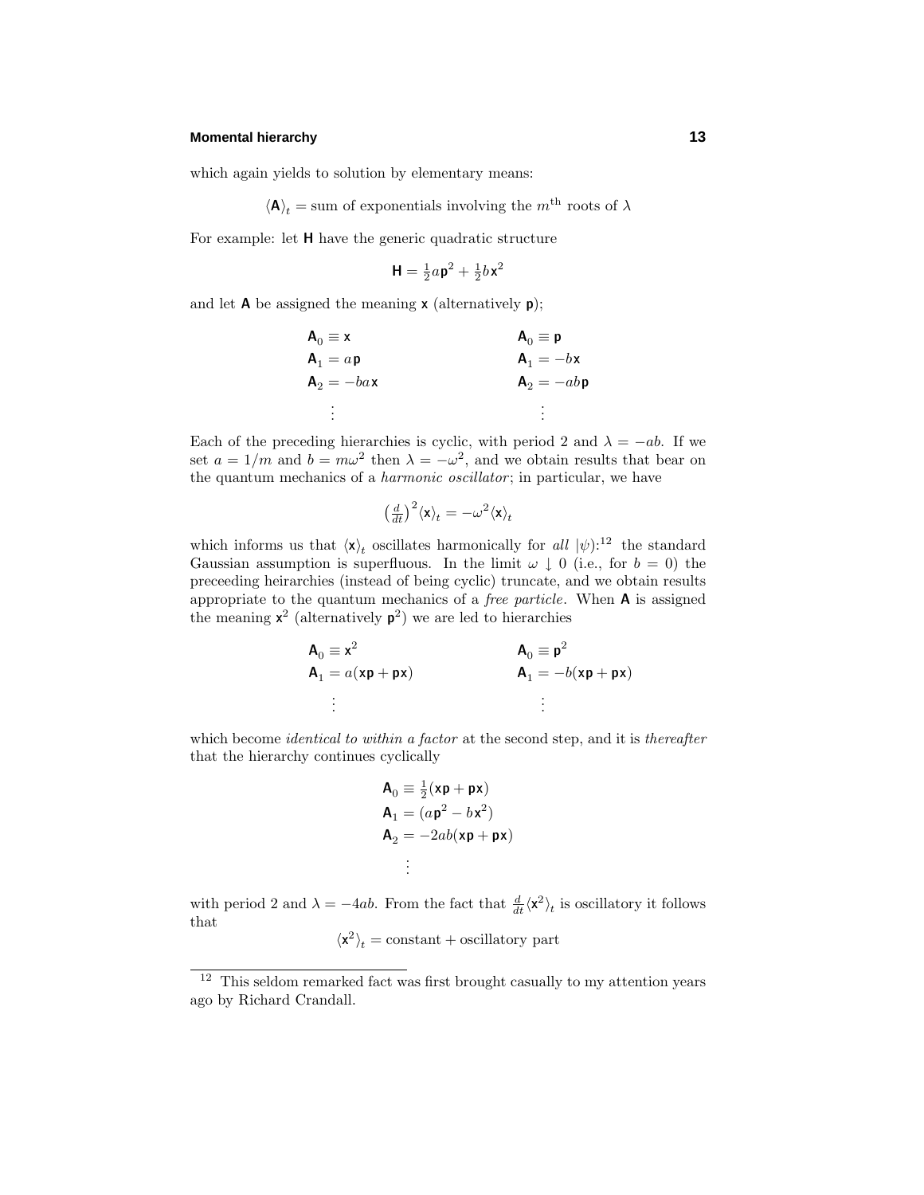which again yields to solution by elementary means:

$$\langle \mathbf{A} \rangle_t = \text{sum of exponentials involving the } m^{\text{th}} \text{ roots of } \lambda$$

For example: let $\mathbf{H}$ have the generic quadratic structure

$$\mathbf{H} = \tfrac{1}{2}a\mathbf{p}^2 + \tfrac{1}{2}b\mathbf{x}^2$$

and let $\mathbf{A}$ be assigned the meaning $\mathbf{x}$ (alternatively $\mathbf{p}$);

$$\begin{array}{ll} \mathbf{A}_0 \equiv \mathbf{x} & \qquad \mathbf{A}_0 \equiv \mathbf{p} \\ \mathbf{A}_1 = a\,\mathbf{p} & \qquad \mathbf{A}_1 = -b\,\mathbf{x} \\ \mathbf{A}_2 = -ba\,\mathbf{x} & \qquad \mathbf{A}_2 = -ab\,\mathbf{p} \\ \quad\vdots & \qquad\quad \vdots \end{array}$$

Each of the preceding hierarchies is cyclic, with period 2 and $\lambda = -ab$. If we set $a = 1/m$ and $b = m\omega^2$ then $\lambda = -\omega^2$, and we obtain results that bear on the quantum mechanics of a *harmonic oscillator*; in particular, we have

$$\left(\tfrac{d}{dt}\right)^2 \langle \mathbf{x} \rangle_t = -\omega^2 \langle \mathbf{x} \rangle_t$$

which informs us that $\langle \mathbf{x} \rangle_t$ oscillates harmonically for *all* $|\psi)$:[12] the standard Gaussian assumption is superfluous. In the limit $\omega \downarrow 0$ (i.e., for $b = 0$) the preceeding heirarchies (instead of being cyclic) truncate, and we obtain results appropriate to the quantum mechanics of a *free particle*. When $\mathbf{A}$ is assigned the meaning $\mathbf{x}^2$ (alternatively $\mathbf{p}^2$) we are led to hierarchies

$$\begin{array}{ll} \mathbf{A}_0 \equiv \mathbf{x}^2 & \qquad \mathbf{A}_0 \equiv \mathbf{p}^2 \\ \mathbf{A}_1 = a(\mathbf{x}\mathbf{p} + \mathbf{p}\mathbf{x}) & \qquad \mathbf{A}_1 = -b(\mathbf{x}\mathbf{p} + \mathbf{p}\mathbf{x}) \\ \quad\vdots & \qquad\quad \vdots \end{array}$$

which become *identical to within a factor* at the second step, and it is *thereafter* that the hierarchy continues cyclically

$$\begin{aligned} \mathbf{A}_0 &\equiv \tfrac{1}{2}(\mathbf{x}\mathbf{p} + \mathbf{p}\mathbf{x}) \\ \mathbf{A}_1 &= (a\mathbf{p}^2 - b\mathbf{x}^2) \\ \mathbf{A}_2 &= -2ab(\mathbf{x}\mathbf{p} + \mathbf{p}\mathbf{x}) \\ &\;\;\vdots \end{aligned}$$

with period 2 and $\lambda = -4ab$. From the fact that $\frac{d}{dt}\langle \mathbf{x}^2 \rangle_t$ is oscillatory it follows that

$$\langle \mathbf{x}^2 \rangle_t = \text{constant} + \text{oscillatory part}$$

---

[12] This seldom remarked fact was first brought casually to my attention years ago by Richard Crandall.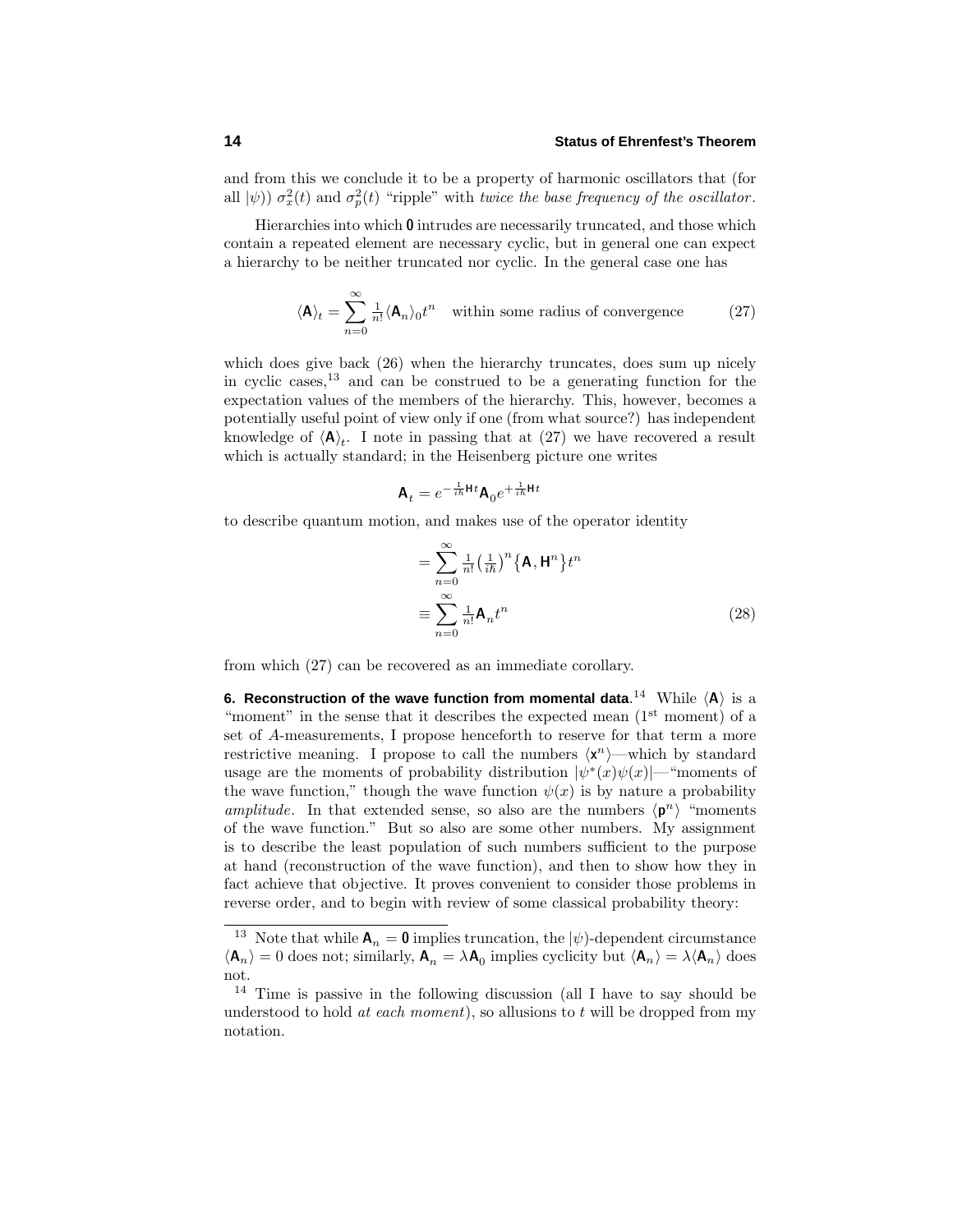and from this we conclude it to be a property of harmonic oscillators that (for all $|\psi)$) $\sigma_x^2(t)$ and $\sigma_p^2(t)$ "ripple" with *twice the base frequency of the oscillator*.

Hierarchies into which $\mathbf{0}$ intrudes are necessarily truncated, and those which contain a repeated element are necessary cyclic, but in general one can expect a hierarchy to be neither truncated nor cyclic. In the general case one has

$$\langle \mathsf{A} \rangle_t = \sum_{n=0}^{\infty} \tfrac{1}{n!} \langle \mathsf{A}_n \rangle_0 t^n \quad \text{within some radius of convergence} \tag{27}$$

which does give back (26) when the hierarchy truncates, does sum up nicely in cyclic cases,[13] and can be construed to be a generating function for the expectation values of the members of the hierarchy. This, however, becomes a potentially useful point of view only if one (from what source?) has independent knowledge of $\langle \mathsf{A} \rangle_t$. I note in passing that at (27) we have recovered a result which is actually standard; in the Heisenberg picture one writes

$$\mathsf{A}_t = e^{-\frac{1}{i\hbar}\mathsf{H}t} \mathsf{A}_0 e^{+\frac{1}{i\hbar}\mathsf{H}t}$$

to describe quantum motion, and makes use of the operator identity

$$\begin{aligned} &= \sum_{n=0}^{\infty} \tfrac{1}{n!} \big(\tfrac{1}{i\hbar}\big)^n \big\{ \mathsf{A}, \mathsf{H}^n \big\} t^n \\ &\equiv \sum_{n=0}^{\infty} \tfrac{1}{n!} \mathsf{A}_n t^n \end{aligned} \tag{28}$$

from which (27) can be recovered as an immediate corollary.

**6. Reconstruction of the wave function from momental data.**[14] While $\langle \mathsf{A} \rangle$ is a "moment" in the sense that it describes the expected mean ($1^{\text{st}}$ moment) of a set of $A$-measurements, I propose henceforth to reserve for that term a more restrictive meaning. I propose to call the numbers $\langle \mathsf{x}^n \rangle$—which by standard usage are the moments of probability distribution $|\psi^*(x)\psi(x)|$—"moments of the wave function," though the wave function $\psi(x)$ is by nature a probability *amplitude*. In that extended sense, so also are the numbers $\langle \mathsf{p}^n \rangle$ "moments of the wave function." But so also are some other numbers. My assignment is to describe the least population of such numbers sufficient to the purpose at hand (reconstruction of the wave function), and then to show how they in fact achieve that objective. It proves convenient to consider those problems in reverse order, and to begin with review of some classical probability theory:

---

[13] Note that while $\mathsf{A}_n = \mathbf{0}$ implies truncation, the $|\psi)$-dependent circumstance $\langle \mathsf{A}_n \rangle = 0$ does not; similarly, $\mathsf{A}_n = \lambda \mathsf{A}_0$ implies cyclicity but $\langle \mathsf{A}_n \rangle = \lambda \langle \mathsf{A}_n \rangle$ does not.

[14] Time is passive in the following discussion (all I have to say should be understood to hold *at each moment*), so allusions to $t$ will be dropped from my notation.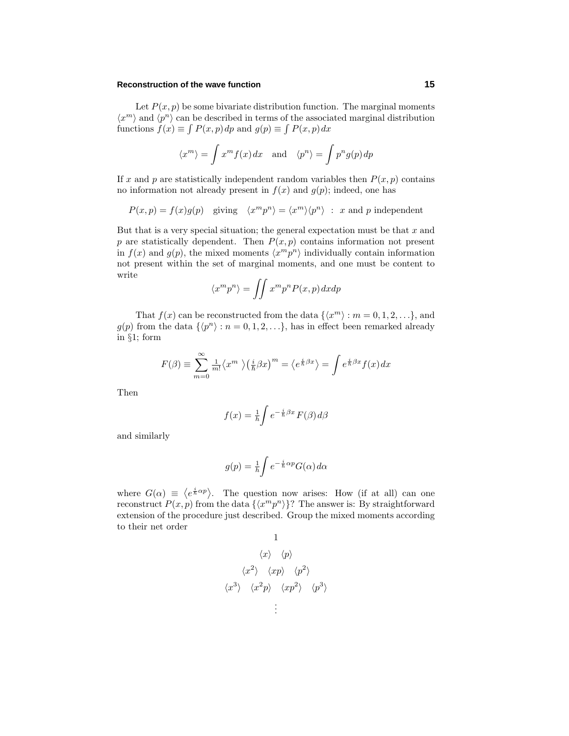Let $P(x,p)$ be some bivariate distribution function. The marginal moments $\langle x^m\rangle$ and $\langle p^n\rangle$ can be described in terms of the associated marginal distribution functions $f(x) \equiv \int P(x,p)\,dp$ and $g(p) \equiv \int P(x,p)\,dx$

$$\langle x^m\rangle = \int x^m f(x)\,dx \quad \text{and} \quad \langle p^n\rangle = \int p^n g(p)\,dp$$

If $x$ and $p$ are statistically independent random variables then $P(x,p)$ contains no information not already present in $f(x)$ and $g(p)$; indeed, one has

$$P(x,p) = f(x)g(p) \quad \text{giving} \quad \langle x^m p^n\rangle = \langle x^m\rangle\langle p^n\rangle \;\;:\;\; x \text{ and } p \text{ independent}$$

But that is a very special situation; the general expectation must be that $x$ and $p$ are statistically dependent. Then $P(x,p)$ contains information not present in $f(x)$ and $g(p)$, the mixed moments $\langle x^m p^n\rangle$ individually contain information not present within the set of marginal moments, and one must be content to write

$$\langle x^m p^n\rangle = \iint x^m p^n P(x,p)\,dxdp$$

That $f(x)$ can be reconstructed from the data $\{\langle x^m\rangle : m = 0,1,2,\ldots\}$, and $g(p)$ from the data $\{\langle p^n\rangle : n = 0,1,2,\ldots\}$, has in effect been remarked already in §1; form

$$F(\beta) \equiv \sum_{m=0}^{\infty} \tfrac{1}{m!}\langle x^m\;\rangle\big(\tfrac{i}{\hbar}\beta x\big)^m = \big\langle e^{\frac{i}{\hbar}\beta x}\big\rangle = \int e^{\frac{i}{\hbar}\beta x} f(x)\,dx$$

Then

$$f(x) = \tfrac{1}{h}\int e^{-\frac{i}{\hbar}\beta x} F(\beta)\,d\beta$$

and similarly

$$g(p) = \tfrac{1}{h}\int e^{-\frac{i}{\hbar}\alpha p} G(\alpha)\,d\alpha$$

where $G(\alpha) \equiv \big\langle e^{\frac{i}{\hbar}\alpha p}\big\rangle$. The question now arises: How (if at all) can one reconstruct $P(x,p)$ from the data $\{\langle x^m p^n\rangle\}$? The answer is: By straightforward extension of the procedure just described. Group the mixed moments according to their net order

$$\begin{array}{c}
1 \\
\langle x\rangle \quad \langle p\rangle \\
\langle x^2\rangle \quad \langle xp\rangle \quad \langle p^2\rangle \\
\langle x^3\rangle \quad \langle x^2p\rangle \quad \langle xp^2\rangle \quad \langle p^3\rangle \\
\vdots
\end{array}$$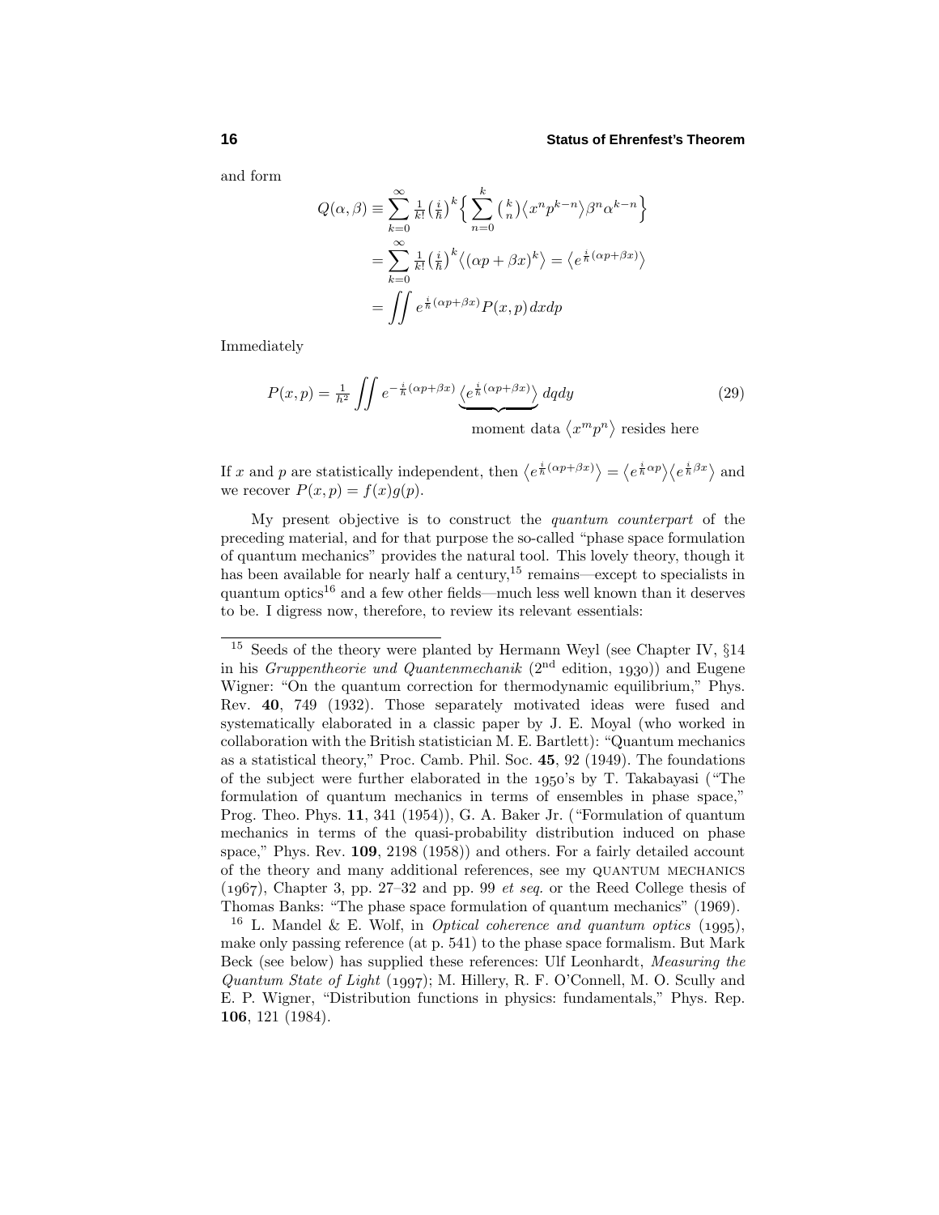and form

$$
\begin{aligned}
Q(\alpha,\beta) &\equiv \sum_{k=0}^{\infty} \tfrac{1}{k!}\big(\tfrac{i}{\hbar}\big)^k \Big\{ \sum_{n=0}^{k} \tbinom{k}{n} \langle x^n p^{k-n}\rangle \beta^n \alpha^{k-n} \Big\} \\
&= \sum_{k=0}^{\infty} \tfrac{1}{k!}\big(\tfrac{i}{\hbar}\big)^k \langle (\alpha p + \beta x)^k \rangle = \big\langle e^{\frac{i}{\hbar}(\alpha p + \beta x)} \big\rangle \\
&= \iint e^{\frac{i}{\hbar}(\alpha p + \beta x)} P(x,p)\, dx dp
\end{aligned}
$$

Immediately

$$
P(x,p) = \tfrac{1}{h^2} \iint e^{-\frac{i}{\hbar}(\alpha p + \beta x)} \underbrace{\big\langle e^{\frac{i}{\hbar}(\alpha p + \beta x)} \big\rangle}_{\text{moment data } \langle x^m p^n \rangle \text{ resides here}} \, dq dy \tag{29}
$$

If $x$ and $p$ are statistically independent, then $\big\langle e^{\frac{i}{\hbar}(\alpha p + \beta x)} \big\rangle = \big\langle e^{\frac{i}{\hbar}\alpha p} \big\rangle \big\langle e^{\frac{i}{\hbar}\beta x} \big\rangle$ and we recover $P(x,p) = f(x)g(p)$.

My present objective is to construct the *quantum counterpart* of the preceding material, and for that purpose the so-called "phase space formulation of quantum mechanics" provides the natural tool. This lovely theory, though it has been available for nearly half a century,[15] remains—except to specialists in quantum optics[16] and a few other fields—much less well known than it deserves to be. I digress now, therefore, to review its relevant essentials:

---

[15] Seeds of the theory were planted by Hermann Weyl (see Chapter IV, §14 in his *Gruppentheorie und Quantenmechanik* (2nd edition, 1930)) and Eugene Wigner: "On the quantum correction for thermodynamic equilibrium," Phys. Rev. **40**, 749 (1932). Those separately motivated ideas were fused and systematically elaborated in a classic paper by J. E. Moyal (who worked in collaboration with the British statistician M. E. Bartlett): "Quantum mechanics as a statistical theory," Proc. Camb. Phil. Soc. **45**, 92 (1949). The foundations of the subject were further elaborated in the 1950's by T. Takabayasi ("The formulation of quantum mechanics in terms of ensembles in phase space," Prog. Theo. Phys. **11**, 341 (1954)), G. A. Baker Jr. ("Formulation of quantum mechanics in terms of the quasi-probability distribution induced on phase space," Phys. Rev. **109**, 2198 (1958)) and others. For a fairly detailed account of the theory and many additional references, see my QUANTUM MECHANICS (1967), Chapter 3, pp. 27–32 and pp. 99 *et seq.* or the Reed College thesis of Thomas Banks: "The phase space formulation of quantum mechanics" (1969).

[16] L. Mandel & E. Wolf, in *Optical coherence and quantum optics* (1995), make only passing reference (at p. 541) to the phase space formalism. But Mark Beck (see below) has supplied these references: Ulf Leonhardt, *Measuring the Quantum State of Light* (1997); M. Hillery, R. F. O'Connell, M. O. Scully and E. P. Wigner, "Distribution functions in physics: fundamentals," Phys. Rep. **106**, 121 (1984).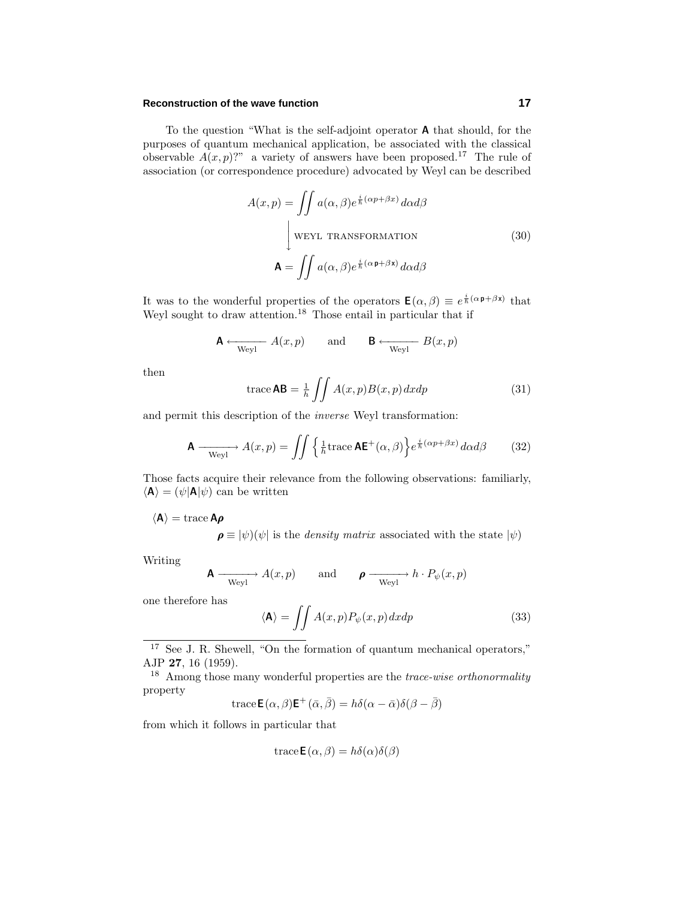To the question "What is the self-adjoint operator $\mathsf{A}$ that should, for the purposes of quantum mechanical application, be associated with the classical observable $A(x,p)$?" a variety of answers have been proposed.[17] The rule of association (or correspondence procedure) advocated by Weyl can be described

$$
\begin{aligned}
A(x,p) &= \iint a(\alpha,\beta) e^{\frac{i}{\hbar}(\alpha p + \beta x)}\, d\alpha d\beta \\
&\Big\downarrow \text{ WEYL TRANSFORMATION} \\
\mathsf{A} &= \iint a(\alpha,\beta) e^{\frac{i}{\hbar}(\alpha \mathsf{p} + \beta \mathsf{x})}\, d\alpha d\beta
\end{aligned}
\tag{30}
$$

It was to the wonderful properties of the operators $\mathsf{E}(\alpha,\beta) \equiv e^{\frac{i}{\hbar}(\alpha \mathsf{p} + \beta \mathsf{x})}$ that Weyl sought to draw attention.[18] Those entail in particular that if

$$
\mathsf{A} \xleftarrow[\text{Weyl}]{} A(x,p) \qquad \text{and} \qquad \mathsf{B} \xleftarrow[\text{Weyl}]{} B(x,p)
$$

then

$$
\text{trace}\,\mathsf{AB} = \tfrac{1}{h} \iint A(x,p) B(x,p)\, dx dp \tag{31}
$$

and permit this description of the *inverse* Weyl transformation:

$$
\mathsf{A} \xrightarrow[\text{Weyl}]{} A(x,p) = \iint \Big\{ \tfrac{1}{h} \text{trace}\, \mathsf{A} \mathsf{E}^{+}(\alpha,\beta) \Big\} e^{\frac{i}{\hbar}(\alpha p + \beta x)}\, d\alpha d\beta \tag{32}
$$

Those facts acquire their relevance from the following observations: familiarly, $\langle \mathsf{A} \rangle = (\psi|\mathsf{A}|\psi)$ can be written

$$
\langle \mathsf{A} \rangle = \text{trace}\, \mathsf{A} \boldsymbol{\rho}
$$

$\boldsymbol{\rho} \equiv |\psi)(\psi|$ is the *density matrix* associated with the state $|\psi)$

Writing

$$
\mathsf{A} \xrightarrow[\text{Weyl}]{} A(x,p) \qquad \text{and} \qquad \boldsymbol{\rho} \xrightarrow[\text{Weyl}]{} h \cdot P_{\psi}(x,p)
$$

one therefore has

$$
\langle \mathsf{A} \rangle = \iint A(x,p) P_{\psi}(x,p)\, dx dp \tag{33}
$$

---

[17] See J. R. Shewell, "On the formation of quantum mechanical operators," AJP **27**, 16 (1959).

[18] Among those many wonderful properties are the *trace-wise orthonormality* property

$$
\text{trace}\, \mathsf{E}(\alpha,\beta) \mathsf{E}^{+}(\bar{\alpha},\bar{\beta}) = h\delta(\alpha - \bar{\alpha})\delta(\beta - \bar{\beta})
$$

from which it follows in particular that

$$
\text{trace}\, \mathsf{E}(\alpha,\beta) = h\delta(\alpha)\delta(\beta)
$$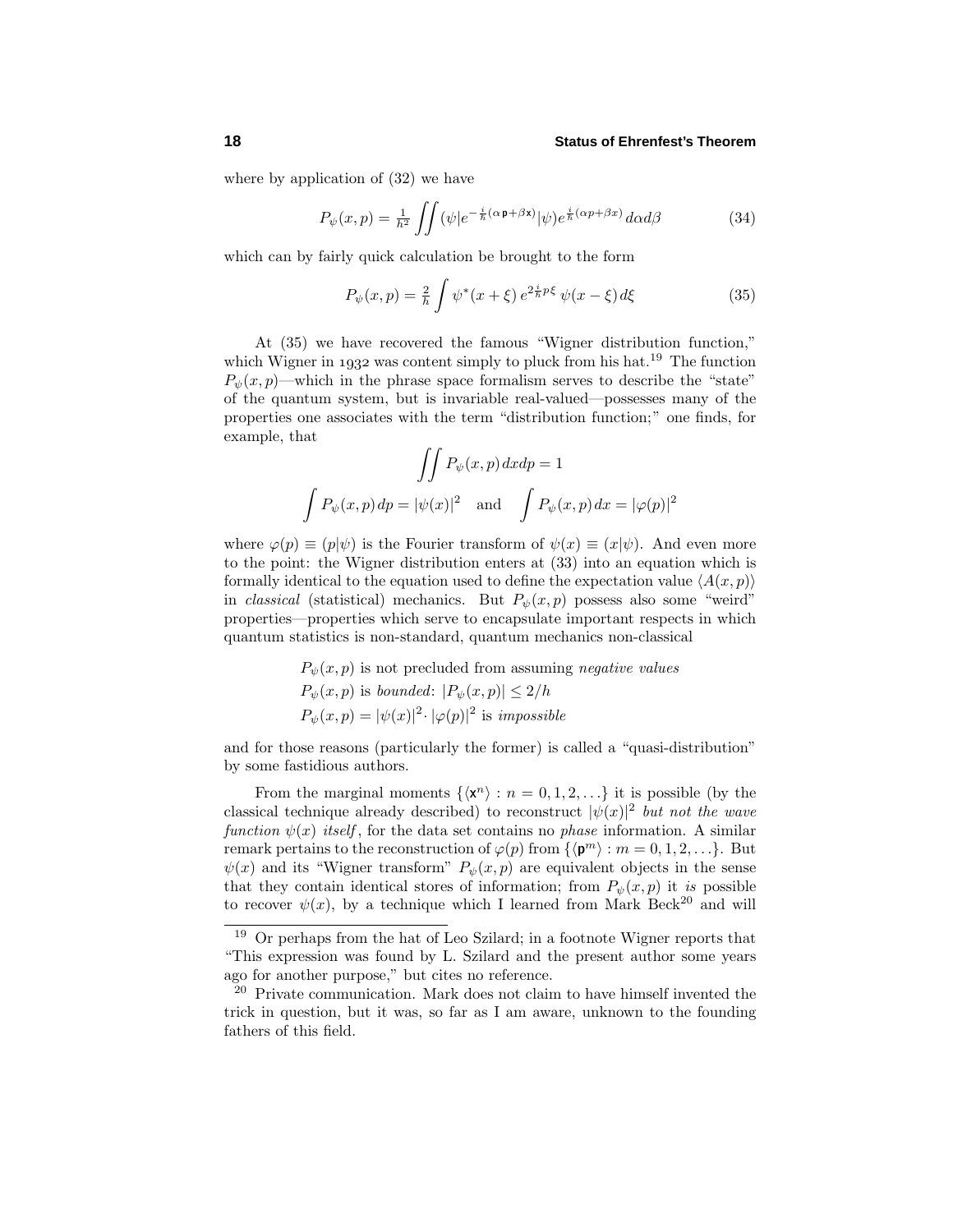where by application of (32) we have

$$P_\psi(x,p) = \tfrac{1}{h^2} \iint (\psi|e^{-\frac{i}{\hbar}(\alpha\,\mathbf{p}+\beta\mathbf{x})}|\psi)e^{\frac{i}{\hbar}(\alpha p+\beta x)}\,d\alpha d\beta \tag{34}$$

which can by fairly quick calculation be brought to the form

$$P_\psi(x,p) = \tfrac{2}{h} \int \psi^*(x+\xi)\,e^{2\frac{i}{\hbar}p\xi}\,\psi(x-\xi)\,d\xi \tag{35}$$

At (35) we have recovered the famous "Wigner distribution function," which Wigner in 1932 was content simply to pluck from his hat.[19] The function $P_\psi(x,p)$—which in the phrase space formalism serves to describe the "state" of the quantum system, but is invariable real-valued—possesses many of the properties one associates with the term "distribution function;" one finds, for example, that

$$\iint P_\psi(x,p)\,dxdp = 1$$

$$\int P_\psi(x,p)\,dp = |\psi(x)|^2 \quad \text{and} \quad \int P_\psi(x,p)\,dx = |\varphi(p)|^2$$

where $\varphi(p) \equiv (p|\psi)$ is the Fourier transform of $\psi(x) \equiv (x|\psi)$. And even more to the point: the Wigner distribution enters at (33) into an equation which is formally identical to the equation used to define the expectation value $\langle A(x,p)\rangle$ in *classical* (statistical) mechanics. But $P_\psi(x,p)$ possess also some "weird" properties—properties which serve to encapsulate important respects in which quantum statistics is non-standard, quantum mechanics non-classical

$P_\psi(x,p)$ is not precluded from assuming *negative values*
$P_\psi(x,p)$ is *bounded*: $|P_\psi(x,p)| \leq 2/h$
$P_\psi(x,p) = |\psi(x)|^2 \cdot |\varphi(p)|^2$ is *impossible*

and for those reasons (particularly the former) is called a "quasi-distribution" by some fastidious authors.

From the marginal moments $\{\langle \mathbf{x}^n\rangle : n = 0, 1, 2, \ldots\}$ it is possible (by the classical technique already described) to reconstruct $|\psi(x)|^2$ *but not the wave function* $\psi(x)$ *itself*, for the data set contains no *phase* information. A similar remark pertains to the reconstruction of $\varphi(p)$ from $\{\langle \mathbf{p}^m\rangle : m = 0, 1, 2, \ldots\}$. But $\psi(x)$ and its "Wigner transform" $P_\psi(x,p)$ are equivalent objects in the sense that they contain identical stores of information; from $P_\psi(x,p)$ it *is* possible to recover $\psi(x)$, by a technique which I learned from Mark Beck[20] and will

---

[19] Or perhaps from the hat of Leo Szilard; in a footnote Wigner reports that "This expression was found by L. Szilard and the present author some years ago for another purpose," but cites no reference.

[20] Private communication. Mark does not claim to have himself invented the trick in question, but it was, so far as I am aware, unknown to the founding fathers of this field.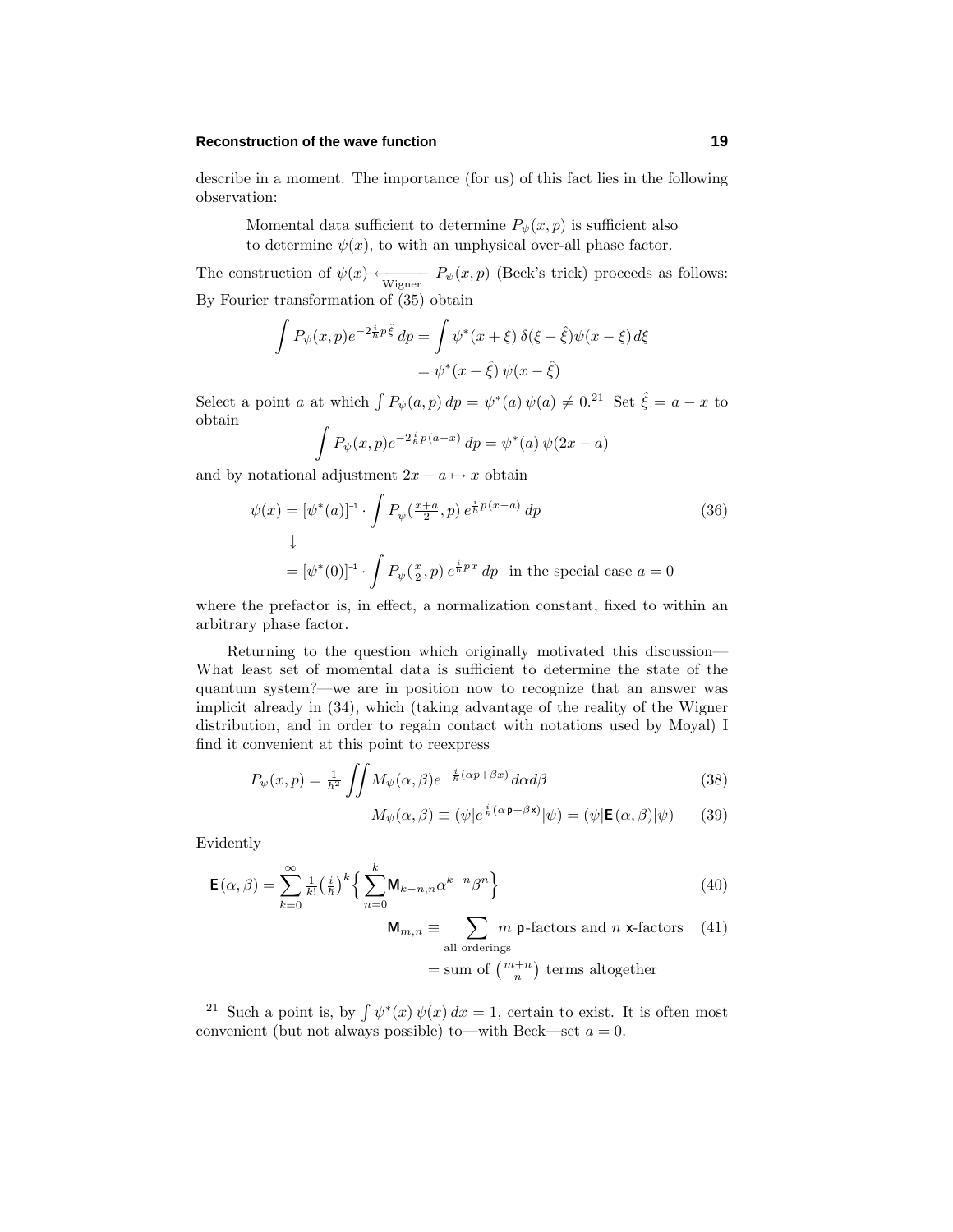describe in a moment. The importance (for us) of this fact lies in the following observation:

> Momental data sufficient to determine $P_\psi(x,p)$ is sufficient also to determine $\psi(x)$, to with an unphysical over-all phase factor.

The construction of $\psi(x) \underset{\text{Wigner}}{\longleftarrow} P_\psi(x,p)$ (Beck's trick) proceeds as follows: By Fourier transformation of (35) obtain

$$
\begin{aligned}
\int P_\psi(x,p)e^{-2\frac{i}{\hbar}p\hat{\xi}}\,dp &= \int \psi^*(x+\xi)\,\delta(\xi-\hat{\xi})\psi(x-\xi)\,d\xi \\
&= \psi^*(x+\hat{\xi})\,\psi(x-\hat{\xi})
\end{aligned}
$$

Select a point $a$ at which $\int P_\psi(a,p)\,dp = \psi^*(a)\,\psi(a) \neq 0$.[21] Set $\hat{\xi} = a - x$ to obtain

$$
\int P_\psi(x,p)e^{-2\frac{i}{\hbar}p(a-x)}\,dp = \psi^*(a)\,\psi(2x-a)
$$

and by notational adjustment $2x - a \mapsto x$ obtain

$$
\begin{aligned}
\psi(x) &= [\psi^*(a)]^{-1}\cdot\int P_\psi(\tfrac{x+a}{2},p)\,e^{\frac{i}{\hbar}p(x-a)}\,dp \qquad (36)\\
&\downarrow \\
&= [\psi^*(0)]^{-1}\cdot\int P_\psi(\tfrac{x}{2},p)\,e^{\frac{i}{\hbar}px}\,dp \quad \text{in the special case } a = 0
\end{aligned}
$$

where the prefactor is, in effect, a normalization constant, fixed to within an arbitrary phase factor.

Returning to the question which originally motivated this discussion—What least set of momental data is sufficient to determine the state of the quantum system?—we are in position now to recognize that an answer was implicit already in (34), which (taking advantage of the reality of the Wigner distribution, and in order to regain contact with notations used by Moyal) I find it convenient at this point to reexpress

$$
P_\psi(x,p) = \tfrac{1}{h^2}\iint M_\psi(\alpha,\beta)e^{-\frac{i}{\hbar}(\alpha p+\beta x)}\,d\alpha d\beta \qquad (38)
$$

$$
M_\psi(\alpha,\beta) \equiv (\psi|e^{\frac{i}{\hbar}(\alpha\,\mathbf{p}+\beta\,\mathbf{x})}|\psi) = (\psi|\mathbf{E}(\alpha,\beta)|\psi) \qquad (39)
$$

Evidently

$$
\mathbf{E}(\alpha,\beta) = \sum_{k=0}^{\infty}\tfrac{1}{k!}\big(\tfrac{i}{\hbar}\big)^k\Big\{\sum_{n=0}^{k}\mathbf{M}_{k-n,n}\alpha^{k-n}\beta^n\Big\} \qquad (40)
$$

$$
\begin{aligned}
\mathbf{M}_{m,n} &\equiv \sum_{\text{all orderings}} m\ \mathbf{p}\text{-factors and } n\ \mathbf{x}\text{-factors} \qquad (41)\\
&= \text{sum of } \tbinom{m+n}{n} \text{ terms altogether}
\end{aligned}
$$

---

[21] Such a point is, by $\int \psi^*(x)\,\psi(x)\,dx = 1$, certain to exist. It is often most convenient (but not always possible) to—with Beck—set $a = 0$.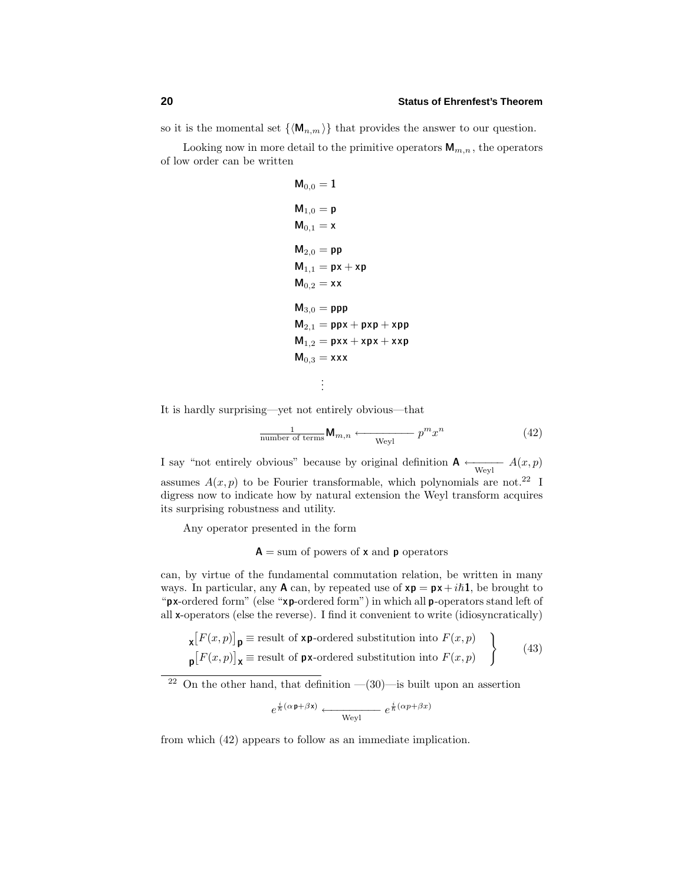so it is the momental set $\{\langle \mathsf{M}_{n,m}\rangle\}$ that provides the answer to our question.

Looking now in more detail to the primitive operators $\mathsf{M}_{m,n}$, the operators of low order can be written

$$
\begin{aligned}
\mathsf{M}_{0,0} &= \mathbf{1}\\[4pt]
\mathsf{M}_{1,0} &= \mathsf{p}\\
\mathsf{M}_{0,1} &= \mathsf{x}\\[4pt]
\mathsf{M}_{2,0} &= \mathsf{pp}\\
\mathsf{M}_{1,1} &= \mathsf{px} + \mathsf{xp}\\
\mathsf{M}_{0,2} &= \mathsf{xx}\\[4pt]
\mathsf{M}_{3,0} &= \mathsf{ppp}\\
\mathsf{M}_{2,1} &= \mathsf{ppx} + \mathsf{pxp} + \mathsf{xpp}\\
\mathsf{M}_{1,2} &= \mathsf{pxx} + \mathsf{xpx} + \mathsf{xxp}\\
\mathsf{M}_{0,3} &= \mathsf{xxx}\\
&\ \ \vdots
\end{aligned}
$$

It is hardly surprising—yet not entirely obvious—that

$$
\tfrac{1}{\text{number of terms}}\mathsf{M}_{m,n} \xleftarrow[\text{Weyl}]{} p^m x^n \tag{42}
$$

I say "not entirely obvious" because by original definition $\mathsf{A} \xleftarrow[\text{Weyl}]{} A(x,p)$ assumes $A(x,p)$ to be Fourier transformable, which polynomials are not.[22] I digress now to indicate how by natural extension the Weyl transform acquires its surprising robustness and utility.

Any operator presented in the form

$$
\mathsf{A} = \text{sum of powers of } \mathsf{x} \text{ and } \mathsf{p} \text{ operators}
$$

can, by virtue of the fundamental commutation relation, be written in many ways. In particular, any $\mathsf{A}$ can, by repeated use of $\mathsf{xp} = \mathsf{px} + i\hbar\mathbf{1}$, be brought to "$\mathsf{px}$-ordered form" (else "$\mathsf{xp}$-ordered form") in which all $\mathsf{p}$-operators stand left of all $\mathsf{x}$-operators (else the reverse). I find it convenient to write (idiosyncratically)

$$
\left.
\begin{aligned}
{}_{\mathsf{x}}\big[F(x,p)\big]_{\mathsf{p}} &\equiv \text{result of } \mathsf{xp}\text{-ordered substitution into } F(x,p)\\
{}_{\mathsf{p}}\big[F(x,p)\big]_{\mathsf{x}} &\equiv \text{result of } \mathsf{px}\text{-ordered substitution into } F(x,p)
\end{aligned}
\right\} \tag{43}
$$

---

[22] On the other hand, that definition —(30)—is built upon an assertion

$$
e^{\frac{i}{\hbar}(\alpha\,\mathsf{p}+\beta\mathsf{x})} \xleftarrow[\text{Weyl}]{} e^{\frac{i}{\hbar}(\alpha p+\beta x)}
$$

from which (42) appears to follow as an immediate implication.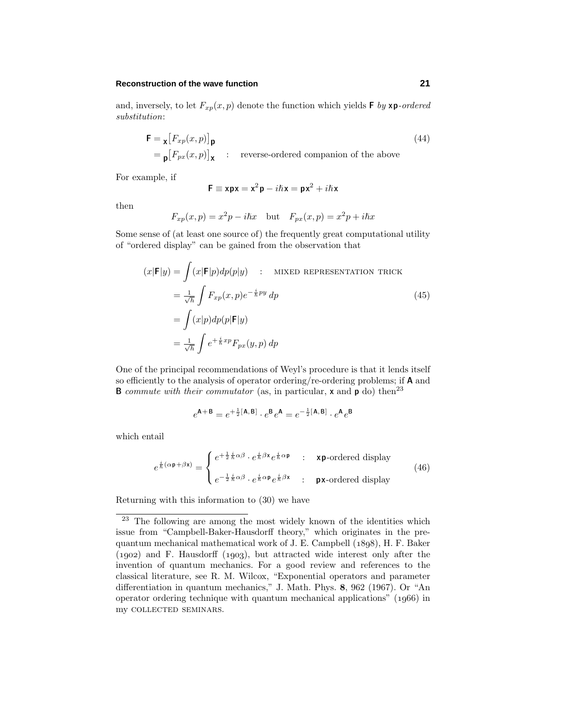and, inversely, to let $F_{xp}(x,p)$ denote the function which yields $\mathsf{F}$ *by* $\mathsf{xp}$*-ordered substitution*:

$$
\begin{aligned}
\mathsf{F} &= {}_{\mathsf{x}}\big[F_{xp}(x,p)\big]_{\mathsf{p}} \\
&= {}_{\mathsf{p}}\big[F_{px}(x,p)\big]_{\mathsf{x}} \quad : \quad \text{reverse-ordered companion of the above}
\end{aligned}
\tag{44}
$$

For example, if

$$
\mathsf{F} \equiv \mathsf{xpx} = \mathsf{x}^2\mathsf{p} - i\hbar\mathsf{x} = \mathsf{p}\mathsf{x}^2 + i\hbar\mathsf{x}
$$

then

$$
F_{xp}(x,p) = x^2 p - i\hbar x \quad \text{but} \quad F_{px}(x,p) = x^2 p + i\hbar x
$$

Some sense of (at least one source of) the frequently great computational utility of "ordered display" can be gained from the observation that

$$
\begin{aligned}
(x|\mathsf{F}|y) &= \int (x|\mathsf{F}|p)dp(p|y) \quad : \quad \text{MIXED REPRESENTATION TRICK} \\
&= \tfrac{1}{\sqrt{h}} \int F_{xp}(x,p) e^{-\frac{i}{\hbar}py}\, dp \\
&= \int (x|p)dp(p|\mathsf{F}|y) \\
&= \tfrac{1}{\sqrt{h}} \int e^{+\frac{i}{\hbar}xp} F_{px}(y,p)\, dp
\end{aligned}
\tag{45}
$$

One of the principal recommendations of Weyl's procedure is that it lends itself so efficiently to the analysis of operator ordering/re-ordering problems; if $\mathsf{A}$ and $\mathsf{B}$ *commute with their commutator* (as, in particular, $\mathsf{x}$ and $\mathsf{p}$ do) then[23]

$$
e^{\mathsf{A}+\mathsf{B}} = e^{+\frac{1}{2}[\mathsf{A},\mathsf{B}]} \cdot e^{\mathsf{B}} e^{\mathsf{A}} = e^{-\frac{1}{2}[\mathsf{A},\mathsf{B}]} \cdot e^{\mathsf{A}} e^{\mathsf{B}}
$$

which entail

$$
e^{\frac{i}{\hbar}(\alpha\mathsf{p}+\beta\mathsf{x})} = \begin{cases} e^{+\frac{1}{2}\frac{i}{\hbar}\alpha\beta} \cdot e^{\frac{i}{\hbar}\beta\mathsf{x}} e^{\frac{i}{\hbar}\alpha\mathsf{p}} & : \quad \mathsf{xp}\text{-ordered display} \\[2ex] e^{-\frac{1}{2}\frac{i}{\hbar}\alpha\beta} \cdot e^{\frac{i}{\hbar}\alpha\mathsf{p}} e^{\frac{i}{\hbar}\beta\mathsf{x}} & : \quad \mathsf{px}\text{-ordered display} \end{cases}
\tag{46}
$$

Returning with this information to (30) we have

---

[23] The following are among the most widely known of the identities which issue from "Campbell-Baker-Hausdorff theory," which originates in the pre-quantum mechanical mathematical work of J. E. Campbell (1898), H. F. Baker (1902) and F. Hausdorff (1903), but attracted wide interest only after the invention of quantum mechanics. For a good review and references to the classical literature, see R. M. Wilcox, "Exponential operators and parameter differentiation in quantum mechanics," J. Math. Phys. **8**, 962 (1967). Or "An operator ordering technique with quantum mechanical applications" (1966) in my COLLECTED SEMINARS.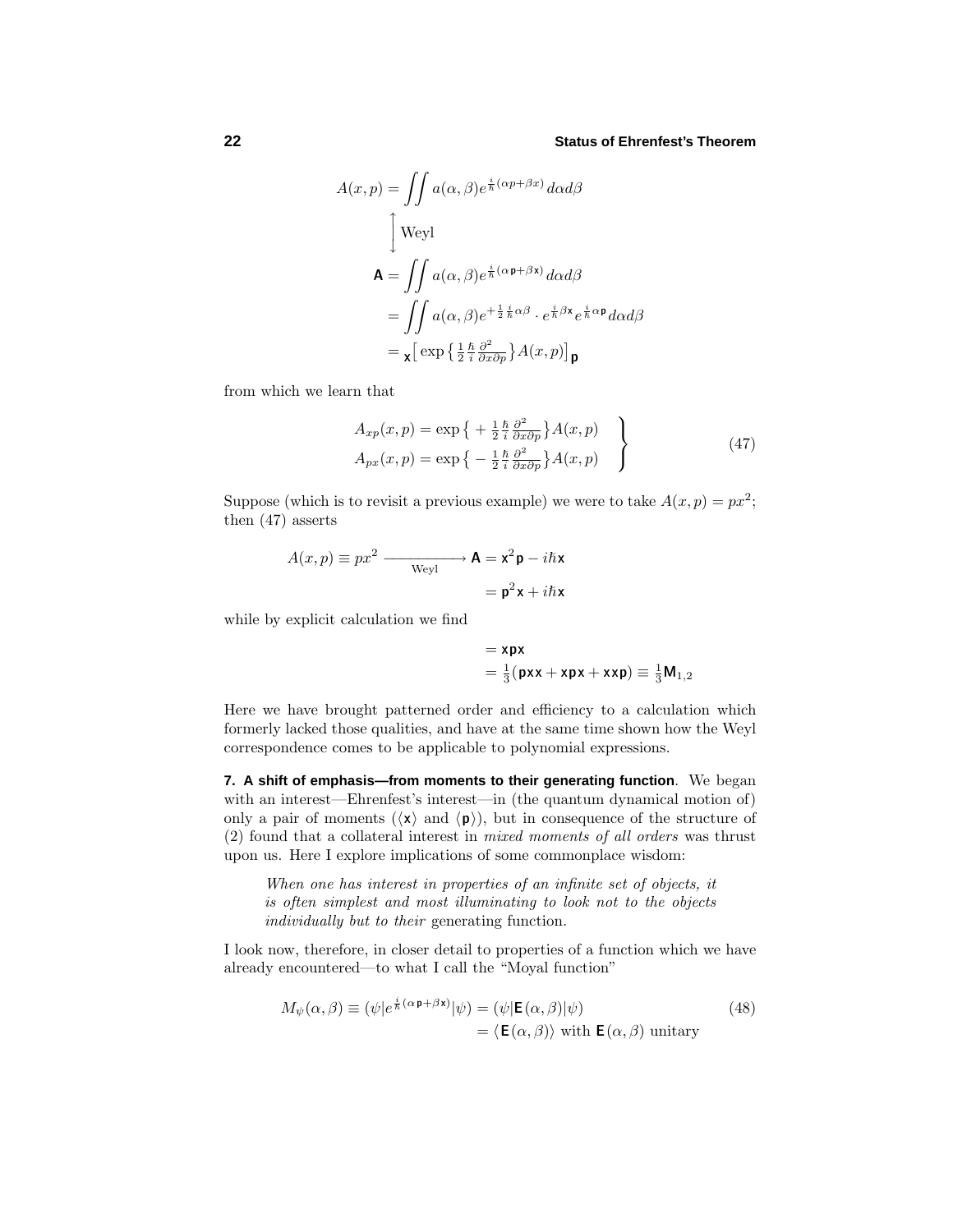$$
\begin{aligned}
A(x,p) &= \iint a(\alpha,\beta)e^{\frac{i}{\hbar}(\alpha p+\beta x)}\,d\alpha d\beta \\
&\Big\updownarrow \text{Weyl} \\
\mathsf{A} &= \iint a(\alpha,\beta)e^{\frac{i}{\hbar}(\alpha \mathsf{p}+\beta \mathsf{x})}\,d\alpha d\beta \\
&= \iint a(\alpha,\beta)e^{+\frac{1}{2}\frac{i}{\hbar}\alpha\beta}\cdot e^{\frac{i}{\hbar}\beta\mathsf{x}}e^{\frac{i}{\hbar}\alpha\mathsf{p}}\,d\alpha d\beta \\
&= {}_{\mathsf{x}}\big[\exp\big\{\tfrac{1}{2}\tfrac{\hbar}{i}\tfrac{\partial^2}{\partial x\partial p}\big\}A(x,p)\big]_{\mathsf{p}}
\end{aligned}
$$

from which we learn that

$$
\left.
\begin{aligned}
A_{xp}(x,p) &= \exp\big\{+\tfrac{1}{2}\tfrac{\hbar}{i}\tfrac{\partial^2}{\partial x\partial p}\big\}A(x,p) \\
A_{px}(x,p) &= \exp\big\{-\tfrac{1}{2}\tfrac{\hbar}{i}\tfrac{\partial^2}{\partial x\partial p}\big\}A(x,p)
\end{aligned}
\right\} \tag{47}
$$

Suppose (which is to revisit a previous example) we were to take $A(x,p) = px^2$; then (47) asserts

$$
\begin{aligned}
A(x,p) \equiv px^2 \xrightarrow[\text{Weyl}]{\qquad} \mathsf{A} &= \mathsf{x}^2\mathsf{p} - i\hbar\mathsf{x} \\
&= \mathsf{p}^2\mathsf{x} + i\hbar\mathsf{x}
\end{aligned}
$$

while by explicit calculation we find

$$
\begin{aligned}
&= \mathsf{xpx} \\
&= \tfrac{1}{3}(\mathsf{pxx}+\mathsf{xpx}+\mathsf{xxp}) \equiv \tfrac{1}{3}\mathsf{M}_{1,2}
\end{aligned}
$$

Here we have brought patterned order and efficiency to a calculation which formerly lacked those qualities, and have at the same time shown how the Weyl correspondence comes to be applicable to polynomial expressions.

**7. A shift of emphasis—from moments to their generating function**. We began with an interest—Ehrenfest's interest—in (the quantum dynamical motion of) only a pair of moments ($\langle\mathsf{x}\rangle$ and $\langle\mathsf{p}\rangle$), but in consequence of the structure of (2) found that a collateral interest in *mixed moments of all orders* was thrust upon us. Here I explore implications of some commonplace wisdom:

> *When one has interest in properties of an infinite set of objects, it is often simplest and most illuminating to look not to the objects individually but to their* generating function.

I look now, therefore, in closer detail to properties of a function which we have already encountered—to what I call the "Moyal function"

$$
\begin{aligned}
M_\psi(\alpha,\beta) \equiv (\psi|e^{\frac{i}{\hbar}(\alpha\mathsf{p}+\beta\mathsf{x})}|\psi) &= (\psi|\mathsf{E}(\alpha,\beta)|\psi) \\
&= \langle\mathsf{E}(\alpha,\beta)\rangle \text{ with } \mathsf{E}(\alpha,\beta) \text{ unitary}
\end{aligned} \tag{48}
$$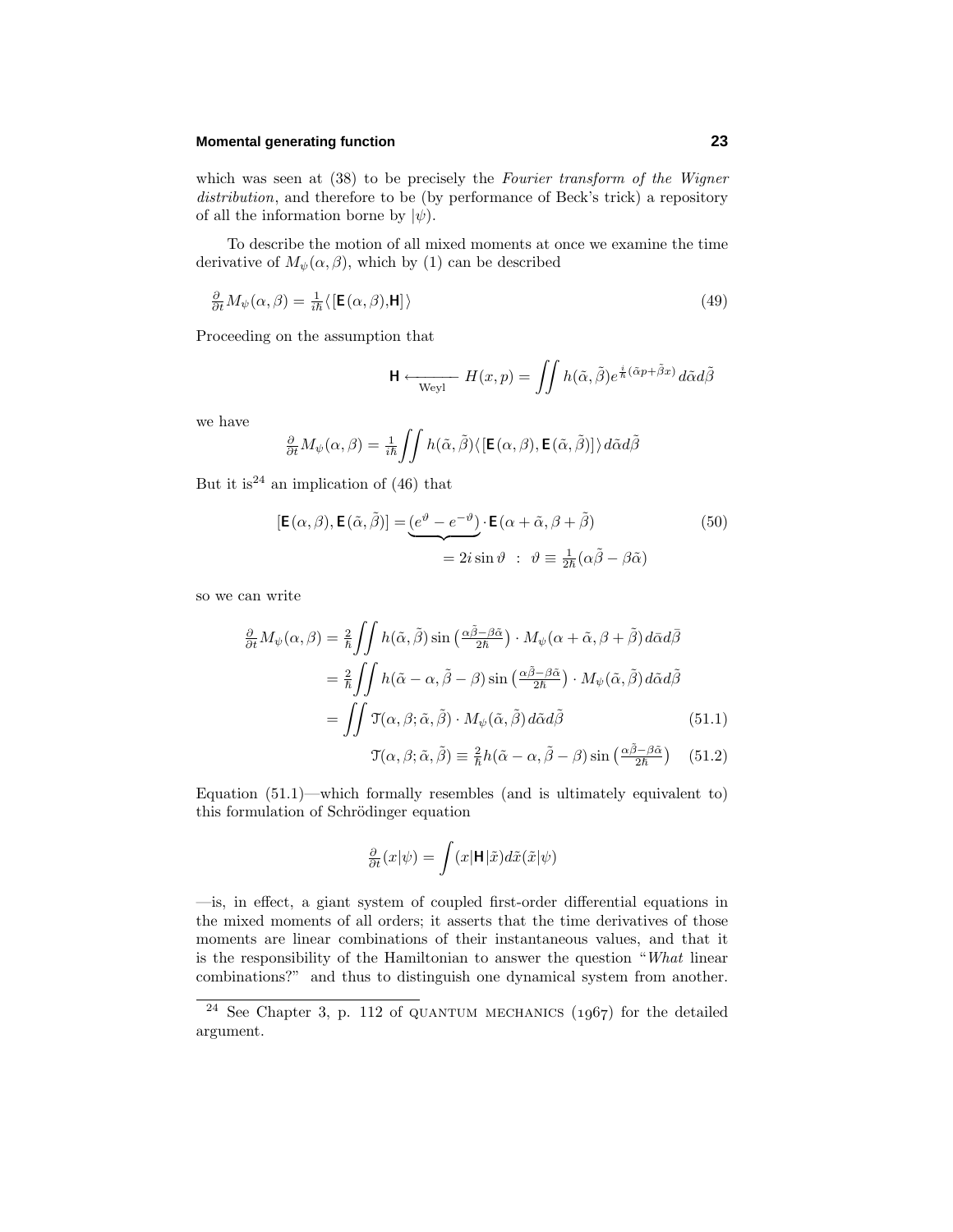which was seen at (38) to be precisely the *Fourier transform of the Wigner distribution*, and therefore to be (by performance of Beck's trick) a repository of all the information borne by $|\psi)$.

To describe the motion of all mixed moments at once we examine the time derivative of $M_\psi(\alpha,\beta)$, which by (1) can be described

$$\tfrac{\partial}{\partial t}M_\psi(\alpha,\beta) = \tfrac{1}{i\hbar}\langle[\mathbf{E}(\alpha,\beta),\mathbf{H}]\rangle \tag{49}$$

Proceeding on the assumption that

$$\mathbf{H} \xleftarrow[\text{Weyl}]{} H(x,p) = \iint h(\tilde\alpha,\tilde\beta)e^{\frac{i}{\hbar}(\tilde\alpha p+\tilde\beta x)}\,d\tilde\alpha d\tilde\beta$$

we have

$$\tfrac{\partial}{\partial t}M_\psi(\alpha,\beta) = \tfrac{1}{i\hbar}\iint h(\tilde\alpha,\tilde\beta)\langle[\mathbf{E}(\alpha,\beta),\mathbf{E}(\tilde\alpha,\tilde\beta)]\rangle\,d\tilde\alpha d\tilde\beta$$

But it is[24] an implication of (46) that

$$[\mathbf{E}(\alpha,\beta),\mathbf{E}(\tilde\alpha,\tilde\beta)] = \underbrace{(e^{\vartheta}-e^{-\vartheta})}_{=\,2i\sin\vartheta}\cdot\mathbf{E}(\alpha+\tilde\alpha,\beta+\tilde\beta) \quad : \quad \vartheta\equiv\tfrac{1}{2\hbar}(\alpha\tilde\beta-\beta\tilde\alpha) \tag{50}$$

so we can write

$$\begin{aligned}
\tfrac{\partial}{\partial t}M_\psi(\alpha,\beta) &= \tfrac{2}{\hbar}\iint h(\tilde\alpha,\tilde\beta)\sin\left(\tfrac{\alpha\tilde\beta-\beta\tilde\alpha}{2\hbar}\right)\cdot M_\psi(\alpha+\tilde\alpha,\beta+\tilde\beta)\,d\tilde\alpha d\tilde\beta\\
&= \tfrac{2}{\hbar}\iint h(\tilde\alpha-\alpha,\tilde\beta-\beta)\sin\left(\tfrac{\alpha\tilde\beta-\beta\tilde\alpha}{2\hbar}\right)\cdot M_\psi(\tilde\alpha,\tilde\beta)\,d\tilde\alpha d\tilde\beta\\
&= \iint \mathcal{T}(\alpha,\beta;\tilde\alpha,\tilde\beta)\cdot M_\psi(\tilde\alpha,\tilde\beta)\,d\tilde\alpha d\tilde\beta
\end{aligned} \tag{51.1}$$

$$\mathcal{T}(\alpha,\beta;\tilde\alpha,\tilde\beta)\equiv\tfrac{2}{\hbar}h(\tilde\alpha-\alpha,\tilde\beta-\beta)\sin\left(\tfrac{\alpha\tilde\beta-\beta\tilde\alpha}{2\hbar}\right) \tag{51.2}$$

Equation (51.1)—which formally resembles (and is ultimately equivalent to) this formulation of Schrödinger equation

$$\tfrac{\partial}{\partial t}(x|\psi) = \int (x|\mathbf{H}|\tilde x)d\tilde x(\tilde x|\psi)$$

—is, in effect, a giant system of coupled first-order differential equations in the mixed moments of all orders; it asserts that the time derivatives of those moments are linear combinations of their instantaneous values, and that it is the responsibility of the Hamiltonian to answer the question "*What* linear combinations?" and thus to distinguish one dynamical system from another.

---

[24] See Chapter 3, p. 112 of QUANTUM MECHANICS (1967) for the detailed argument.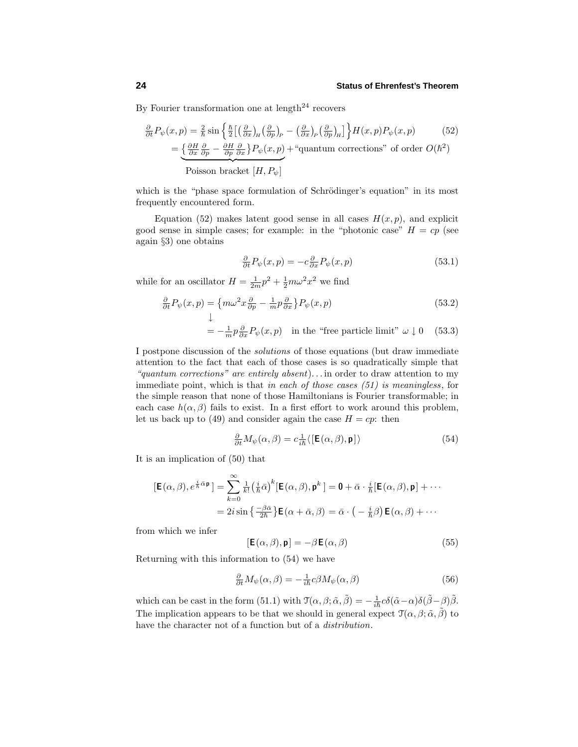By Fourier transformation one at length[24] recovers

$$
\begin{aligned}
\tfrac{\partial}{\partial t}P_\psi(x,p) &= \tfrac{2}{\hbar}\sin\Big\{\tfrac{\hbar}{2}\big[\big(\tfrac{\partial}{\partial x}\big)_H\big(\tfrac{\partial}{\partial p}\big)_P - \big(\tfrac{\partial}{\partial x}\big)_P\big(\tfrac{\partial}{\partial p}\big)_H\big]\Big\}H(x,p)P_\psi(x,p) \qquad (52)\\
&= \underbrace{\big\{\tfrac{\partial H}{\partial x}\tfrac{\partial}{\partial p} - \tfrac{\partial H}{\partial p}\tfrac{\partial}{\partial x}\big\}P_\psi(x,p)}_{\text{Poisson bracket }[H,P_\psi]} + \text{"quantum corrections" of order } O(\hbar^2)
\end{aligned}
$$

which is the "phase space formulation of Schrödinger's equation" in its most frequently encountered form.

Equation (52) makes latent good sense in all cases $H(x,p)$, and explicit good sense in simple cases; for example: in the "photonic case" $H = cp$ (see again §3) one obtains

$$
\tfrac{\partial}{\partial t}P_\psi(x,p) = -c\tfrac{\partial}{\partial x}P_\psi(x,p) \tag{53.1}
$$

while for an oscillator $H = \frac{1}{2m}p^2 + \frac{1}{2}m\omega^2x^2$ we find

$$
\begin{aligned}
\tfrac{\partial}{\partial t}P_\psi(x,p) &= \big\{m\omega^2 x\tfrac{\partial}{\partial p} - \tfrac{1}{m}p\tfrac{\partial}{\partial x}\big\}P_\psi(x,p) \qquad (53.2)\\
&\downarrow\\
&= -\tfrac{1}{m}p\tfrac{\partial}{\partial x}P_\psi(x,p) \quad \text{in the "free particle limit" } \omega\downarrow 0 \qquad (53.3)
\end{aligned}
$$

I postpone discussion of the *solutions* of those equations (but draw immediate attention to the fact that each of those cases is so quadratically simple that *"quantum corrections" are entirely absent*)... in order to draw attention to my immediate point, which is that *in each of those cases (51) is meaningless*, for the simple reason that none of those Hamiltonians is Fourier transformable; in each case $h(\alpha,\beta)$ fails to exist. In a first effort to work around this problem, let us back up to (49) and consider again the case $H = cp$: then

$$
\tfrac{\partial}{\partial t}M_\psi(\alpha,\beta) = c\tfrac{1}{i\hbar}\langle[\mathbf{E}(\alpha,\beta),\mathbf{p}]\rangle \tag{54}
$$

It is an implication of (50) that

$$
\begin{aligned}
[\mathbf{E}(\alpha,\beta), e^{\frac{i}{\hbar}\bar{\alpha}\mathbf{p}}] &= \sum_{k=0}^{\infty}\tfrac{1}{k!}\big(\tfrac{i}{\hbar}\bar{\alpha}\big)^k[\mathbf{E}(\alpha,\beta),\mathbf{p}^k] = \mathbf{0} + \bar{\alpha}\cdot\tfrac{i}{\hbar}[\mathbf{E}(\alpha,\beta),\mathbf{p}] + \cdots\\
&= 2i\sin\big\{\tfrac{-\beta\bar{\alpha}}{2\hbar}\big\}\mathbf{E}(\alpha+\bar{\alpha},\beta) = \bar{\alpha}\cdot\big(-\tfrac{i}{\hbar}\beta\big)\mathbf{E}(\alpha,\beta) + \cdots
\end{aligned}
$$

from which we infer

$$
[\mathbf{E}(\alpha,\beta),\mathbf{p}] = -\beta\,\mathbf{E}(\alpha,\beta) \tag{55}
$$

Returning with this information to (54) we have

$$
\tfrac{\partial}{\partial t}M_\psi(\alpha,\beta) = -\tfrac{1}{i\hbar}c\beta M_\psi(\alpha,\beta) \tag{56}
$$

which can be cast in the form (51.1) with $\mathcal{T}(\alpha,\beta;\tilde{\alpha},\tilde{\beta}) = -\frac{1}{i\hbar}c\delta(\tilde{\alpha}-\alpha)\delta(\tilde{\beta}-\beta)\tilde{\beta}$. The implication appears to be that we should in general expect $\mathcal{T}(\alpha,\beta;\tilde{\alpha},\tilde{\beta})$ to have the character not of a function but of a *distribution*.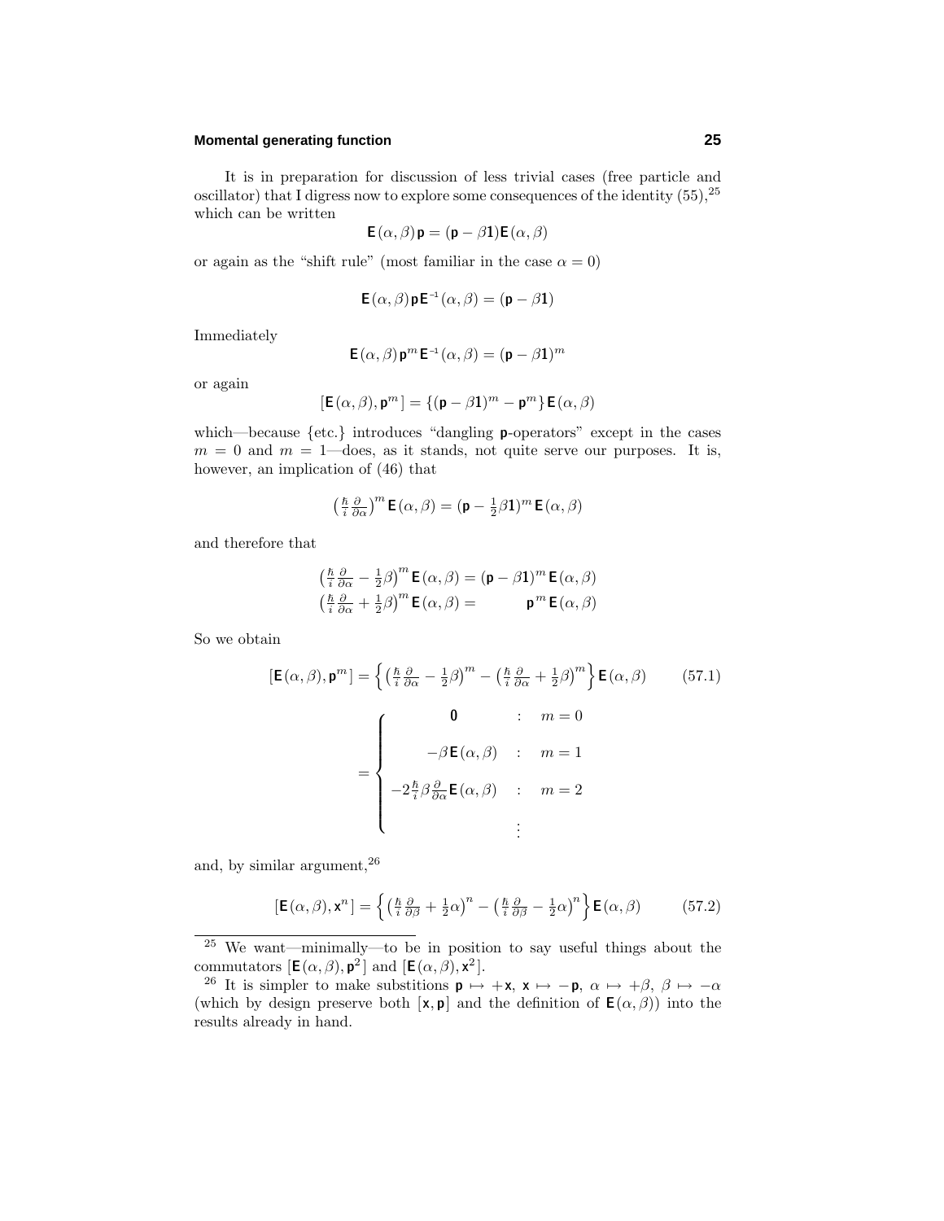It is in preparation for discussion of less trivial cases (free particle and oscillator) that I digress now to explore some consequences of the identity (55),[25] which can be written

$$\mathbf{E}(\alpha,\beta)\,\mathbf{p} = (\mathbf{p} - \beta\mathbf{1})\mathbf{E}(\alpha,\beta)$$

or again as the "shift rule" (most familiar in the case $\alpha = 0$)

$$\mathbf{E}(\alpha,\beta)\,\mathbf{p}\,\mathbf{E}^{-1}(\alpha,\beta) = (\mathbf{p} - \beta\mathbf{1})$$

Immediately

$$\mathbf{E}(\alpha,\beta)\,\mathbf{p}^m\,\mathbf{E}^{-1}(\alpha,\beta) = (\mathbf{p} - \beta\mathbf{1})^m$$

or again

$$[\,\mathbf{E}(\alpha,\beta), \mathbf{p}^m\,] = \{(\mathbf{p} - \beta\mathbf{1})^m - \mathbf{p}^m\}\,\mathbf{E}(\alpha,\beta)$$

which—because {etc.} introduces "dangling $\mathbf{p}$-operators" except in the cases $m = 0$ and $m = 1$—does, as it stands, not quite serve our purposes. It is, however, an implication of (46) that

$$\left(\tfrac{\hbar}{i}\tfrac{\partial}{\partial\alpha}\right)^m \mathbf{E}(\alpha,\beta) = (\mathbf{p} - \tfrac{1}{2}\beta\mathbf{1})^m\,\mathbf{E}(\alpha,\beta)$$

and therefore that

$$\begin{aligned}
\left(\tfrac{\hbar}{i}\tfrac{\partial}{\partial\alpha} - \tfrac{1}{2}\beta\right)^m \mathbf{E}(\alpha,\beta) &= (\mathbf{p} - \beta\mathbf{1})^m\,\mathbf{E}(\alpha,\beta)\\
\left(\tfrac{\hbar}{i}\tfrac{\partial}{\partial\alpha} + \tfrac{1}{2}\beta\right)^m \mathbf{E}(\alpha,\beta) &= \qquad\quad \mathbf{p}^m\,\mathbf{E}(\alpha,\beta)
\end{aligned}$$

So we obtain

$$[\,\mathbf{E}(\alpha,\beta), \mathbf{p}^m\,] = \left\{\left(\tfrac{\hbar}{i}\tfrac{\partial}{\partial\alpha} - \tfrac{1}{2}\beta\right)^m - \left(\tfrac{\hbar}{i}\tfrac{\partial}{\partial\alpha} + \tfrac{1}{2}\beta\right)^m\right\}\mathbf{E}(\alpha,\beta) \tag{57.1}$$

$$= \begin{cases} \mathbf{0} & : \quad m = 0 \\ -\beta\,\mathbf{E}(\alpha,\beta) & : \quad m = 1 \\ -2\tfrac{\hbar}{i}\beta\tfrac{\partial}{\partial\alpha}\mathbf{E}(\alpha,\beta) & : \quad m = 2 \\ & \quad\vdots \end{cases}$$

and, by similar argument,[26]

$$[\,\mathbf{E}(\alpha,\beta), \mathbf{x}^n\,] = \left\{\left(\tfrac{\hbar}{i}\tfrac{\partial}{\partial\beta} + \tfrac{1}{2}\alpha\right)^n - \left(\tfrac{\hbar}{i}\tfrac{\partial}{\partial\beta} - \tfrac{1}{2}\alpha\right)^n\right\}\mathbf{E}(\alpha,\beta) \tag{57.2}$$

---

[25] We want—minimally—to be in position to say useful things about the commutators $[\mathbf{E}(\alpha,\beta), \mathbf{p}^2]$ and $[\mathbf{E}(\alpha,\beta), \mathbf{x}^2]$.

[26] It is simpler to make substitions $\mathbf{p} \mapsto +\mathbf{x}$, $\mathbf{x} \mapsto -\mathbf{p}$, $\alpha \mapsto +\beta$, $\beta \mapsto -\alpha$ (which by design preserve both $[\mathbf{x}, \mathbf{p}]$ and the definition of $\mathbf{E}(\alpha,\beta)$) into the results already in hand.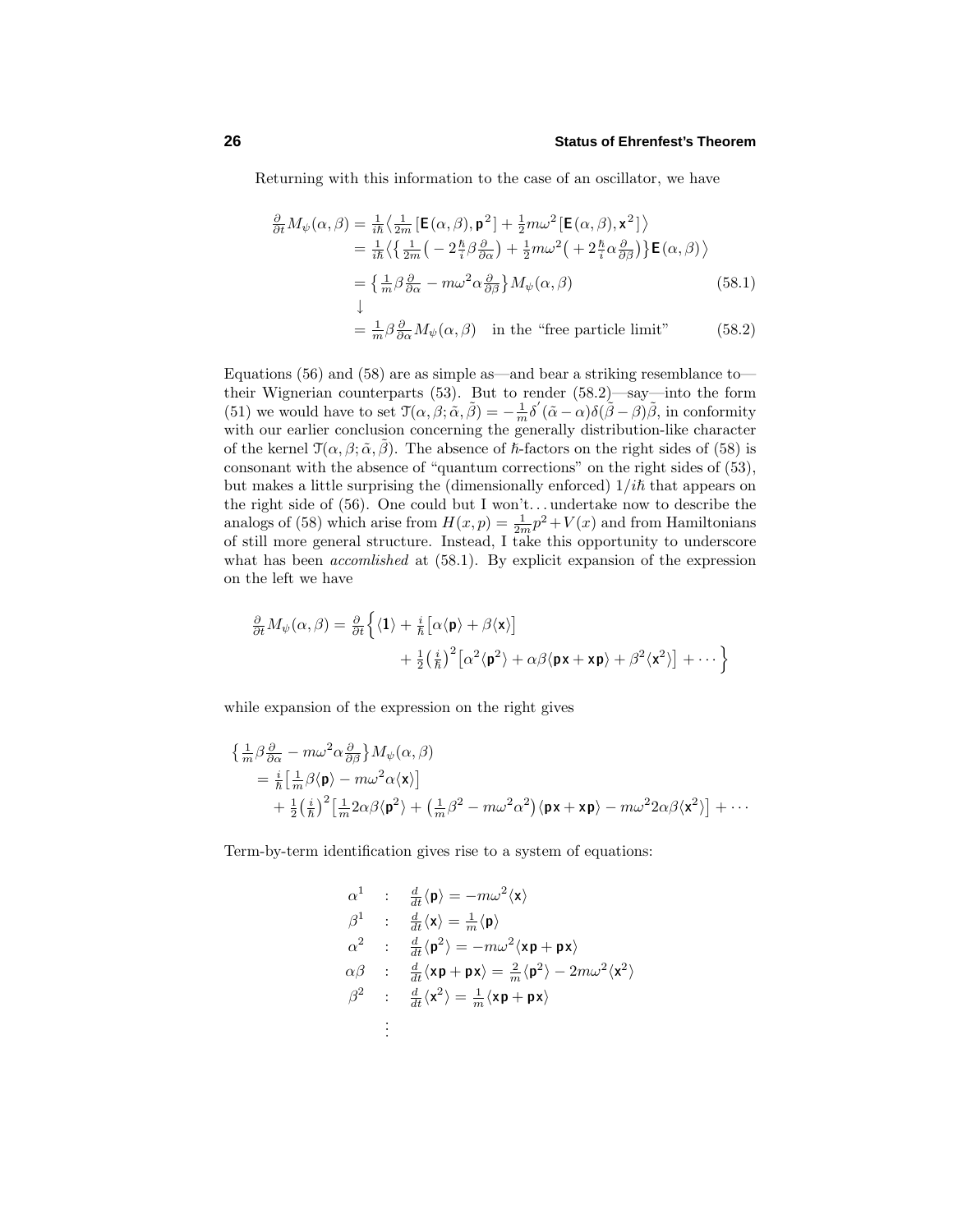Returning with this information to the case of an oscillator, we have

$$
\begin{aligned}
\tfrac{\partial}{\partial t} M_\psi(\alpha,\beta) &= \tfrac{1}{i\hbar}\big\langle \tfrac{1}{2m}\big[\mathbf{E}(\alpha,\beta),\mathbf{p}^2\big] + \tfrac{1}{2}m\omega^2\big[\mathbf{E}(\alpha,\beta),\mathbf{x}^2\big]\big\rangle \\
&= \tfrac{1}{i\hbar}\big\langle\big\{\tfrac{1}{2m}\big(-2\tfrac{\hbar}{i}\beta\tfrac{\partial}{\partial\alpha}\big) + \tfrac{1}{2}m\omega^2\big(+2\tfrac{\hbar}{i}\alpha\tfrac{\partial}{\partial\beta}\big)\big\}\mathbf{E}(\alpha,\beta)\big\rangle \\
&= \big\{\tfrac{1}{m}\beta\tfrac{\partial}{\partial\alpha} - m\omega^2\alpha\tfrac{\partial}{\partial\beta}\big\}M_\psi(\alpha,\beta) \qquad (58.1)\\
&\downarrow \\
&= \tfrac{1}{m}\beta\tfrac{\partial}{\partial\alpha}M_\psi(\alpha,\beta) \quad \text{in the “free particle limit”} \qquad (58.2)
\end{aligned}
$$

Equations (56) and (58) are as simple as—and bear a striking resemblance to—their Wignerian counterparts (53). But to render (58.2)—say—into the form (51) we would have to set $\mathcal{T}(\alpha,\beta;\tilde{\alpha},\tilde{\beta}) = -\frac{1}{m}\delta'(\tilde{\alpha}-\alpha)\delta(\tilde{\beta}-\beta)\tilde{\beta}$, in conformity with our earlier conclusion concerning the generally distribution-like character of the kernel $\mathcal{T}(\alpha,\beta;\tilde{\alpha},\tilde{\beta})$. The absence of $\hbar$-factors on the right sides of (58) is consonant with the absence of “quantum corrections” on the right sides of (53), but makes a little surprising the (dimensionally enforced) $1/i\hbar$ that appears on the right side of (56). One could but I won't… undertake now to describe the analogs of (58) which arise from $H(x,p) = \frac{1}{2m}p^2 + V(x)$ and from Hamiltonians of still more general structure. Instead, I take this opportunity to underscore what has been *accomlished* at (58.1). By explicit expansion of the expression on the left we have

$$
\begin{aligned}
\tfrac{\partial}{\partial t}M_\psi(\alpha,\beta) = \tfrac{\partial}{\partial t}\Big\{&\langle\mathbf{1}\rangle + \tfrac{i}{\hbar}\big[\alpha\langle\mathbf{p}\rangle + \beta\langle\mathbf{x}\rangle\big] \\
&+ \tfrac{1}{2}\big(\tfrac{i}{\hbar}\big)^2\big[\alpha^2\langle\mathbf{p}^2\rangle + \alpha\beta\langle\mathbf{px}+\mathbf{xp}\rangle + \beta^2\langle\mathbf{x}^2\rangle\big] + \cdots\Big\}
\end{aligned}
$$

while expansion of the expression on the right gives

$$
\begin{aligned}
&\big\{\tfrac{1}{m}\beta\tfrac{\partial}{\partial\alpha} - m\omega^2\alpha\tfrac{\partial}{\partial\beta}\big\}M_\psi(\alpha,\beta) \\
&\quad = \tfrac{i}{\hbar}\big[\tfrac{1}{m}\beta\langle\mathbf{p}\rangle - m\omega^2\alpha\langle\mathbf{x}\rangle\big] \\
&\qquad + \tfrac{1}{2}\big(\tfrac{i}{\hbar}\big)^2\big[\tfrac{1}{m}2\alpha\beta\langle\mathbf{p}^2\rangle + \big(\tfrac{1}{m}\beta^2 - m\omega^2\alpha^2\big)\langle\mathbf{px}+\mathbf{xp}\rangle - m\omega^2 2\alpha\beta\langle\mathbf{x}^2\rangle\big] + \cdots
\end{aligned}
$$

Term-by-term identification gives rise to a system of equations:

$$
\begin{aligned}
\alpha^1 &: \quad \tfrac{d}{dt}\langle\mathbf{p}\rangle = -m\omega^2\langle\mathbf{x}\rangle \\
\beta^1 &: \quad \tfrac{d}{dt}\langle\mathbf{x}\rangle = \tfrac{1}{m}\langle\mathbf{p}\rangle \\
\alpha^2 &: \quad \tfrac{d}{dt}\langle\mathbf{p}^2\rangle = -m\omega^2\langle\mathbf{xp}+\mathbf{px}\rangle \\
\alpha\beta &: \quad \tfrac{d}{dt}\langle\mathbf{xp}+\mathbf{px}\rangle = \tfrac{2}{m}\langle\mathbf{p}^2\rangle - 2m\omega^2\langle\mathbf{x}^2\rangle \\
\beta^2 &: \quad \tfrac{d}{dt}\langle\mathbf{x}^2\rangle = \tfrac{1}{m}\langle\mathbf{xp}+\mathbf{px}\rangle \\
&\;\;\vdots
\end{aligned}
$$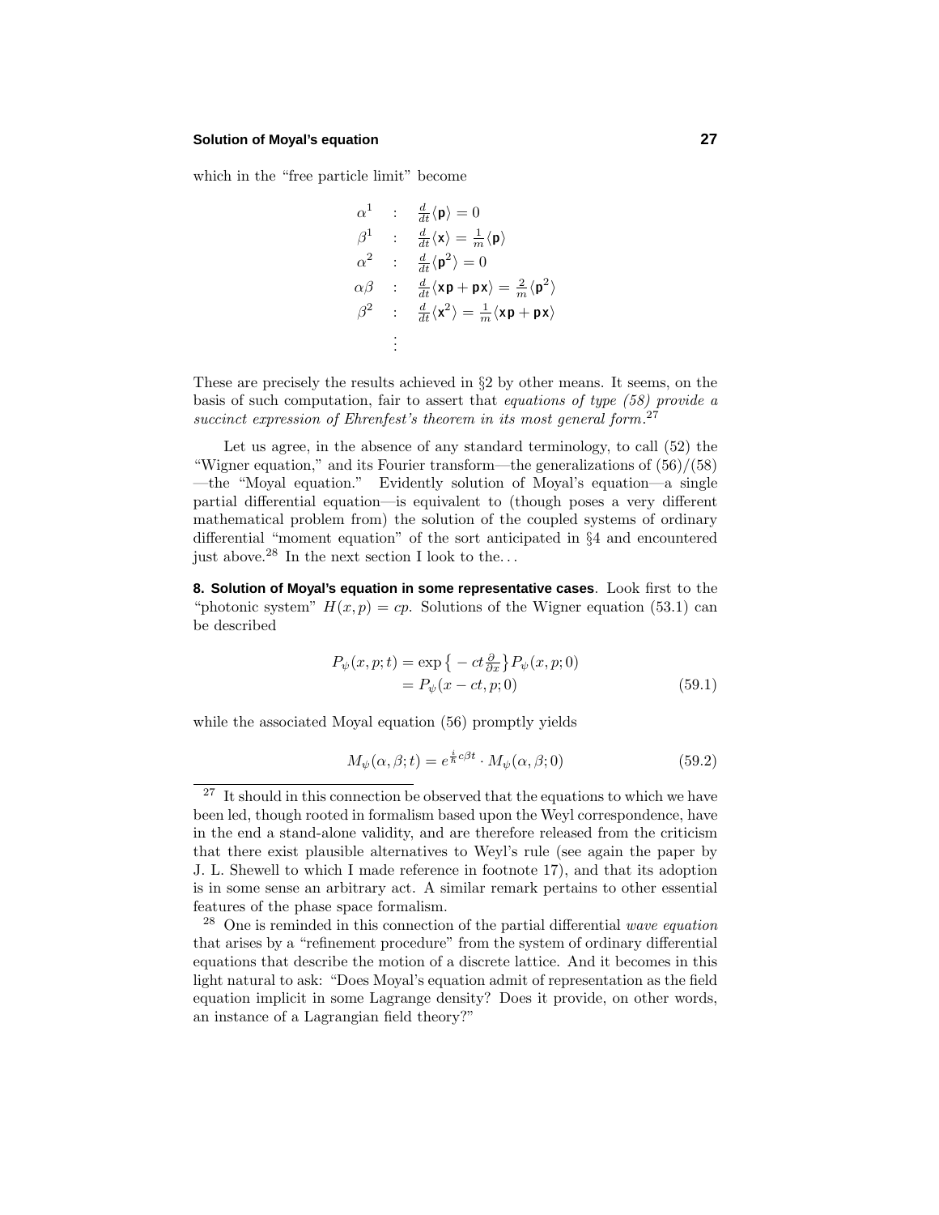which in the "free particle limit" become

$$
\begin{aligned}
\alpha^1 &\quad : \quad \tfrac{d}{dt}\langle \mathsf{p}\rangle = 0\\
\beta^1 &\quad : \quad \tfrac{d}{dt}\langle \mathsf{x}\rangle = \tfrac{1}{m}\langle \mathsf{p}\rangle\\
\alpha^2 &\quad : \quad \tfrac{d}{dt}\langle \mathsf{p}^2\rangle = 0\\
\alpha\beta &\quad : \quad \tfrac{d}{dt}\langle \mathsf{xp}+\mathsf{px}\rangle = \tfrac{2}{m}\langle \mathsf{p}^2\rangle\\
\beta^2 &\quad : \quad \tfrac{d}{dt}\langle \mathsf{x}^2\rangle = \tfrac{1}{m}\langle \mathsf{xp}+\mathsf{px}\rangle\\
&\quad\ \vdots
\end{aligned}
$$

These are precisely the results achieved in §2 by other means. It seems, on the basis of such computation, fair to assert that *equations of type (58) provide a succinct expression of Ehrenfest's theorem in its most general form.*[27]

Let us agree, in the absence of any standard terminology, to call (52) the "Wigner equation," and its Fourier transform—the generalizations of (56)/(58)—the "Moyal equation." Evidently solution of Moyal's equation—a single partial differential equation—is equivalent to (though poses a very different mathematical problem from) the solution of the coupled systems of ordinary differential "moment equation" of the sort anticipated in §4 and encountered just above.[28] In the next section I look to the...

**8. Solution of Moyal's equation in some representative cases**. Look first to the "photonic system" $H(x,p) = cp$. Solutions of the Wigner equation (53.1) can be described

$$
\begin{aligned}
P_\psi(x,p;t) &= \exp\big\{-ct\tfrac{\partial}{\partial x}\big\}P_\psi(x,p;0)\\
&= P_\psi(x-ct,p;0)
\end{aligned}
\tag{59.1}
$$

while the associated Moyal equation (56) promptly yields

$$
M_\psi(\alpha,\beta;t) = e^{\frac{i}{\hbar}c\beta t}\cdot M_\psi(\alpha,\beta;0) \tag{59.2}
$$

---

[27] It should in this connection be observed that the equations to which we have been led, though rooted in formalism based upon the Weyl correspondence, have in the end a stand-alone validity, and are therefore released from the criticism that there exist plausible alternatives to Weyl's rule (see again the paper by J. L. Shewell to which I made reference in footnote 17), and that its adoption is in some sense an arbitrary act. A similar remark pertains to other essential features of the phase space formalism.

[28] One is reminded in this connection of the partial differential *wave equation* that arises by a "refinement procedure" from the system of ordinary differential equations that describe the motion of a discrete lattice. And it becomes in this light natural to ask: "Does Moyal's equation admit of representation as the field equation implicit in some Lagrange density? Does it provide, on other words, an instance of a Lagrangian field theory?"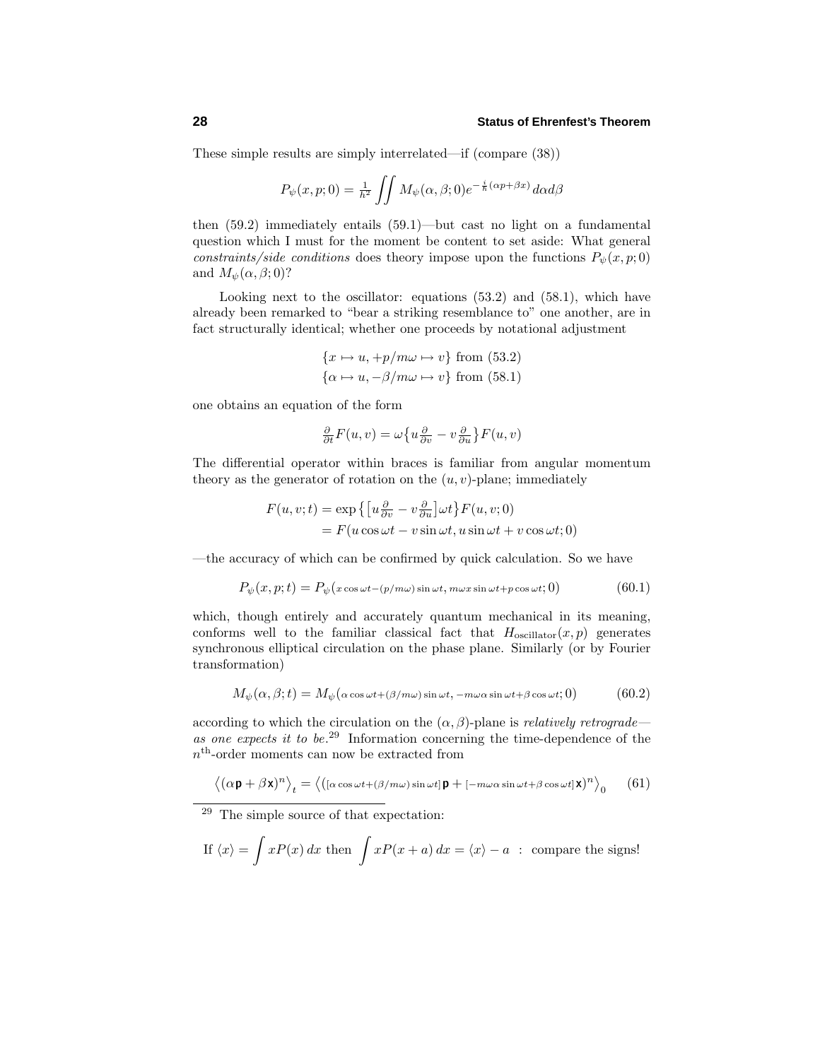These simple results are simply interrelated—if (compare (38))

$$P_\psi(x,p;0) = \tfrac{1}{h^2}\iint M_\psi(\alpha,\beta;0)e^{-\frac{i}{\hbar}(\alpha p+\beta x)}\,d\alpha d\beta$$

then (59.2) immediately entails (59.1)—but cast no light on a fundamental question which I must for the moment be content to set aside: What general *constraints/side conditions* does theory impose upon the functions $P_\psi(x,p;0)$ and $M_\psi(\alpha,\beta;0)$?

Looking next to the oscillator: equations (53.2) and (58.1), which have already been remarked to "bear a striking resemblance to" one another, are in fact structurally identical; whether one proceeds by notational adjustment

$$\{x \mapsto u, +p/m\omega \mapsto v\} \text{ from (53.2)}$$
$$\{\alpha \mapsto u, -\beta/m\omega \mapsto v\} \text{ from (58.1)}$$

one obtains an equation of the form

$$\tfrac{\partial}{\partial t}F(u,v) = \omega\big\{u\tfrac{\partial}{\partial v} - v\tfrac{\partial}{\partial u}\big\}F(u,v)$$

The differential operator within braces is familiar from angular momentum theory as the generator of rotation on the $(u,v)$-plane; immediately

$$\begin{aligned} F(u,v;t) &= \exp\big\{\big[u\tfrac{\partial}{\partial v} - v\tfrac{\partial}{\partial u}\big]\omega t\big\}F(u,v;0)\\ &= F(u\cos\omega t - v\sin\omega t, u\sin\omega t + v\cos\omega t;0)\end{aligned}$$

—the accuracy of which can be confirmed by quick calculation. So we have

$$P_\psi(x,p;t) = P_\psi\big(x\cos\omega t - (p/m\omega)\sin\omega t,\, m\omega x\sin\omega t + p\cos\omega t;0\big) \tag{60.1}$$

which, though entirely and accurately quantum mechanical in its meaning, conforms well to the familiar classical fact that $H_{\text{oscillator}}(x,p)$ generates synchronous elliptical circulation on the phase plane. Similarly (or by Fourier transformation)

$$M_\psi(\alpha,\beta;t) = M_\psi\big(\alpha\cos\omega t + (\beta/m\omega)\sin\omega t,\, -m\omega\alpha\sin\omega t + \beta\cos\omega t;0\big) \tag{60.2}$$

according to which the circulation on the $(\alpha,\beta)$-plane is *relatively retrograde—as one expects it to be*.[29] Information concerning the time-dependence of the $n^{\text{th}}$-order moments can now be extracted from

$$\big\langle(\alpha\mathsf{p} + \beta\mathsf{x})^n\big\rangle_t = \big\langle\big([\alpha\cos\omega t + (\beta/m\omega)\sin\omega t]\,\mathsf{p} + [-m\omega\alpha\sin\omega t + \beta\cos\omega t]\,\mathsf{x}\big)^n\big\rangle_0 \tag{61}$$

---

[29] The simple source of that expectation:

If $\langle x\rangle = \displaystyle\int xP(x)\,dx$ then $\displaystyle\int xP(x+a)\,dx = \langle x\rangle - a$ : compare the signs!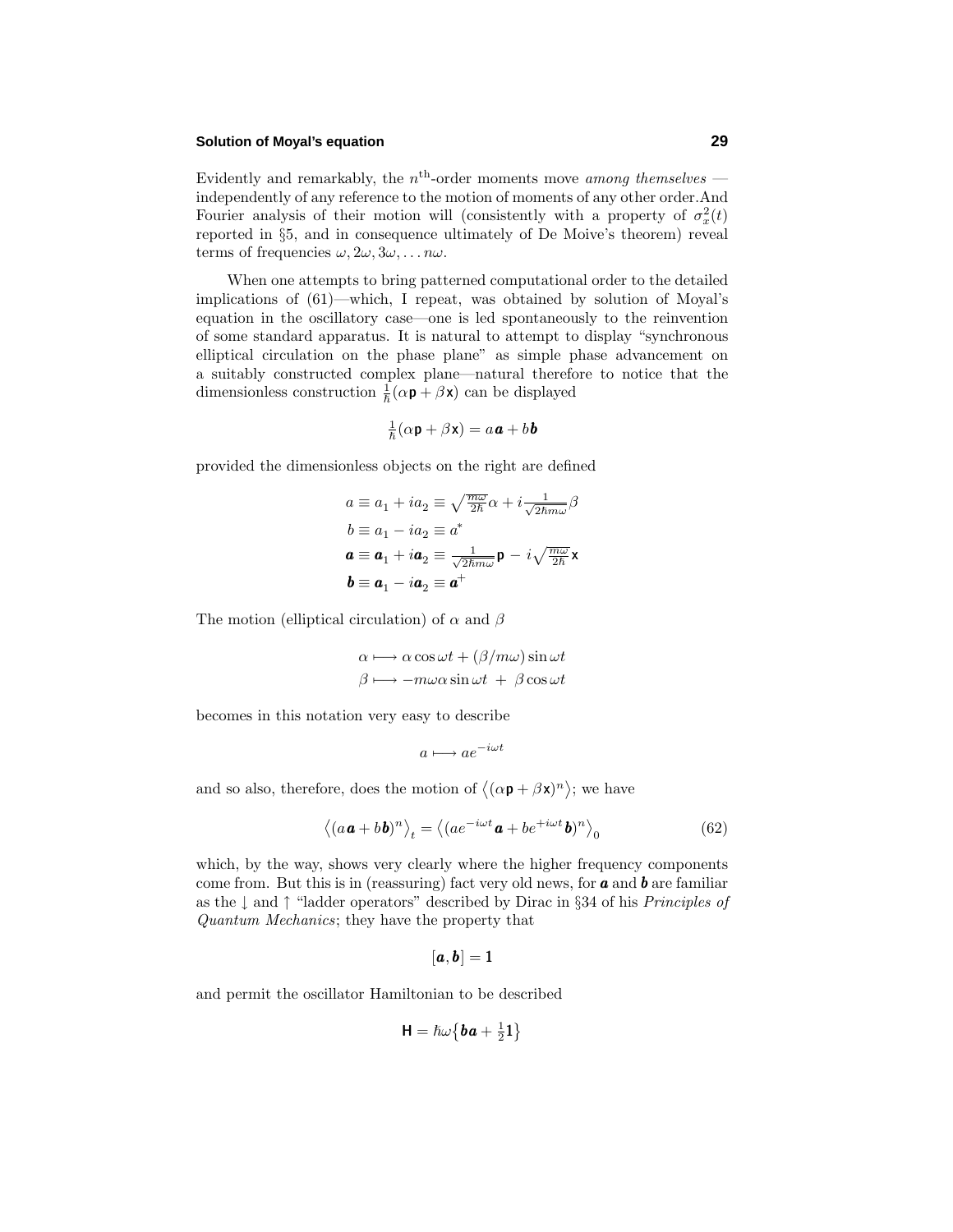Evidently and remarkably, the $n^{\text{th}}$-order moments move *among themselves* — independently of any reference to the motion of moments of any other order. And Fourier analysis of their motion will (consistently with a property of $\sigma_x^2(t)$ reported in §5, and in consequence ultimately of De Moive's theorem) reveal terms of frequencies $\omega, 2\omega, 3\omega, \ldots n\omega$.

When one attempts to bring patterned computational order to the detailed implications of (61)—which, I repeat, was obtained by solution of Moyal's equation in the oscillatory case—one is led spontaneously to the reinvention of some standard apparatus. It is natural to attempt to display "synchronous elliptical circulation on the phase plane" as simple phase advancement on a suitably constructed complex plane—natural therefore to notice that the dimensionless construction $\frac{1}{\hbar}(\alpha\mathsf{p} + \beta\mathsf{x})$ can be displayed

$$\tfrac{1}{\hbar}(\alpha\mathsf{p} + \beta\mathsf{x}) = a\boldsymbol{a} + b\boldsymbol{b}$$

provided the dimensionless objects on the right are defined

$$\begin{aligned}
a &\equiv a_1 + ia_2 \equiv \sqrt{\tfrac{m\omega}{2\hbar}}\,\alpha + i\tfrac{1}{\sqrt{2\hbar m\omega}}\,\beta\\
b &\equiv a_1 - ia_2 \equiv a^*\\
\boldsymbol{a} &\equiv \boldsymbol{a}_1 + i\boldsymbol{a}_2 \equiv \tfrac{1}{\sqrt{2\hbar m\omega}}\,\mathsf{p} - i\sqrt{\tfrac{m\omega}{2\hbar}}\,\mathsf{x}\\
\boldsymbol{b} &\equiv \boldsymbol{a}_1 - i\boldsymbol{a}_2 \equiv \boldsymbol{a}^+
\end{aligned}$$

The motion (elliptical circulation) of $\alpha$ and $\beta$

$$\begin{aligned}
\alpha &\longmapsto \alpha\cos\omega t + (\beta/m\omega)\sin\omega t\\
\beta &\longmapsto -m\omega\alpha\sin\omega t \;+\; \beta\cos\omega t
\end{aligned}$$

becomes in this notation very easy to describe

$$a \longmapsto ae^{-i\omega t}$$

and so also, therefore, does the motion of $\big\langle(\alpha\mathsf{p} + \beta\mathsf{x})^n\big\rangle$; we have

$$\big\langle(a\boldsymbol{a} + b\boldsymbol{b})^n\big\rangle_t = \big\langle(ae^{-i\omega t}\boldsymbol{a} + be^{+i\omega t}\boldsymbol{b})^n\big\rangle_0 \tag{62}$$

which, by the way, shows very clearly where the higher frequency components come from. But this is in (reassuring) fact very old news, for $\boldsymbol{a}$ and $\boldsymbol{b}$ are familiar as the $\downarrow$ and $\uparrow$ "ladder operators" described by Dirac in §34 of his *Principles of Quantum Mechanics*; they have the property that

$$[\boldsymbol{a}, \boldsymbol{b}] = \mathbf{1}$$

and permit the oscillator Hamiltonian to be described

$$\mathsf{H} = \hbar\omega\big\{\boldsymbol{b}\boldsymbol{a} + \tfrac{1}{2}\mathbf{1}\big\}$$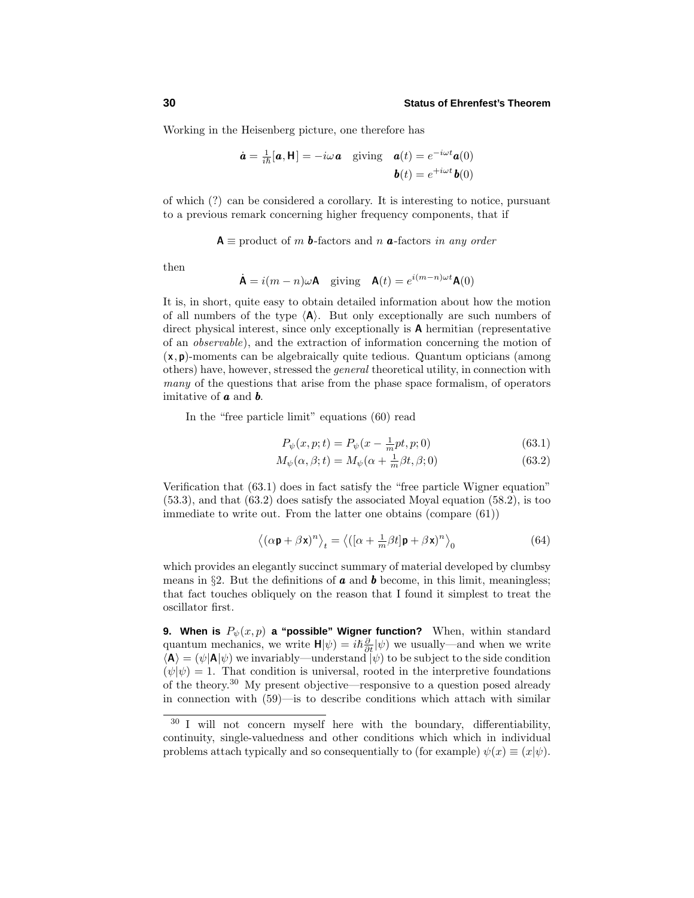Working in the Heisenberg picture, one therefore has

$$\dot{\boldsymbol{a}} = \tfrac{1}{i\hbar}[\boldsymbol{a}, \mathbf{H}] = -i\omega\boldsymbol{a} \quad \text{giving} \quad \begin{aligned} \boldsymbol{a}(t) &= e^{-i\omega t}\boldsymbol{a}(0) \\ \boldsymbol{b}(t) &= e^{+i\omega t}\boldsymbol{b}(0) \end{aligned}$$

of which (?) can be considered a corollary. It is interesting to notice, pursuant to a previous remark concerning higher frequency components, that if

$$\mathbf{A} \equiv \text{product of } m\ \boldsymbol{b}\text{-factors and } n\ \boldsymbol{a}\text{-factors } \textit{in any order}$$

then

$$\dot{\mathbf{A}} = i(m-n)\omega\mathbf{A} \quad \text{giving} \quad \mathbf{A}(t) = e^{i(m-n)\omega t}\mathbf{A}(0)$$

It is, in short, quite easy to obtain detailed information about how the motion of all numbers of the type $\langle \mathbf{A} \rangle$. But only exceptionally are such numbers of direct physical interest, since only exceptionally is $\mathbf{A}$ hermitian (representative of an *observable*), and the extraction of information concerning the motion of $(\mathbf{x}, \mathbf{p})$-moments can be algebraically quite tedious. Quantum opticians (among others) have, however, stressed the *general* theoretical utility, in connection with *many* of the questions that arise from the phase space formalism, of operators imitative of $\boldsymbol{a}$ and $\boldsymbol{b}$.

In the "free particle limit" equations (60) read

$$P_\psi(x, p; t) = P_\psi(x - \tfrac{1}{m}pt, p; 0) \tag{63.1}$$

$$M_\psi(\alpha, \beta; t) = M_\psi(\alpha + \tfrac{1}{m}\beta t, \beta; 0) \tag{63.2}$$

Verification that (63.1) does in fact satisfy the "free particle Wigner equation" (53.3), and that (63.2) does satisfy the associated Moyal equation (58.2), is too immediate to write out. From the latter one obtains (compare (61))

$$\big\langle (\alpha\mathbf{p} + \beta\mathbf{x})^n \big\rangle_t = \big\langle ([\alpha + \tfrac{1}{m}\beta t]\mathbf{p} + \beta\mathbf{x})^n \big\rangle_0 \tag{64}$$

which provides an elegantly succinct summary of material developed by clumbsy means in §2. But the definitions of $\boldsymbol{a}$ and $\boldsymbol{b}$ become, in this limit, meaningless; that fact touches obliquely on the reason that I found it simplest to treat the oscillator first.

**9. When is $P_\psi(x, p)$ a "possible" Wigner function?** When, within standard quantum mechanics, we write $\mathbf{H}|\psi) = i\hbar\frac{\partial}{\partial t}|\psi)$ we usually—and when we write $\langle \mathbf{A} \rangle = (\psi|\mathbf{A}|\psi)$ we invariably—understand $|\psi)$ to be subject to the side condition $(\psi|\psi) = 1$. That condition is universal, rooted in the interpretive foundations of the theory.[30] My present objective—responsive to a question posed already in connection with (59)—is to describe conditions which attach with similar

[30] I will not concern myself here with the boundary, differentiability, continuity, single-valuedness and other conditions which which in individual problems attach typically and so consequentially to (for example) $\psi(x) \equiv (x|\psi)$.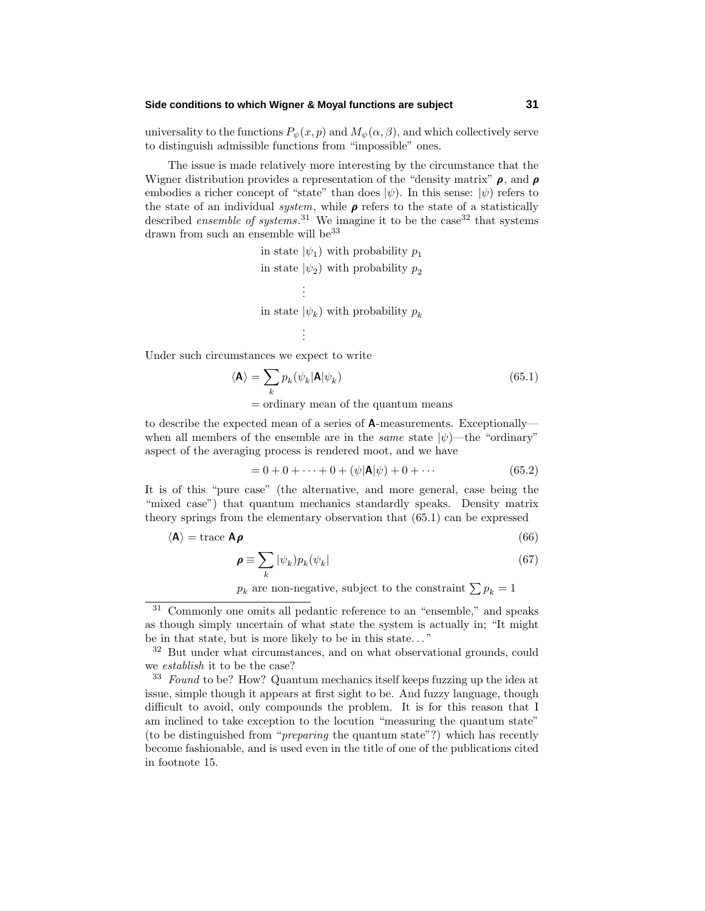universality to the functions $P_\psi(x,p)$ and $M_\psi(\alpha,\beta)$, and which collectively serve to distinguish admissible functions from "impossible" ones.

The issue is made relatively more interesting by the circumstance that the Wigner distribution provides a representation of the "density matrix" $\boldsymbol{\rho}$, and $\boldsymbol{\rho}$ embodies a richer concept of "state" than does $|\psi)$. In this sense: $|\psi)$ refers to the state of an individual *system*, while $\boldsymbol{\rho}$ refers to the state of a statistically described *ensemble of systems*.[31] We imagine it to be the case[32] that systems drawn from such an ensemble will be[33]

$$
\begin{aligned}
&\text{in state } |\psi_1) \text{ with probability } p_1\\
&\text{in state } |\psi_2) \text{ with probability } p_2\\
&\qquad\vdots\\
&\text{in state } |\psi_k) \text{ with probability } p_k\\
&\qquad\vdots
\end{aligned}
$$

Under such circumstances we expect to write

$$
\begin{aligned}
\langle \mathbf{A}\rangle &= \sum_k p_k(\psi_k|\mathbf{A}|\psi_k) \qquad (65.1)\\
&= \text{ordinary mean of the quantum means}
\end{aligned}
$$

to describe the expected mean of a series of $\mathbf{A}$-measurements. Exceptionally—when all members of the ensemble are in the *same* state $|\psi)$—the "ordinary" aspect of the averaging process is rendered moot, and we have

$$
= 0 + 0 + \cdots + 0 + (\psi|\mathbf{A}|\psi) + 0 + \cdots \qquad (65.2)
$$

It is of this "pure case" (the alternative, and more general, case being the "mixed case") that quantum mechanics standardly speaks. Density matrix theory springs from the elementary observation that (65.1) can be expressed

$$
\langle \mathbf{A}\rangle = \text{trace}\,\mathbf{A}\boldsymbol{\rho} \qquad (66)
$$

$$
\boldsymbol{\rho} \equiv \sum_k |\psi_k)p_k(\psi_k| \qquad (67)
$$

$p_k$ are non-negative, subject to the constraint $\sum p_k = 1$

---

[31] Commonly one omits all pedantic reference to an "ensemble," and speaks as though simply uncertain of what state the system is actually in; "It might be in that state, but is more likely to be in this state. . . "

[32] But under what circumstances, and on what observational grounds, could we *establish* it to be the case?

[33] *Found* to be? How? Quantum mechanics itself keeps fuzzing up the idea at issue, simple though it appears at first sight to be. And fuzzy language, though difficult to avoid, only compounds the problem. It is for this reason that I am inclined to take exception to the locution "measuring the quantum state" (to be distinguished from "*preparing* the quantum state"?) which has recently become fashionable, and is used even in the title of one of the publications cited in footnote 15.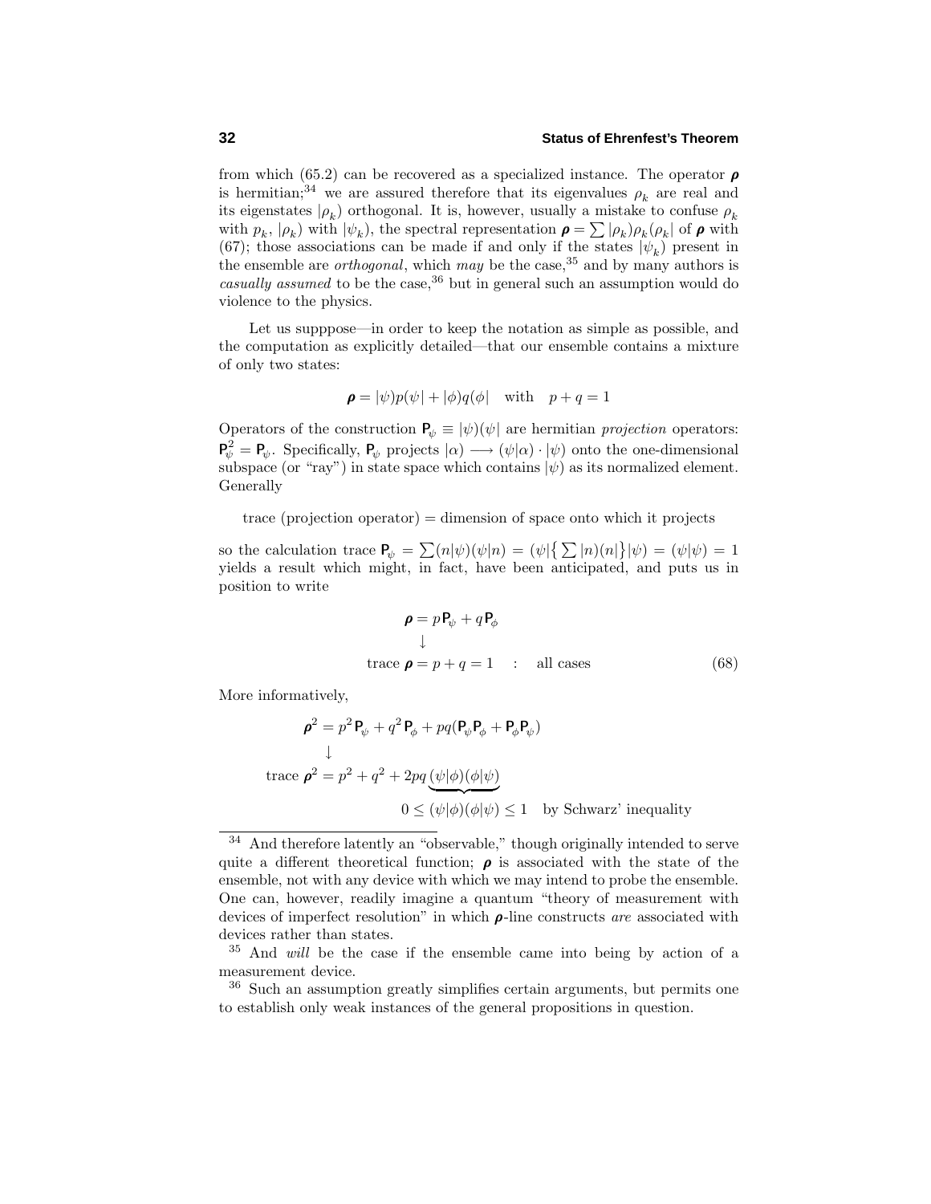from which (65.2) can be recovered as a specialized instance. The operator $\boldsymbol{\rho}$ is hermitian;[34] we are assured therefore that its eigenvalues $\rho_k$ are real and its eigenstates $|\rho_k)$ orthogonal. It is, however, usually a mistake to confuse $\rho_k$ with $p_k$, $|\rho_k)$ with $|\psi_k)$, the spectral representation $\boldsymbol{\rho} = \sum |\rho_k)\rho_k(\rho_k|$ of $\boldsymbol{\rho}$ with (67); those associations can be made if and only if the states $|\psi_k)$ present in the ensemble are *orthogonal*, which *may* be the case,[35] and by many authors is *casually assumed* to be the case,[36] but in general such an assumption would do violence to the physics.

Let us supppose—in order to keep the notation as simple as possible, and the computation as explicitly detailed—that our ensemble contains a mixture of only two states:

$$\boldsymbol{\rho} = |\psi)p(\psi| + |\phi)q(\phi| \quad \text{with} \quad p + q = 1$$

Operators of the construction $\mathsf{P}_\psi \equiv |\psi)(\psi|$ are hermitian *projection* operators: $\mathsf{P}_\psi^2 = \mathsf{P}_\psi$. Specifically, $\mathsf{P}_\psi$ projects $|\alpha) \longrightarrow (\psi|\alpha)\cdot|\psi)$ onto the one-dimensional subspace (or "ray") in state space which contains $|\psi)$ as its normalized element. Generally

trace (projection operator) = dimension of space onto which it projects

so the calculation trace $\mathsf{P}_\psi = \sum (n|\psi)(\psi|n) = (\psi|\big\{\sum |n)(n|\big\}|\psi) = (\psi|\psi) = 1$ yields a result which might, in fact, have been anticipated, and puts us in position to write

$$\begin{aligned} \boldsymbol{\rho} &= p\,\mathsf{P}_\psi + q\,\mathsf{P}_\phi \\ &\downarrow \\ \text{trace}\,\boldsymbol{\rho} &= p + q = 1 \quad : \quad \text{all cases} \end{aligned} \tag{68}$$

More informatively,

$$\begin{aligned} \boldsymbol{\rho}^2 &= p^2\,\mathsf{P}_\psi + q^2\,\mathsf{P}_\phi + pq(\mathsf{P}_\psi\mathsf{P}_\phi + \mathsf{P}_\phi\mathsf{P}_\psi) \\ &\downarrow \\ \text{trace}\,\boldsymbol{\rho}^2 &= p^2 + q^2 + 2pq\,\underbrace{(\psi|\phi)(\phi|\psi)} \\ &\qquad\qquad 0 \le (\psi|\phi)(\phi|\psi) \le 1 \quad \text{by Schwarz' inequality} \end{aligned}$$

---

[34] And therefore latently an "observable," though originally intended to serve quite a different theoretical function; $\boldsymbol{\rho}$ is associated with the state of the ensemble, not with any device with which we may intend to probe the ensemble. One can, however, readily imagine a quantum "theory of measurement with devices of imperfect resolution" in which $\boldsymbol{\rho}$-line constructs *are* associated with devices rather than states.

[35] And *will* be the case if the ensemble came into being by action of a measurement device.

[36] Such an assumption greatly simplifies certain arguments, but permits one to establish only weak instances of the general propositions in question.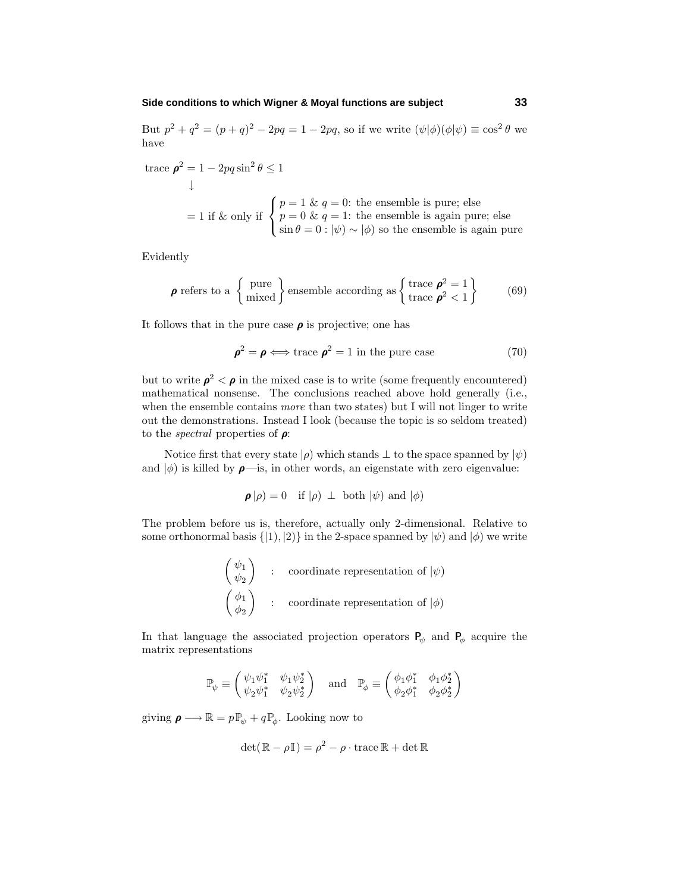But $p^2 + q^2 = (p+q)^2 - 2pq = 1 - 2pq$, so if we write $(\psi|\phi)(\phi|\psi) \equiv \cos^2\theta$ we have

$$
\begin{aligned}
\text{trace}\,\boldsymbol{\rho}^2 &= 1 - 2pq\sin^2\theta \leq 1 \\
&\quad\downarrow \\
&= 1 \text{ if \& only if } \begin{cases} p = 1 \;\&\; q = 0\text{: the ensemble is pure; else} \\ p = 0 \;\&\; q = 1\text{: the ensemble is again pure; else} \\ \sin\theta = 0 : |\psi) \sim |\phi) \text{ so the ensemble is again pure} \end{cases}
\end{aligned}
$$

Evidently

$$
\boldsymbol{\rho} \text{ refers to a } \left\{ \begin{matrix} \text{pure} \\ \text{mixed} \end{matrix} \right\} \text{ensemble according as} \left\{ \begin{matrix} \text{trace}\,\boldsymbol{\rho}^2 = 1 \\ \text{trace}\,\boldsymbol{\rho}^2 < 1 \end{matrix} \right\} \tag{69}
$$

It follows that in the pure case $\boldsymbol{\rho}$ is projective; one has

$$
\boldsymbol{\rho}^2 = \boldsymbol{\rho} \Longleftrightarrow \text{trace}\,\boldsymbol{\rho}^2 = 1 \text{ in the pure case} \tag{70}
$$

but to write $\boldsymbol{\rho}^2 < \boldsymbol{\rho}$ in the mixed case is to write (some frequently encountered) mathematical nonsense. The conclusions reached above hold generally (i.e., when the ensemble contains *more* than two states) but I will not linger to write out the demonstrations. Instead I look (because the topic is so seldom treated) to the *spectral* properties of $\boldsymbol{\rho}$:

Notice first that every state $|\rho)$ which stands $\perp$ to the space spanned by $|\psi)$ and $|\phi)$ is killed by $\boldsymbol{\rho}$—is, in other words, an eigenstate with zero eigenvalue:

$$
\boldsymbol{\rho}\,|\rho) = 0 \quad \text{if } |\rho) \perp \text{ both } |\psi) \text{ and } |\phi)
$$

The problem before us is, therefore, actually only 2-dimensional. Relative to some orthonormal basis $\{|1), |2)\}$ in the 2-space spanned by $|\psi)$ and $|\phi)$ we write

$$
\begin{aligned}
&\begin{pmatrix} \psi_1 \\ \psi_2 \end{pmatrix} \quad : \quad \text{coordinate representation of } |\psi) \\
&\begin{pmatrix} \phi_1 \\ \phi_2 \end{pmatrix} \quad : \quad \text{coordinate representation of } |\phi)
\end{aligned}
$$

In that language the associated projection operators $\mathsf{P}_\psi$ and $\mathsf{P}_\phi$ acquire the matrix representations

$$
\mathbb{P}_\psi \equiv \begin{pmatrix} \psi_1\psi_1^* & \psi_1\psi_2^* \\ \psi_2\psi_1^* & \psi_2\psi_2^* \end{pmatrix} \quad \text{and} \quad \mathbb{P}_\phi \equiv \begin{pmatrix} \phi_1\phi_1^* & \phi_1\phi_2^* \\ \phi_2\phi_1^* & \phi_2\phi_2^* \end{pmatrix}
$$

giving $\boldsymbol{\rho} \longrightarrow \mathbb{R} = p\mathbb{P}_\psi + q\mathbb{P}_\phi$. Looking now to

$$
\det(\mathbb{R} - \rho\mathbb{I}) = \rho^2 - \rho \cdot \text{trace}\,\mathbb{R} + \det\mathbb{R}
$$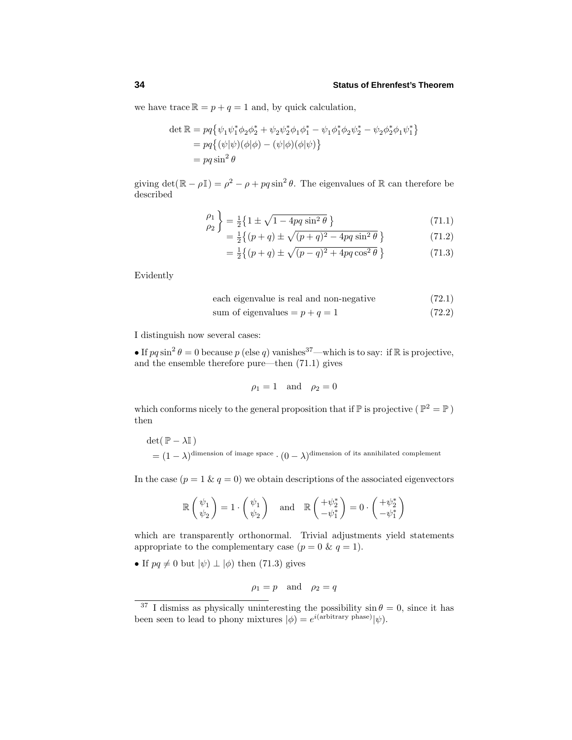we have $\text{trace}\,\mathbb{R} = p + q = 1$ and, by quick calculation,

$$
\begin{aligned}
\det \mathbb{R} &= pq\big\{\psi_1\psi_1^*\phi_2\phi_2^* + \psi_2\psi_2^*\phi_1\phi_1^* - \psi_1\phi_1^*\phi_2\psi_2^* - \psi_2\phi_2^*\phi_1\psi_1^*\big\} \\
&= pq\big\{(\psi|\psi)(\phi|\phi) - (\psi|\phi)(\phi|\psi)\big\} \\
&= pq\sin^2\theta
\end{aligned}
$$

giving $\det(\mathbb{R} - \rho\mathbb{I}) = \rho^2 - \rho + pq\sin^2\theta$. The eigenvalues of $\mathbb{R}$ can therefore be described

$$
\left.\begin{matrix}\rho_1\\ \rho_2\end{matrix}\right\} = \tfrac{1}{2}\big\{1 \pm \sqrt{1 - 4pq\sin^2\theta}\,\big\} \tag{71.1}
$$

$$
= \tfrac{1}{2}\big\{(p+q) \pm \sqrt{(p+q)^2 - 4pq\sin^2\theta}\,\big\} \tag{71.2}
$$

$$
= \tfrac{1}{2}\big\{(p+q) \pm \sqrt{(p-q)^2 + 4pq\cos^2\theta}\,\big\} \tag{71.3}
$$

Evidently

$$
\text{each eigenvalue is real and non-negative} \tag{72.1}
$$

$$
\text{sum of eigenvalues} = p + q = 1 \tag{72.2}
$$

I distinguish now several cases:

• If $pq\sin^2\theta = 0$ because $p$ (else $q$) vanishes[37]—which is to say: if $\mathbb{R}$ is projective, and the ensemble therefore pure—then (71.1) gives

$$
\rho_1 = 1 \quad \text{and} \quad \rho_2 = 0
$$

which conforms nicely to the general proposition that if $\mathbb{P}$ is projective ( $\mathbb{P}^2 = \mathbb{P}$ ) then

$$
\begin{aligned}
&\det(\,\mathbb{P} - \lambda\mathbb{I}\,) \\
&\quad = (1-\lambda)^{\text{dimension of image space}} \cdot (0-\lambda)^{\text{dimension of its annihilated complement}}
\end{aligned}
$$

In the case ($p = 1$ & $q = 0$) we obtain descriptions of the associated eigenvectors

$$
\mathbb{R}\begin{pmatrix}\psi_1\\ \psi_2\end{pmatrix} = 1\cdot\begin{pmatrix}\psi_1\\ \psi_2\end{pmatrix} \quad \text{and} \quad \mathbb{R}\begin{pmatrix}+\psi_2^*\\ -\psi_1^*\end{pmatrix} = 0\cdot\begin{pmatrix}+\psi_2^*\\ -\psi_1^*\end{pmatrix}
$$

which are transparently orthonormal. Trivial adjustments yield statements appropriate to the complementary case ($p = 0$ & $q = 1$).

• If $pq \neq 0$ but $|\psi) \perp |\phi)$ then (71.3) gives

$$
\rho_1 = p \quad \text{and} \quad \rho_2 = q
$$

---

[37] I dismiss as physically uninteresting the possibility $\sin\theta = 0$, since it has been seen to lead to phony mixtures $|\phi) = e^{i(\text{arbitrary phase})}|\psi)$.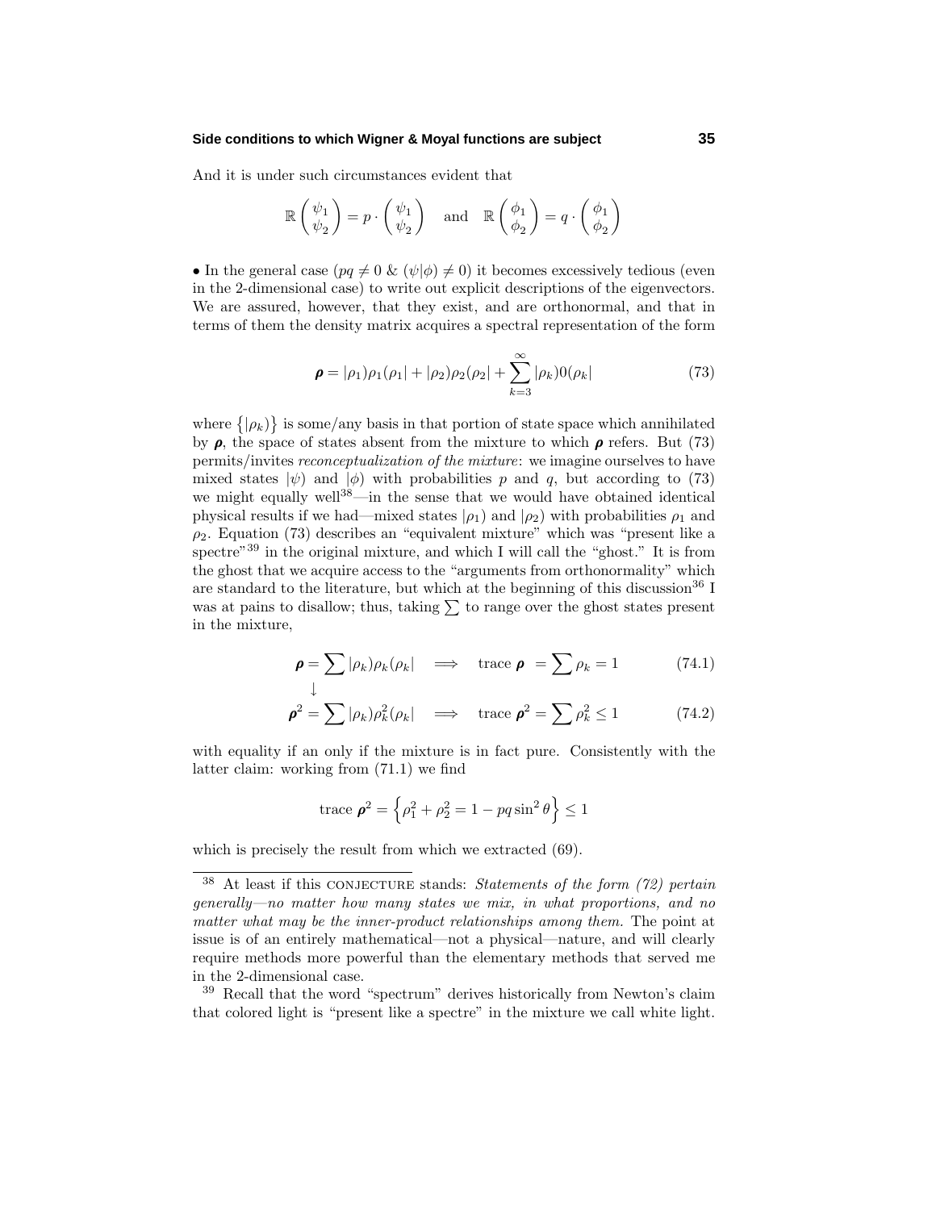And it is under such circumstances evident that

$$\mathbb{R}\begin{pmatrix}\psi_1\\ \psi_2\end{pmatrix} = p\cdot\begin{pmatrix}\psi_1\\ \psi_2\end{pmatrix} \quad\text{and}\quad \mathbb{R}\begin{pmatrix}\phi_1\\ \phi_2\end{pmatrix} = q\cdot\begin{pmatrix}\phi_1\\ \phi_2\end{pmatrix}$$

• In the general case ($pq \neq 0$ & $(\psi|\phi) \neq 0$) it becomes excessively tedious (even in the 2-dimensional case) to write out explicit descriptions of the eigenvectors. We are assured, however, that they exist, and are orthonormal, and that in terms of them the density matrix acquires a spectral representation of the form

$$\boldsymbol{\rho} = |\rho_1)\rho_1(\rho_1| + |\rho_2)\rho_2(\rho_2| + \sum_{k=3}^{\infty}|\rho_k)0(\rho_k| \tag{73}$$

where $\{|\rho_k)\}$ is some/any basis in that portion of state space which annihilated by $\boldsymbol{\rho}$, the space of states absent from the mixture to which $\boldsymbol{\rho}$ refers. But (73) permits/invites *reconceptualization of the mixture*: we imagine ourselves to have mixed states $|\psi)$ and $|\phi)$ with probabilities $p$ and $q$, but according to (73) we might equally well[38]—in the sense that we would have obtained identical physical results if we had—mixed states $|\rho_1)$ and $|\rho_2)$ with probabilities $\rho_1$ and $\rho_2$. Equation (73) describes an "equivalent mixture" which was "present like a spectre"[39] in the original mixture, and which I will call the "ghost." It is from the ghost that we acquire access to the "arguments from orthonormality" which are standard to the literature, but which at the beginning of this discussion[36] I was at pains to disallow; thus, taking $\sum$ to range over the ghost states present in the mixture,

$$\boldsymbol{\rho} = \sum|\rho_k)\rho_k(\rho_k| \quad\Longrightarrow\quad \text{trace}\;\boldsymbol{\rho} = \sum\rho_k = 1 \tag{74.1}$$

$$\downarrow$$

$$\boldsymbol{\rho}^2 = \sum|\rho_k)\rho_k^2(\rho_k| \quad\Longrightarrow\quad \text{trace}\;\boldsymbol{\rho}^2 = \sum\rho_k^2 \leq 1 \tag{74.2}$$

with equality if an only if the mixture is in fact pure. Consistently with the latter claim: working from (71.1) we find

$$\text{trace}\;\boldsymbol{\rho}^2 = \Big\{\rho_1^2 + \rho_2^2 = 1 - pq\sin^2\theta\Big\} \leq 1$$

which is precisely the result from which we extracted (69).

---

[38] At least if this CONJECTURE stands: *Statements of the form (72) pertain generally—no matter how many states we mix, in what proportions, and no matter what may be the inner-product relationships among them.* The point at issue is of an entirely mathematical—not a physical—nature, and will clearly require methods more powerful than the elementary methods that served me in the 2-dimensional case.

[39] Recall that the word "spectrum" derives historically from Newton's claim that colored light is "present like a spectre" in the mixture we call white light.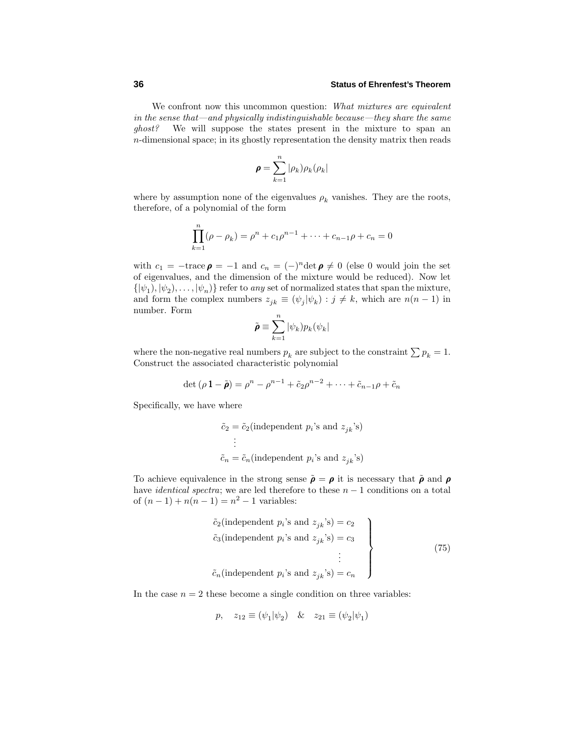We confront now this uncommon question: *What mixtures are equivalent in the sense that—and physically indistinguishable because—they share the same ghost?* We will suppose the states present in the mixture to span an $n$-dimensional space; in its ghostly representation the density matrix then reads

$$\boldsymbol{\rho} = \sum_{k=1}^{n} |\rho_k)\rho_k(\rho_k|$$

where by assumption none of the eigenvalues $\rho_k$ vanishes. They are the roots, therefore, of a polynomial of the form

$$\prod_{k=1}^{n}(\rho - \rho_k) = \rho^n + c_1\rho^{n-1} + \cdots + c_{n-1}\rho + c_n = 0$$

with $c_1 = -\text{trace}\,\boldsymbol{\rho} = -1$ and $c_n = (-)^n \det \boldsymbol{\rho} \neq 0$ (else 0 would join the set of eigenvalues, and the dimension of the mixture would be reduced). Now let $\{|\psi_1), |\psi_2), \ldots, |\psi_n)\}$ refer to *any* set of normalized states that span the mixture, and form the complex numbers $z_{jk} \equiv (\psi_j|\psi_k) : j \neq k$, which are $n(n-1)$ in number. Form

$$\tilde{\boldsymbol{\rho}} \equiv \sum_{k=1}^{n} |\psi_k)p_k(\psi_k|$$

where the non-negative real numbers $p_k$ are subject to the constraint $\sum p_k = 1$. Construct the associated characteristic polynomial

$$\det\left(\rho\,\mathbf{1} - \tilde{\boldsymbol{\rho}}\right) = \rho^n - \rho^{n-1} + \tilde{c}_2\rho^{n-2} + \cdots + \tilde{c}_{n-1}\rho + \tilde{c}_n$$

Specifically, we have where

$$\begin{aligned}
\tilde{c}_2 &= \tilde{c}_2(\text{independent } p_i\text{'s and } z_{jk}\text{'s})\\
&\ \ \vdots\\
\tilde{c}_n &= \tilde{c}_n(\text{independent } p_i\text{'s and } z_{jk}\text{'s})
\end{aligned}$$

To achieve equivalence in the strong sense $\tilde{\boldsymbol{\rho}} = \boldsymbol{\rho}$ it is necessary that $\tilde{\boldsymbol{\rho}}$ and $\boldsymbol{\rho}$ have *identical spectra*; we are led therefore to these $n-1$ conditions on a total of $(n-1) + n(n-1) = n^2 - 1$ variables:

$$\left.\begin{aligned}
\tilde{c}_2(\text{independent } p_i\text{'s and } z_{jk}\text{'s}) &= c_2\\
\tilde{c}_3(\text{independent } p_i\text{'s and } z_{jk}\text{'s}) &= c_3\\
&\ \ \vdots\\
\tilde{c}_n(\text{independent } p_i\text{'s and } z_{jk}\text{'s}) &= c_n
\end{aligned}\right\} \tag{75}$$

In the case $n = 2$ these become a single condition on three variables:

$$p, \quad z_{12} \equiv (\psi_1|\psi_2) \quad \& \quad z_{21} \equiv (\psi_2|\psi_1)$$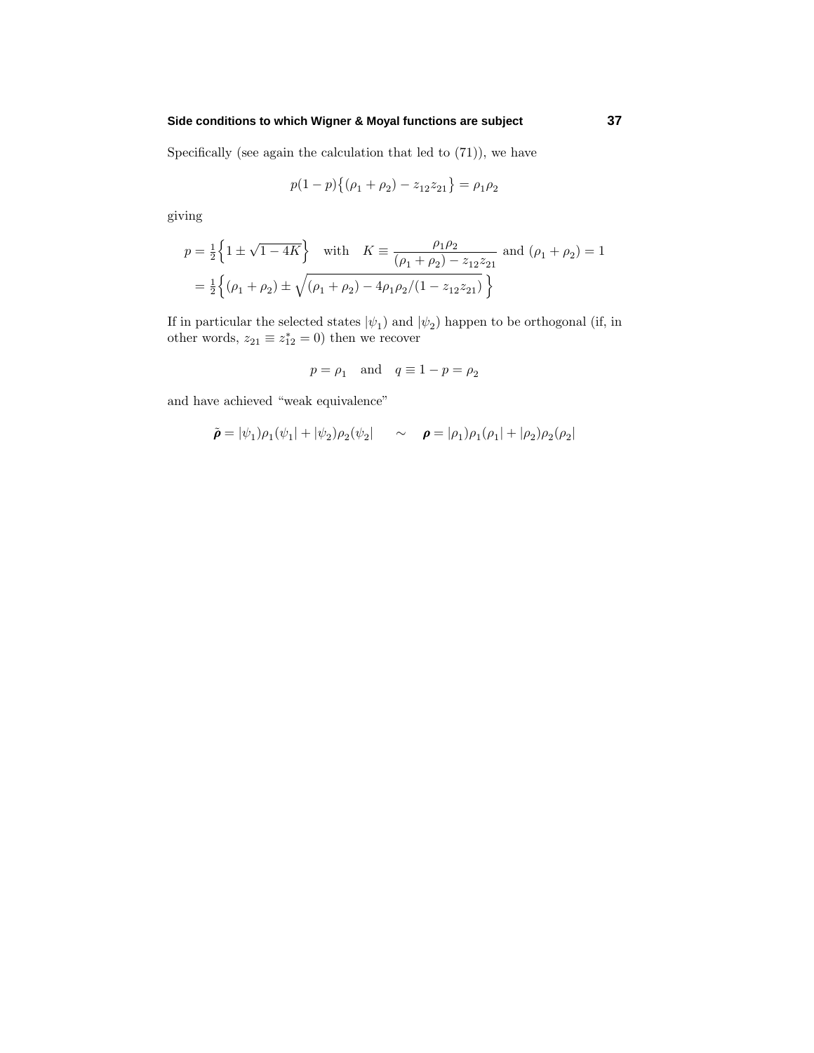Specifically (see again the calculation that led to (71)), we have

$$p(1-p)\big\{(\rho_1+\rho_2)-z_{12}z_{21}\big\}=\rho_1\rho_2$$

giving

$$\begin{aligned}
p &= \tfrac{1}{2}\Big\{1\pm\sqrt{1-4K}\Big\} \quad \text{with} \quad K\equiv\frac{\rho_1\rho_2}{(\rho_1+\rho_2)-z_{12}z_{21}} \text{ and } (\rho_1+\rho_2)=1\\
&= \tfrac{1}{2}\Big\{(\rho_1+\rho_2)\pm\sqrt{(\rho_1+\rho_2)-4\rho_1\rho_2/(1-z_{12}z_{21})}\,\Big\}
\end{aligned}$$

If in particular the selected states $|\psi_1)$ and $|\psi_2)$ happen to be orthogonal (if, in other words, $z_{21}\equiv z_{12}^*=0$) then we recover

$$p=\rho_1 \quad \text{and} \quad q\equiv 1-p=\rho_2$$

and have achieved "weak equivalence"

$$\tilde{\boldsymbol{\rho}}=|\psi_1)\rho_1(\psi_1|+|\psi_2)\rho_2(\psi_2| \qquad \sim \qquad \boldsymbol{\rho}=|\rho_1)\rho_1(\rho_1|+|\rho_2)\rho_2(\rho_2|$$